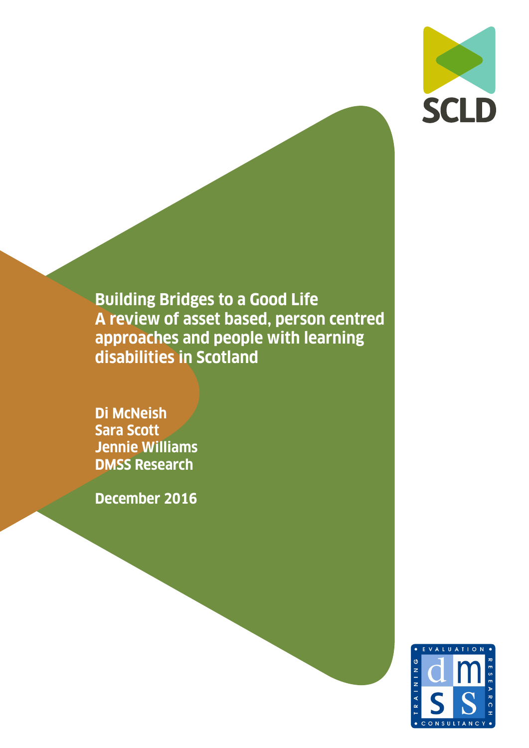# Building Bridges to a Good Life
## A review of asset based, person centred approaches and people with learning disabilities in Scotland

**Di McNeish**
**Sara Scott**
**Jennie Williams**
**DMSS Research**

**December 2016**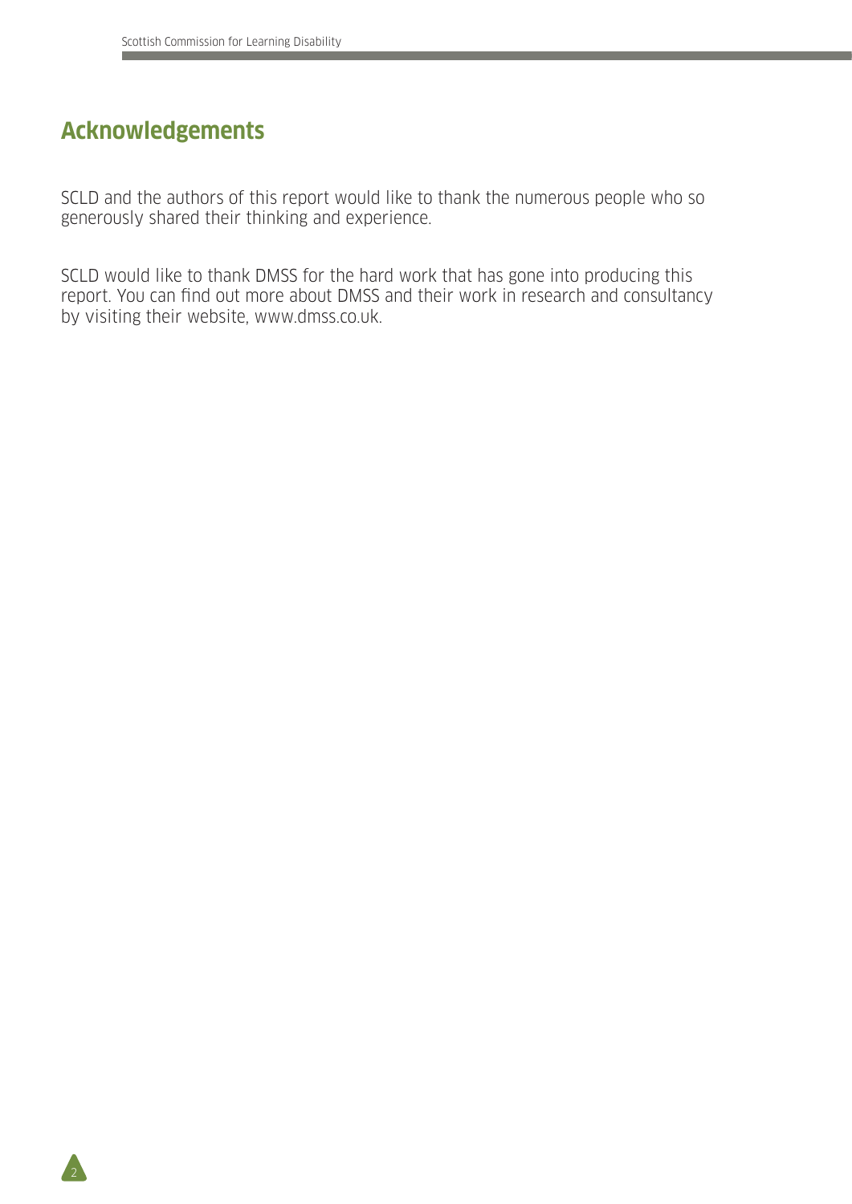## Acknowledgements

SCLD and the authors of this report would like to thank the numerous people who so generously shared their thinking and experience.

SCLD would like to thank DMSS for the hard work that has gone into producing this report. You can find out more about DMSS and their work in research and consultancy by visiting their website, www.dmss.co.uk.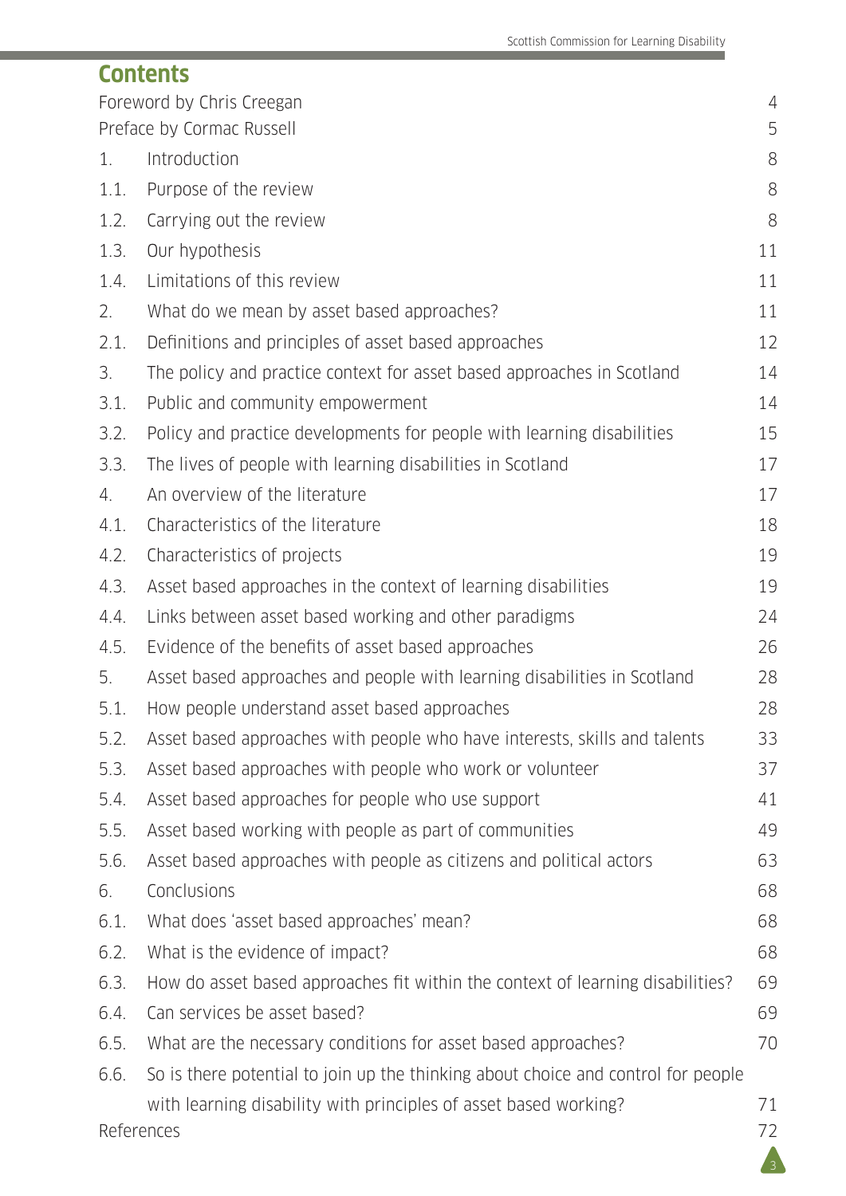# Contents

| | | |
|---|---|---|
| Foreword by Chris Creegan | | 4 |
| Preface by Cormac Russell | | 5 |
| 1. | Introduction | 8 |
| 1.1. | Purpose of the review | 8 |
| 1.2. | Carrying out the review | 8 |
| 1.3. | Our hypothesis | 11 |
| 1.4. | Limitations of this review | 11 |
| 2. | What do we mean by asset based approaches? | 11 |
| 2.1. | Definitions and principles of asset based approaches | 12 |
| 3. | The policy and practice context for asset based approaches in Scotland | 14 |
| 3.1. | Public and community empowerment | 14 |
| 3.2. | Policy and practice developments for people with learning disabilities | 15 |
| 3.3. | The lives of people with learning disabilities in Scotland | 17 |
| 4. | An overview of the literature | 17 |
| 4.1. | Characteristics of the literature | 18 |
| 4.2. | Characteristics of projects | 19 |
| 4.3. | Asset based approaches in the context of learning disabilities | 19 |
| 4.4. | Links between asset based working and other paradigms | 24 |
| 4.5. | Evidence of the benefits of asset based approaches | 26 |
| 5. | Asset based approaches and people with learning disabilities in Scotland | 28 |
| 5.1. | How people understand asset based approaches | 28 |
| 5.2. | Asset based approaches with people who have interests, skills and talents | 33 |
| 5.3. | Asset based approaches with people who work or volunteer | 37 |
| 5.4. | Asset based approaches for people who use support | 41 |
| 5.5. | Asset based working with people as part of communities | 49 |
| 5.6. | Asset based approaches with people as citizens and political actors | 63 |
| 6. | Conclusions | 68 |
| 6.1. | What does 'asset based approaches' mean? | 68 |
| 6.2. | What is the evidence of impact? | 68 |
| 6.3. | How do asset based approaches fit within the context of learning disabilities? | 69 |
| 6.4. | Can services be asset based? | 69 |
| 6.5. | What are the necessary conditions for asset based approaches? | 70 |
| 6.6. | So is there potential to join up the thinking about choice and control for people with learning disability with principles of asset based working? | 71 |
| References | | 72 |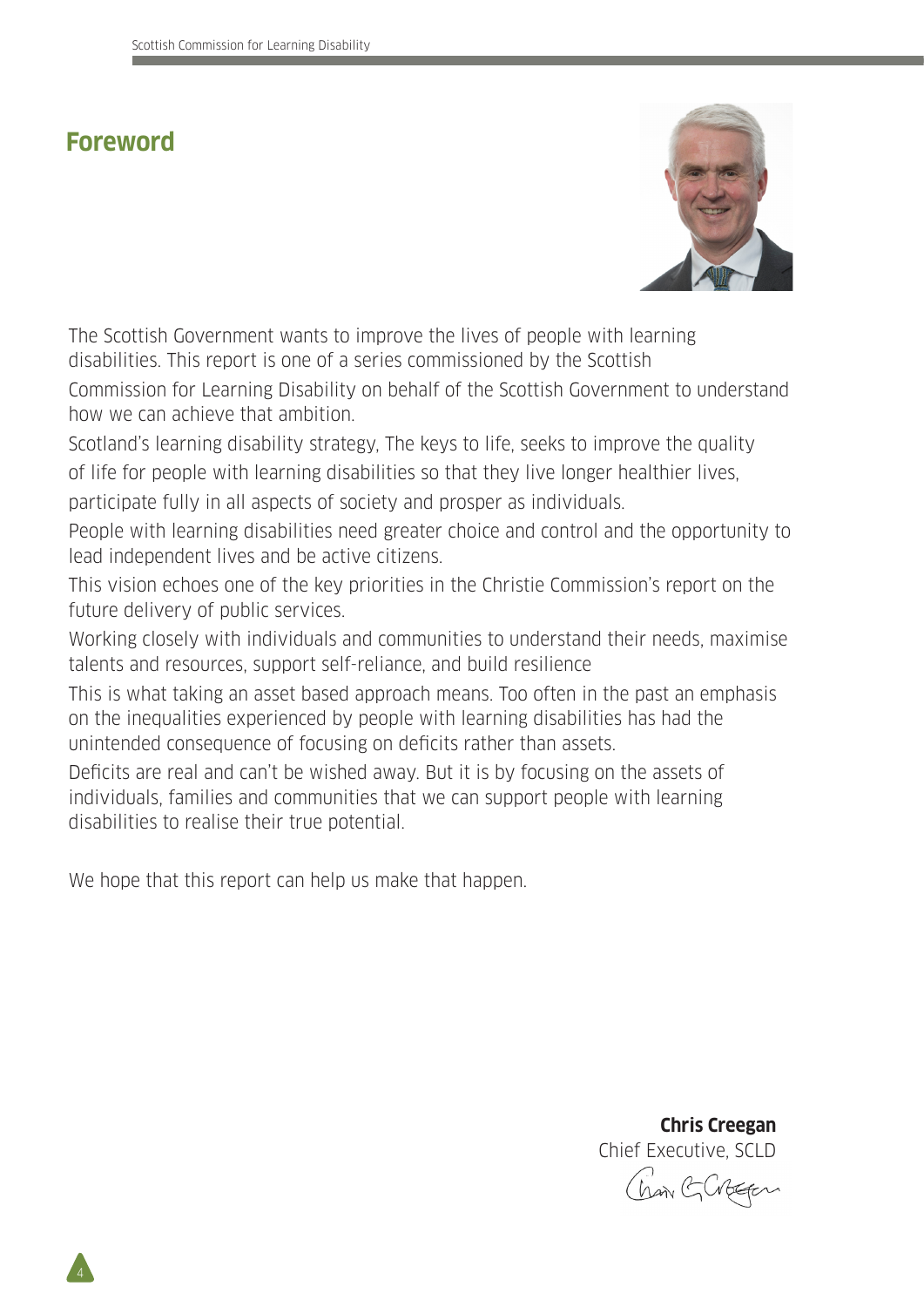## Foreword

The Scottish Government wants to improve the lives of people with learning disabilities. This report is one of a series commissioned by the Scottish Commission for Learning Disability on behalf of the Scottish Government to understand how we can achieve that ambition.

Scotland's learning disability strategy, The keys to life, seeks to improve the quality of life for people with learning disabilities so that they live longer healthier lives, participate fully in all aspects of society and prosper as individuals.

People with learning disabilities need greater choice and control and the opportunity to lead independent lives and be active citizens.

This vision echoes one of the key priorities in the Christie Commission's report on the future delivery of public services.

Working closely with individuals and communities to understand their needs, maximise talents and resources, support self-reliance, and build resilience

This is what taking an asset based approach means. Too often in the past an emphasis on the inequalities experienced by people with learning disabilities has had the unintended consequence of focusing on deficits rather than assets.

Deficits are real and can't be wished away. But it is by focusing on the assets of individuals, families and communities that we can support people with learning disabilities to realise their true potential.

We hope that this report can help us make that happen.

**Chris Creegan**
Chief Executive, SCLD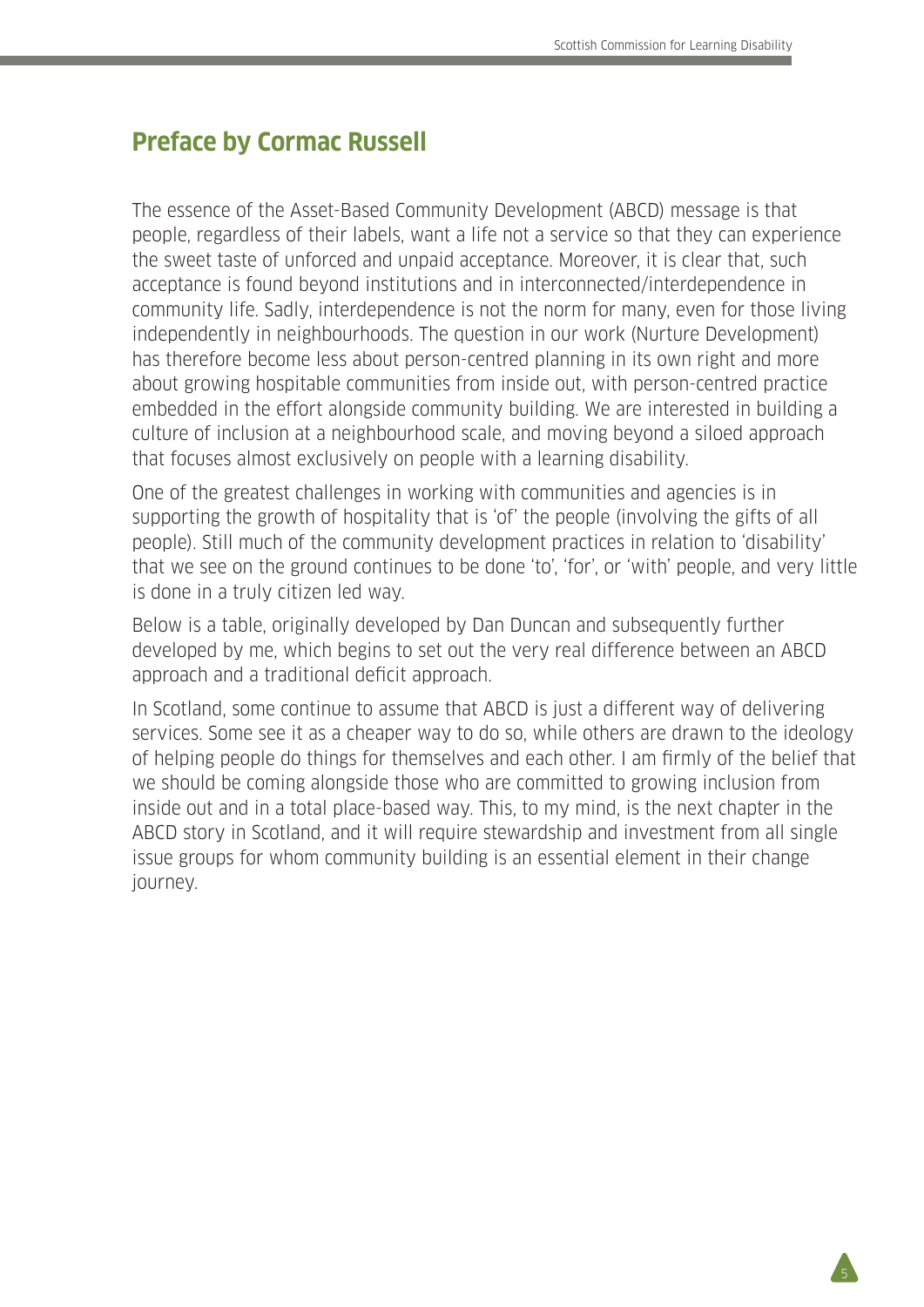## Preface by Cormac Russell

The essence of the Asset-Based Community Development (ABCD) message is that people, regardless of their labels, want a life not a service so that they can experience the sweet taste of unforced and unpaid acceptance. Moreover, it is clear that, such acceptance is found beyond institutions and in interconnected/interdependence in community life. Sadly, interdependence is not the norm for many, even for those living independently in neighbourhoods. The question in our work (Nurture Development) has therefore become less about person-centred planning in its own right and more about growing hospitable communities from inside out, with person-centred practice embedded in the effort alongside community building. We are interested in building a culture of inclusion at a neighbourhood scale, and moving beyond a siloed approach that focuses almost exclusively on people with a learning disability.

One of the greatest challenges in working with communities and agencies is in supporting the growth of hospitality that is 'of' the people (involving the gifts of all people). Still much of the community development practices in relation to 'disability' that we see on the ground continues to be done 'to', 'for', or 'with' people, and very little is done in a truly citizen led way.

Below is a table, originally developed by Dan Duncan and subsequently further developed by me, which begins to set out the very real difference between an ABCD approach and a traditional deficit approach.

In Scotland, some continue to assume that ABCD is just a different way of delivering services. Some see it as a cheaper way to do so, while others are drawn to the ideology of helping people do things for themselves and each other. I am firmly of the belief that we should be coming alongside those who are committed to growing inclusion from inside out and in a total place-based way. This, to my mind, is the next chapter in the ABCD story in Scotland, and it will require stewardship and investment from all single issue groups for whom community building is an essential element in their change journey.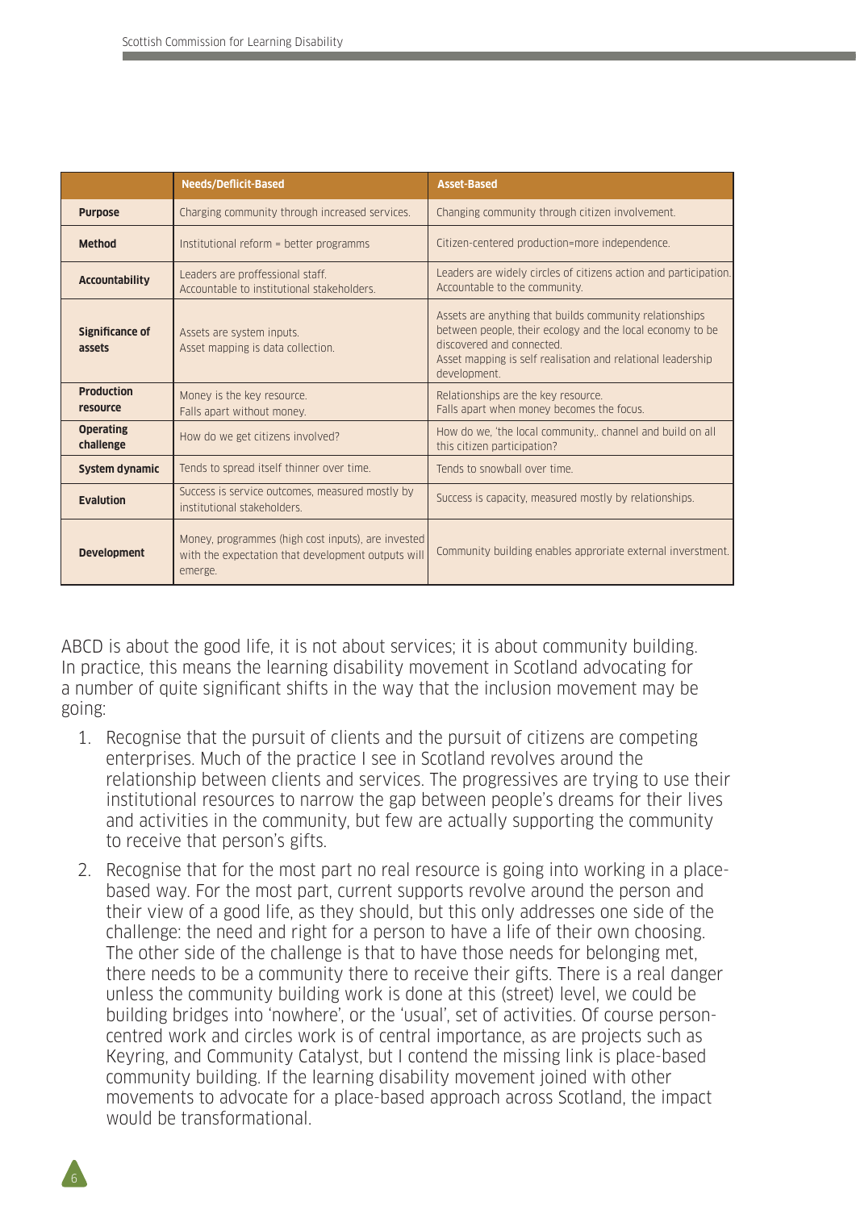| | Needs/Deficit-Based | Asset-Based |
|---|---|---|
| **Purpose** | Charging community through increased services. | Changing community through citizen involvement. |
| **Method** | Institutional reform = better programms | Citizen-centered production=more independence. |
| **Accountability** | Leaders are proffessional staff.<br>Accountable to institutional stakeholders. | Leaders are widely circles of citizens action and participation.<br>Accountable to the community. |
| **Significance of assets** | Assets are system inputs.<br>Asset mapping is data collection. | Assets are anything that builds community relationships between people, their ecology and the local economy to be discovered and connected.<br>Asset mapping is self realisation and relational leadership development. |
| **Production resource** | Money is the key resource.<br>Falls apart without money. | Relationships are the key resource.<br>Falls apart when money becomes the focus. |
| **Operating challenge** | How do we get citizens involved? | How do we, 'the local community,. channel and build on all this citizen participation? |
| **System dynamic** | Tends to spread itself thinner over time. | Tends to snowball over time. |
| **Evalution** | Success is service outcomes, measured mostly by institutional stakeholders. | Success is capacity, measured mostly by relationships. |
| **Development** | Money, programmes (high cost inputs), are invested with the expectation that development outputs will emerge. | Community building enables approriate external inverstment. |

ABCD is about the good life, it is not about services; it is about community building. In practice, this means the learning disability movement in Scotland advocating for a number of quite significant shifts in the way that the inclusion movement may be going:

1. Recognise that the pursuit of clients and the pursuit of citizens are competing enterprises. Much of the practice I see in Scotland revolves around the relationship between clients and services. The progressives are trying to use their institutional resources to narrow the gap between people's dreams for their lives and activities in the community, but few are actually supporting the community to receive that person's gifts.

2. Recognise that for the most part no real resource is going into working in a place-based way. For the most part, current supports revolve around the person and their view of a good life, as they should, but this only addresses one side of the challenge: the need and right for a person to have a life of their own choosing. The other side of the challenge is that to have those needs for belonging met, there needs to be a community there to receive their gifts. There is a real danger unless the community building work is done at this (street) level, we could be building bridges into 'nowhere', or the 'usual', set of activities. Of course person-centred work and circles work is of central importance, as are projects such as Keyring, and Community Catalyst, but I contend the missing link is place-based community building. If the learning disability movement joined with other movements to advocate for a place-based approach across Scotland, the impact would be transformational.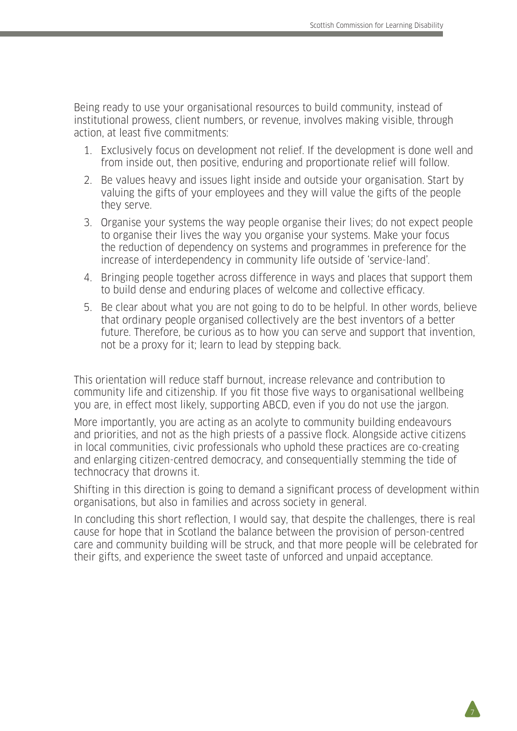Being ready to use your organisational resources to build community, instead of institutional prowess, client numbers, or revenue, involves making visible, through action, at least five commitments:

1. Exclusively focus on development not relief. If the development is done well and from inside out, then positive, enduring and proportionate relief will follow.
2. Be values heavy and issues light inside and outside your organisation. Start by valuing the gifts of your employees and they will value the gifts of the people they serve.
3. Organise your systems the way people organise their lives; do not expect people to organise their lives the way you organise your systems. Make your focus the reduction of dependency on systems and programmes in preference for the increase of interdependency in community life outside of 'service-land'.
4. Bringing people together across difference in ways and places that support them to build dense and enduring places of welcome and collective efficacy.
5. Be clear about what you are not going to do to be helpful. In other words, believe that ordinary people organised collectively are the best inventors of a better future. Therefore, be curious as to how you can serve and support that invention, not be a proxy for it; learn to lead by stepping back.

This orientation will reduce staff burnout, increase relevance and contribution to community life and citizenship. If you fit those five ways to organisational wellbeing you are, in effect most likely, supporting ABCD, even if you do not use the jargon.

More importantly, you are acting as an acolyte to community building endeavours and priorities, and not as the high priests of a passive flock. Alongside active citizens in local communities, civic professionals who uphold these practices are co-creating and enlarging citizen-centred democracy, and consequentially stemming the tide of technocracy that drowns it.

Shifting in this direction is going to demand a significant process of development within organisations, but also in families and across society in general.

In concluding this short reflection, I would say, that despite the challenges, there is real cause for hope that in Scotland the balance between the provision of person-centred care and community building will be struck, and that more people will be celebrated for their gifts, and experience the sweet taste of unforced and unpaid acceptance.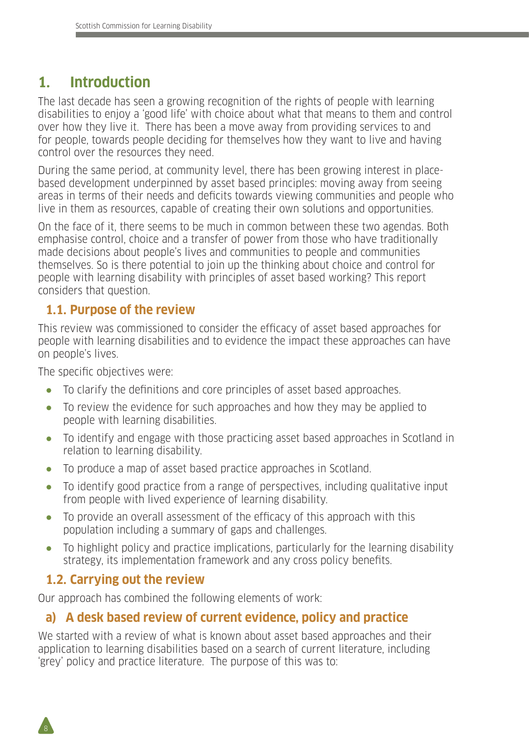# 1. Introduction

The last decade has seen a growing recognition of the rights of people with learning disabilities to enjoy a 'good life' with choice about what that means to them and control over how they live it. There has been a move away from providing services to and for people, towards people deciding for themselves how they want to live and having control over the resources they need.

During the same period, at community level, there has been growing interest in place-based development underpinned by asset based principles: moving away from seeing areas in terms of their needs and deficits towards viewing communities and people who live in them as resources, capable of creating their own solutions and opportunities.

On the face of it, there seems to be much in common between these two agendas. Both emphasise control, choice and a transfer of power from those who have traditionally made decisions about people's lives and communities to people and communities themselves. So is there potential to join up the thinking about choice and control for people with learning disability with principles of asset based working? This report considers that question.

## 1.1. Purpose of the review

This review was commissioned to consider the efficacy of asset based approaches for people with learning disabilities and to evidence the impact these approaches can have on people's lives.

The specific objectives were:

- To clarify the definitions and core principles of asset based approaches.
- To review the evidence for such approaches and how they may be applied to people with learning disabilities.
- To identify and engage with those practicing asset based approaches in Scotland in relation to learning disability.
- To produce a map of asset based practice approaches in Scotland.
- To identify good practice from a range of perspectives, including qualitative input from people with lived experience of learning disability.
- To provide an overall assessment of the efficacy of this approach with this population including a summary of gaps and challenges.
- To highlight policy and practice implications, particularly for the learning disability strategy, its implementation framework and any cross policy benefits.

## 1.2. Carrying out the review

Our approach has combined the following elements of work:

### a) A desk based review of current evidence, policy and practice

We started with a review of what is known about asset based approaches and their application to learning disabilities based on a search of current literature, including 'grey' policy and practice literature. The purpose of this was to: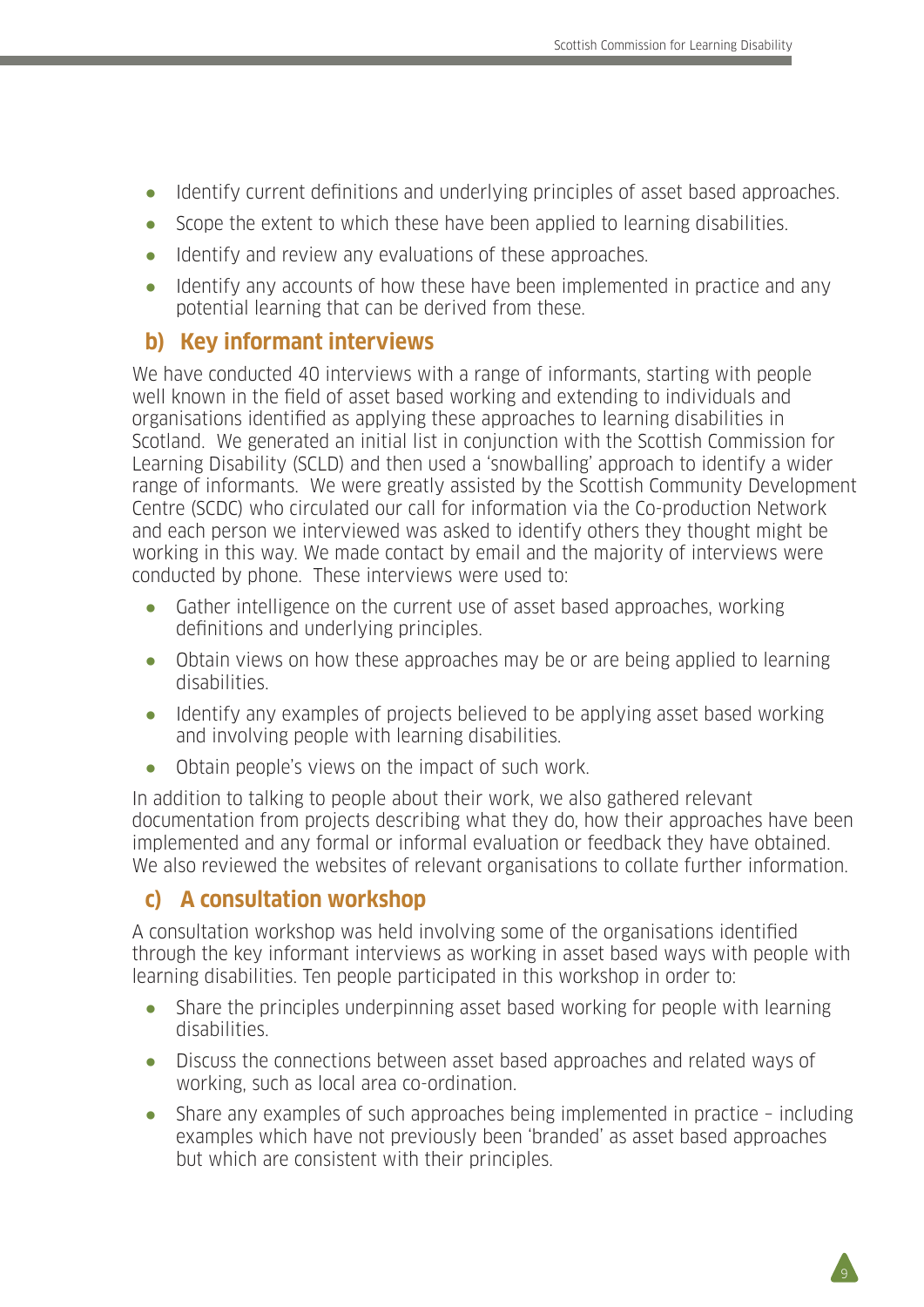- Identify current definitions and underlying principles of asset based approaches.
- Scope the extent to which these have been applied to learning disabilities.
- Identify and review any evaluations of these approaches.
- Identify any accounts of how these have been implemented in practice and any potential learning that can be derived from these.

### b) Key informant interviews

We have conducted 40 interviews with a range of informants, starting with people well known in the field of asset based working and extending to individuals and organisations identified as applying these approaches to learning disabilities in Scotland. We generated an initial list in conjunction with the Scottish Commission for Learning Disability (SCLD) and then used a 'snowballing' approach to identify a wider range of informants. We were greatly assisted by the Scottish Community Development Centre (SCDC) who circulated our call for information via the Co-production Network and each person we interviewed was asked to identify others they thought might be working in this way. We made contact by email and the majority of interviews were conducted by phone. These interviews were used to:

- Gather intelligence on the current use of asset based approaches, working definitions and underlying principles.
- Obtain views on how these approaches may be or are being applied to learning disabilities.
- Identify any examples of projects believed to be applying asset based working and involving people with learning disabilities.
- Obtain people's views on the impact of such work.

In addition to talking to people about their work, we also gathered relevant documentation from projects describing what they do, how their approaches have been implemented and any formal or informal evaluation or feedback they have obtained. We also reviewed the websites of relevant organisations to collate further information.

### c) A consultation workshop

A consultation workshop was held involving some of the organisations identified through the key informant interviews as working in asset based ways with people with learning disabilities. Ten people participated in this workshop in order to:

- Share the principles underpinning asset based working for people with learning disabilities.
- Discuss the connections between asset based approaches and related ways of working, such as local area co-ordination.
- Share any examples of such approaches being implemented in practice – including examples which have not previously been 'branded' as asset based approaches but which are consistent with their principles.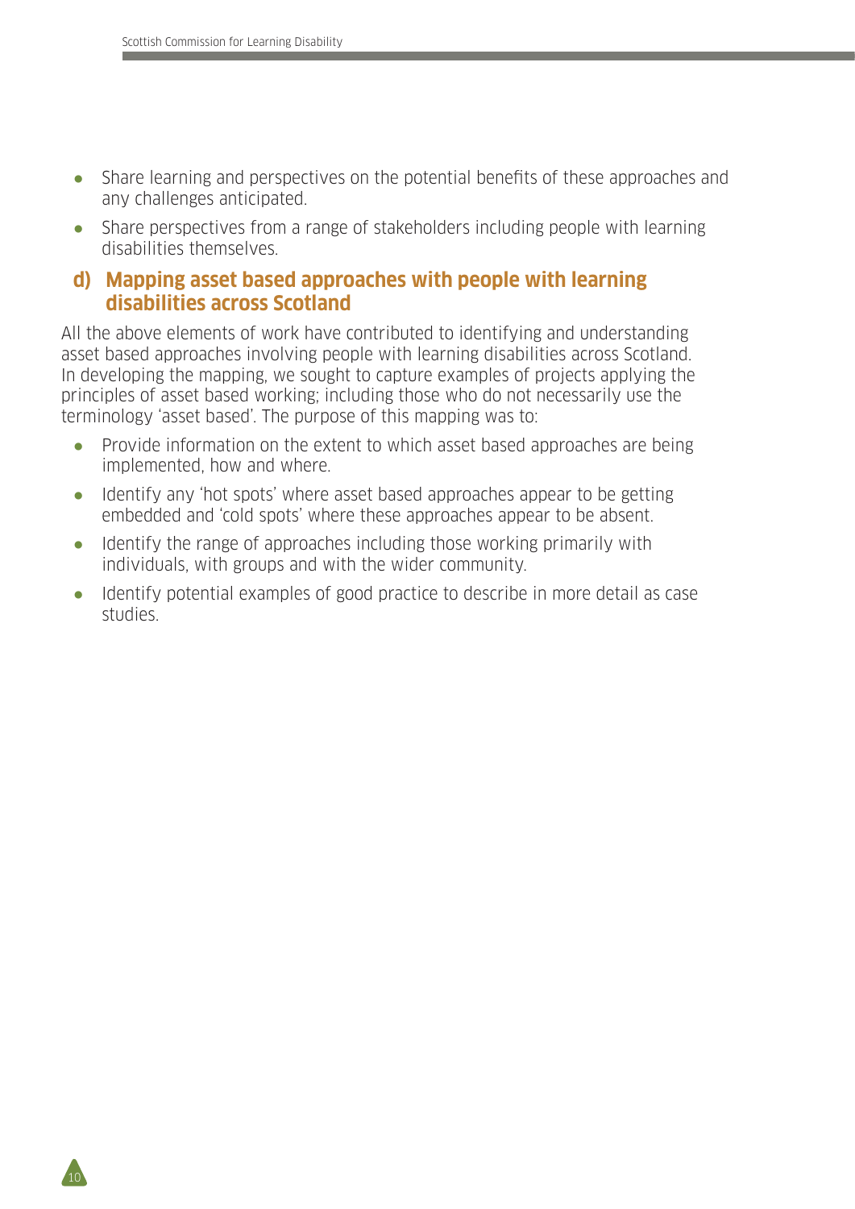- Share learning and perspectives on the potential benefits of these approaches and any challenges anticipated.
- Share perspectives from a range of stakeholders including people with learning disabilities themselves.

### d) Mapping asset based approaches with people with learning disabilities across Scotland

All the above elements of work have contributed to identifying and understanding asset based approaches involving people with learning disabilities across Scotland. In developing the mapping, we sought to capture examples of projects applying the principles of asset based working; including those who do not necessarily use the terminology 'asset based'. The purpose of this mapping was to:

- Provide information on the extent to which asset based approaches are being implemented, how and where.
- Identify any 'hot spots' where asset based approaches appear to be getting embedded and 'cold spots' where these approaches appear to be absent.
- Identify the range of approaches including those working primarily with individuals, with groups and with the wider community.
- Identify potential examples of good practice to describe in more detail as case studies.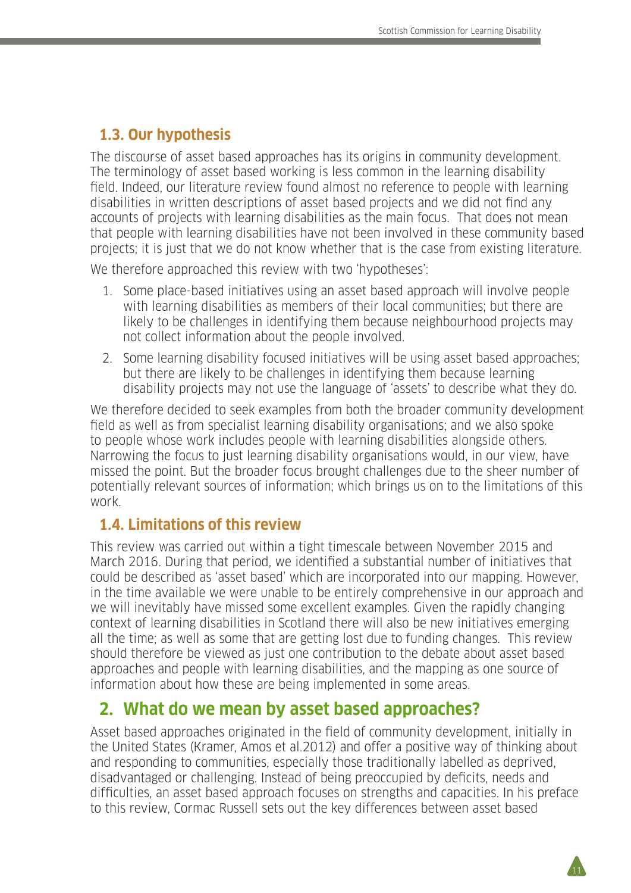### 1.3. Our hypothesis

The discourse of asset based approaches has its origins in community development. The terminology of asset based working is less common in the learning disability field. Indeed, our literature review found almost no reference to people with learning disabilities in written descriptions of asset based projects and we did not find any accounts of projects with learning disabilities as the main focus. That does not mean that people with learning disabilities have not been involved in these community based projects; it is just that we do not know whether that is the case from existing literature.

We therefore approached this review with two 'hypotheses':

1. Some place-based initiatives using an asset based approach will involve people with learning disabilities as members of their local communities; but there are likely to be challenges in identifying them because neighbourhood projects may not collect information about the people involved.
2. Some learning disability focused initiatives will be using asset based approaches; but there are likely to be challenges in identifying them because learning disability projects may not use the language of 'assets' to describe what they do.

We therefore decided to seek examples from both the broader community development field as well as from specialist learning disability organisations; and we also spoke to people whose work includes people with learning disabilities alongside others. Narrowing the focus to just learning disability organisations would, in our view, have missed the point. But the broader focus brought challenges due to the sheer number of potentially relevant sources of information; which brings us on to the limitations of this work.

### 1.4. Limitations of this review

This review was carried out within a tight timescale between November 2015 and March 2016. During that period, we identified a substantial number of initiatives that could be described as 'asset based' which are incorporated into our mapping. However, in the time available we were unable to be entirely comprehensive in our approach and we will inevitably have missed some excellent examples. Given the rapidly changing context of learning disabilities in Scotland there will also be new initiatives emerging all the time; as well as some that are getting lost due to funding changes. This review should therefore be viewed as just one contribution to the debate about asset based approaches and people with learning disabilities, and the mapping as one source of information about how these are being implemented in some areas.

## 2. What do we mean by asset based approaches?

Asset based approaches originated in the field of community development, initially in the United States (Kramer, Amos et al.2012) and offer a positive way of thinking about and responding to communities, especially those traditionally labelled as deprived, disadvantaged or challenging. Instead of being preoccupied by deficits, needs and difficulties, an asset based approach focuses on strengths and capacities. In his preface to this review, Cormac Russell sets out the key differences between asset based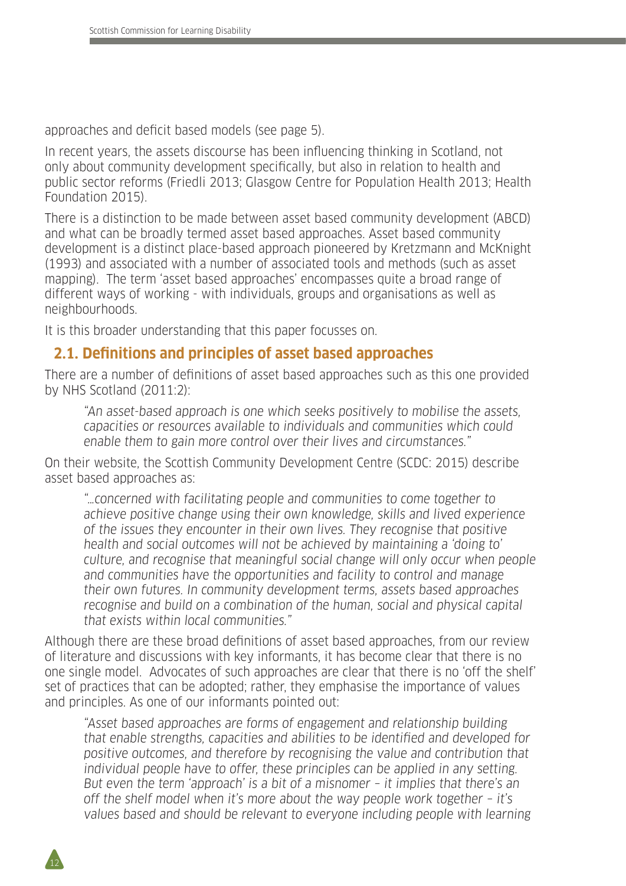approaches and deficit based models (see page 5).

In recent years, the assets discourse has been influencing thinking in Scotland, not only about community development specifically, but also in relation to health and public sector reforms (Friedli 2013; Glasgow Centre for Population Health 2013; Health Foundation 2015).

There is a distinction to be made between asset based community development (ABCD) and what can be broadly termed asset based approaches. Asset based community development is a distinct place-based approach pioneered by Kretzmann and McKnight (1993) and associated with a number of associated tools and methods (such as asset mapping). The term 'asset based approaches' encompasses quite a broad range of different ways of working - with individuals, groups and organisations as well as neighbourhoods.

It is this broader understanding that this paper focusses on.

## 2.1. Definitions and principles of asset based approaches

There are a number of definitions of asset based approaches such as this one provided by NHS Scotland (2011:2):

> *"An asset-based approach is one which seeks positively to mobilise the assets, capacities or resources available to individuals and communities which could enable them to gain more control over their lives and circumstances."*

On their website, the Scottish Community Development Centre (SCDC: 2015) describe asset based approaches as:

> *"…concerned with facilitating people and communities to come together to achieve positive change using their own knowledge, skills and lived experience of the issues they encounter in their own lives. They recognise that positive health and social outcomes will not be achieved by maintaining a 'doing to' culture, and recognise that meaningful social change will only occur when people and communities have the opportunities and facility to control and manage their own futures. In community development terms, assets based approaches recognise and build on a combination of the human, social and physical capital that exists within local communities."*

Although there are these broad definitions of asset based approaches, from our review of literature and discussions with key informants, it has become clear that there is no one single model. Advocates of such approaches are clear that there is no 'off the shelf' set of practices that can be adopted; rather, they emphasise the importance of values and principles. As one of our informants pointed out:

> *"Asset based approaches are forms of engagement and relationship building that enable strengths, capacities and abilities to be identified and developed for positive outcomes, and therefore by recognising the value and contribution that individual people have to offer, these principles can be applied in any setting. But even the term 'approach' is a bit of a misnomer – it implies that there's an off the shelf model when it's more about the way people work together – it's values based and should be relevant to everyone including people with learning*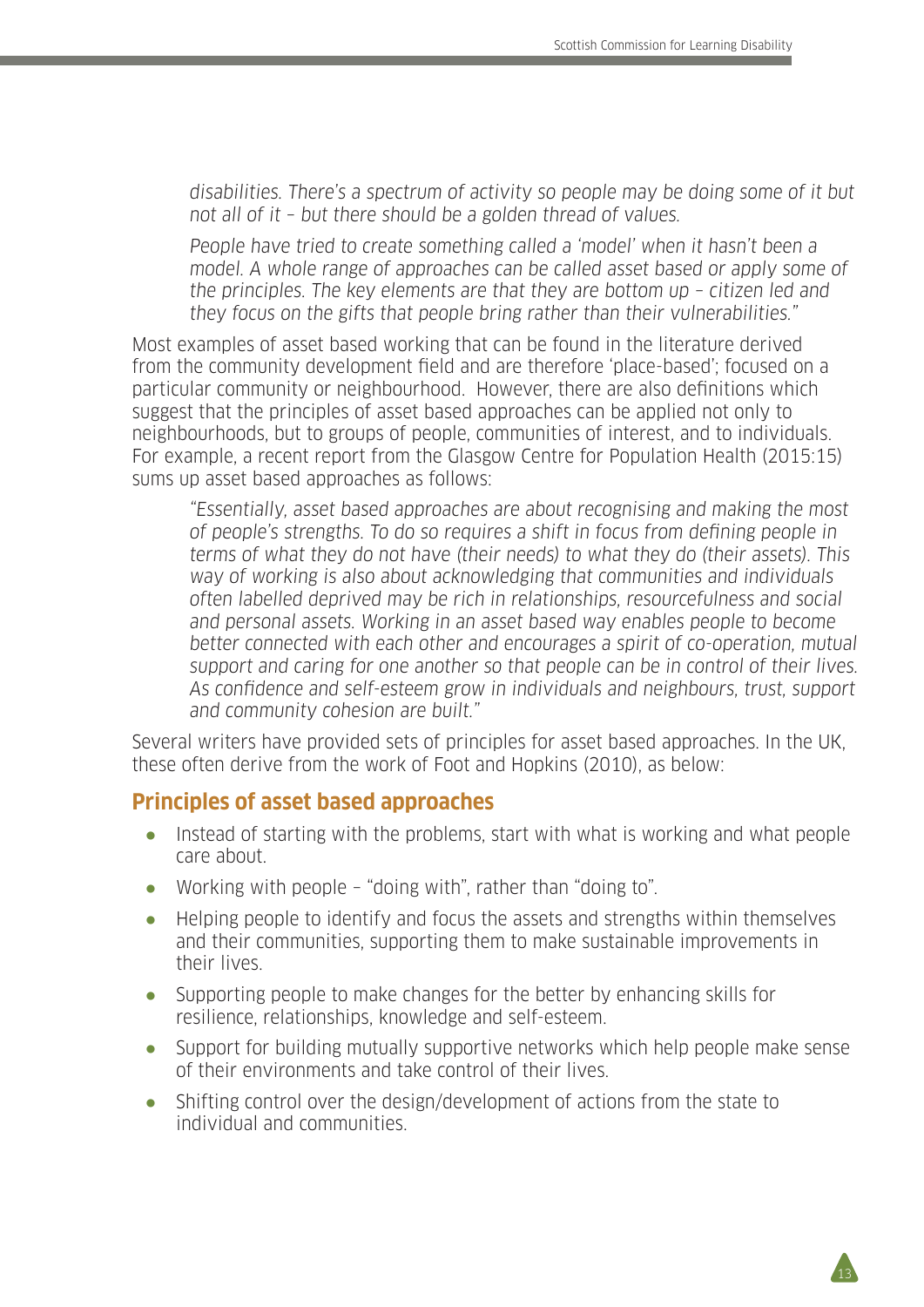> *disabilities. There's a spectrum of activity so people may be doing some of it but not all of it – but there should be a golden thread of values.*
>
> *People have tried to create something called a 'model' when it hasn't been a model. A whole range of approaches can be called asset based or apply some of the principles. The key elements are that they are bottom up – citizen led and they focus on the gifts that people bring rather than their vulnerabilities."*

Most examples of asset based working that can be found in the literature derived from the community development field and are therefore 'place-based'; focused on a particular community or neighbourhood. However, there are also definitions which suggest that the principles of asset based approaches can be applied not only to neighbourhoods, but to groups of people, communities of interest, and to individuals. For example, a recent report from the Glasgow Centre for Population Health (2015:15) sums up asset based approaches as follows:

> *"Essentially, asset based approaches are about recognising and making the most of people's strengths. To do so requires a shift in focus from defining people in terms of what they do not have (their needs) to what they do (their assets). This way of working is also about acknowledging that communities and individuals often labelled deprived may be rich in relationships, resourcefulness and social and personal assets. Working in an asset based way enables people to become better connected with each other and encourages a spirit of co-operation, mutual support and caring for one another so that people can be in control of their lives. As confidence and self-esteem grow in individuals and neighbours, trust, support and community cohesion are built."*

Several writers have provided sets of principles for asset based approaches. In the UK, these often derive from the work of Foot and Hopkins (2010), as below:

### Principles of asset based approaches

- Instead of starting with the problems, start with what is working and what people care about.
- Working with people – "doing with", rather than "doing to".
- Helping people to identify and focus the assets and strengths within themselves and their communities, supporting them to make sustainable improvements in their lives.
- Supporting people to make changes for the better by enhancing skills for resilience, relationships, knowledge and self-esteem.
- Support for building mutually supportive networks which help people make sense of their environments and take control of their lives.
- Shifting control over the design/development of actions from the state to individual and communities.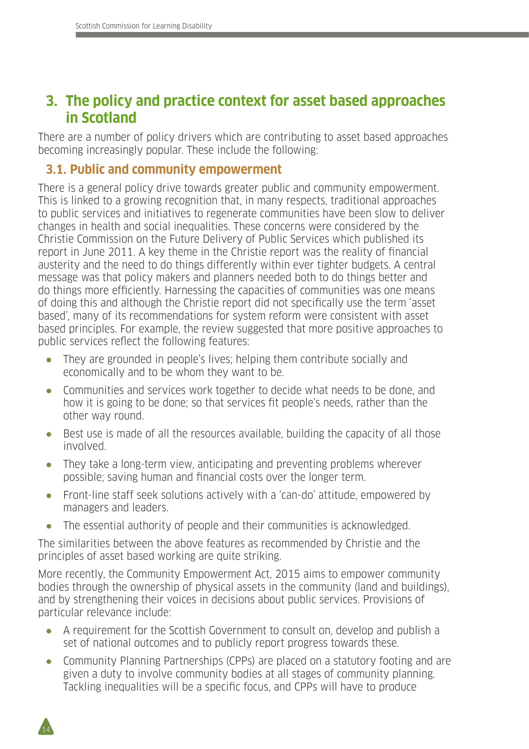## 3. The policy and practice context for asset based approaches in Scotland

There are a number of policy drivers which are contributing to asset based approaches becoming increasingly popular. These include the following:

### 3.1. Public and community empowerment

There is a general policy drive towards greater public and community empowerment. This is linked to a growing recognition that, in many respects, traditional approaches to public services and initiatives to regenerate communities have been slow to deliver changes in health and social inequalities. These concerns were considered by the Christie Commission on the Future Delivery of Public Services which published its report in June 2011. A key theme in the Christie report was the reality of financial austerity and the need to do things differently within ever tighter budgets. A central message was that policy makers and planners needed both to do things better and do things more efficiently. Harnessing the capacities of communities was one means of doing this and although the Christie report did not specifically use the term 'asset based', many of its recommendations for system reform were consistent with asset based principles. For example, the review suggested that more positive approaches to public services reflect the following features:

- They are grounded in people's lives; helping them contribute socially and economically and to be whom they want to be.
- Communities and services work together to decide what needs to be done, and how it is going to be done; so that services fit people's needs, rather than the other way round.
- Best use is made of all the resources available, building the capacity of all those involved.
- They take a long-term view, anticipating and preventing problems wherever possible; saving human and financial costs over the longer term.
- Front-line staff seek solutions actively with a 'can-do' attitude, empowered by managers and leaders.
- The essential authority of people and their communities is acknowledged.

The similarities between the above features as recommended by Christie and the principles of asset based working are quite striking.

More recently, the Community Empowerment Act, 2015 aims to empower community bodies through the ownership of physical assets in the community (land and buildings), and by strengthening their voices in decisions about public services. Provisions of particular relevance include:

- A requirement for the Scottish Government to consult on, develop and publish a set of national outcomes and to publicly report progress towards these.
- Community Planning Partnerships (CPPs) are placed on a statutory footing and are given a duty to involve community bodies at all stages of community planning. Tackling inequalities will be a specific focus, and CPPs will have to produce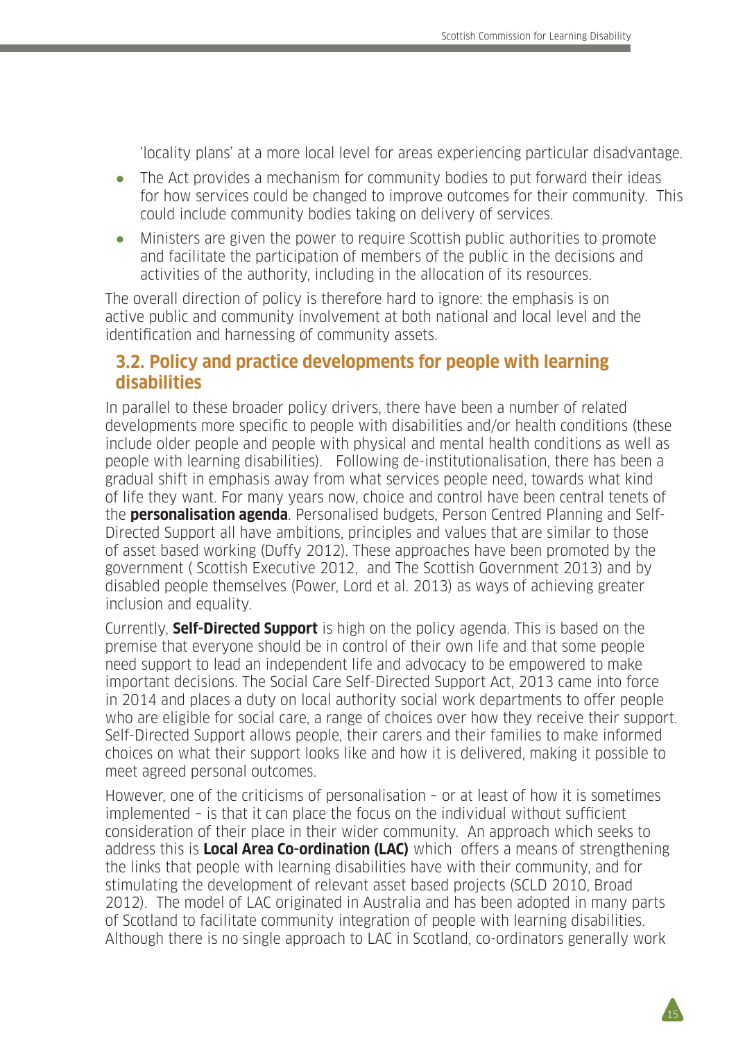'locality plans' at a more local level for areas experiencing particular disadvantage.

- The Act provides a mechanism for community bodies to put forward their ideas for how services could be changed to improve outcomes for their community. This could include community bodies taking on delivery of services.
- Ministers are given the power to require Scottish public authorities to promote and facilitate the participation of members of the public in the decisions and activities of the authority, including in the allocation of its resources.

The overall direction of policy is therefore hard to ignore: the emphasis is on active public and community involvement at both national and local level and the identification and harnessing of community assets.

## 3.2. Policy and practice developments for people with learning disabilities

In parallel to these broader policy drivers, there have been a number of related developments more specific to people with disabilities and/or health conditions (these include older people and people with physical and mental health conditions as well as people with learning disabilities). Following de-institutionalisation, there has been a gradual shift in emphasis away from what services people need, towards what kind of life they want. For many years now, choice and control have been central tenets of the **personalisation agenda**. Personalised budgets, Person Centred Planning and Self-Directed Support all have ambitions, principles and values that are similar to those of asset based working (Duffy 2012). These approaches have been promoted by the government ( Scottish Executive 2012, and The Scottish Government 2013) and by disabled people themselves (Power, Lord et al. 2013) as ways of achieving greater inclusion and equality.

Currently, **Self-Directed Support** is high on the policy agenda. This is based on the premise that everyone should be in control of their own life and that some people need support to lead an independent life and advocacy to be empowered to make important decisions. The Social Care Self-Directed Support Act, 2013 came into force in 2014 and places a duty on local authority social work departments to offer people who are eligible for social care, a range of choices over how they receive their support. Self-Directed Support allows people, their carers and their families to make informed choices on what their support looks like and how it is delivered, making it possible to meet agreed personal outcomes.

However, one of the criticisms of personalisation – or at least of how it is sometimes implemented – is that it can place the focus on the individual without sufficient consideration of their place in their wider community. An approach which seeks to address this is **Local Area Co-ordination (LAC)** which offers a means of strengthening the links that people with learning disabilities have with their community, and for stimulating the development of relevant asset based projects (SCLD 2010, Broad 2012). The model of LAC originated in Australia and has been adopted in many parts of Scotland to facilitate community integration of people with learning disabilities. Although there is no single approach to LAC in Scotland, co-ordinators generally work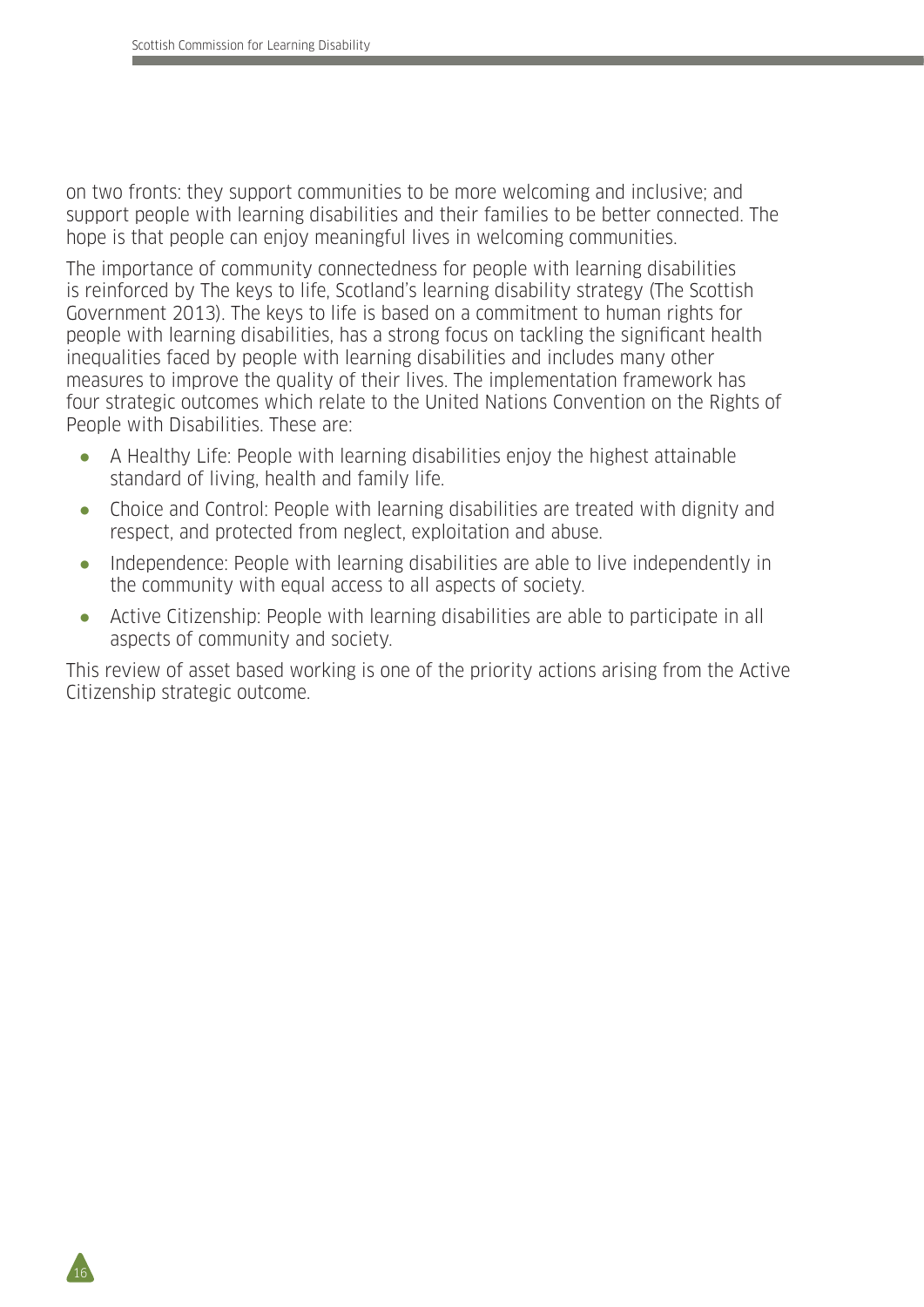on two fronts: they support communities to be more welcoming and inclusive; and support people with learning disabilities and their families to be better connected. The hope is that people can enjoy meaningful lives in welcoming communities.

The importance of community connectedness for people with learning disabilities is reinforced by The keys to life, Scotland's learning disability strategy (The Scottish Government 2013). The keys to life is based on a commitment to human rights for people with learning disabilities, has a strong focus on tackling the significant health inequalities faced by people with learning disabilities and includes many other measures to improve the quality of their lives. The implementation framework has four strategic outcomes which relate to the United Nations Convention on the Rights of People with Disabilities. These are:

- A Healthy Life: People with learning disabilities enjoy the highest attainable standard of living, health and family life.
- Choice and Control: People with learning disabilities are treated with dignity and respect, and protected from neglect, exploitation and abuse.
- Independence: People with learning disabilities are able to live independently in the community with equal access to all aspects of society.
- Active Citizenship: People with learning disabilities are able to participate in all aspects of community and society.

This review of asset based working is one of the priority actions arising from the Active Citizenship strategic outcome.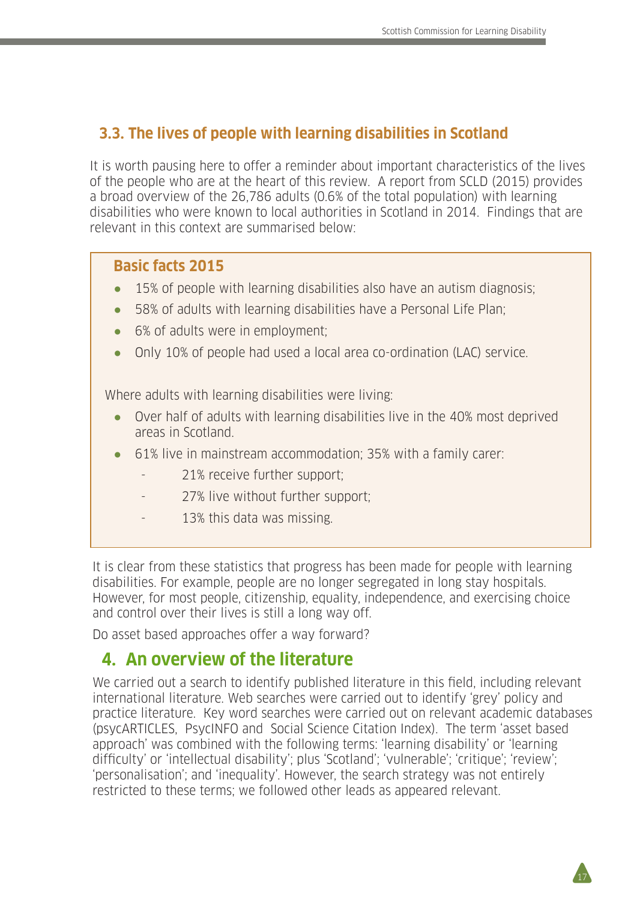### 3.3. The lives of people with learning disabilities in Scotland

It is worth pausing here to offer a reminder about important characteristics of the lives of the people who are at the heart of this review. A report from SCLD (2015) provides a broad overview of the 26,786 adults (0.6% of the total population) with learning disabilities who were known to local authorities in Scotland in 2014. Findings that are relevant in this context are summarised below:

> **Basic facts 2015**
>
> - 15% of people with learning disabilities also have an autism diagnosis;
> - 58% of adults with learning disabilities have a Personal Life Plan;
> - 6% of adults were in employment;
> - Only 10% of people had used a local area co-ordination (LAC) service.
>
> Where adults with learning disabilities were living:
>
> - Over half of adults with learning disabilities live in the 40% most deprived areas in Scotland.
> - 61% live in mainstream accommodation; 35% with a family carer:
>     - 21% receive further support;
>     - 27% live without further support;
>     - 13% this data was missing.

It is clear from these statistics that progress has been made for people with learning disabilities. For example, people are no longer segregated in long stay hospitals. However, for most people, citizenship, equality, independence, and exercising choice and control over their lives is still a long way off.

Do asset based approaches offer a way forward?

## 4. An overview of the literature

We carried out a search to identify published literature in this field, including relevant international literature. Web searches were carried out to identify 'grey' policy and practice literature. Key word searches were carried out on relevant academic databases (psycARTICLES, PsycINFO and Social Science Citation Index). The term 'asset based approach' was combined with the following terms: 'learning disability' or 'learning difficulty' or 'intellectual disability'; plus 'Scotland'; 'vulnerable'; 'critique'; 'review'; 'personalisation'; and 'inequality'. However, the search strategy was not entirely restricted to these terms; we followed other leads as appeared relevant.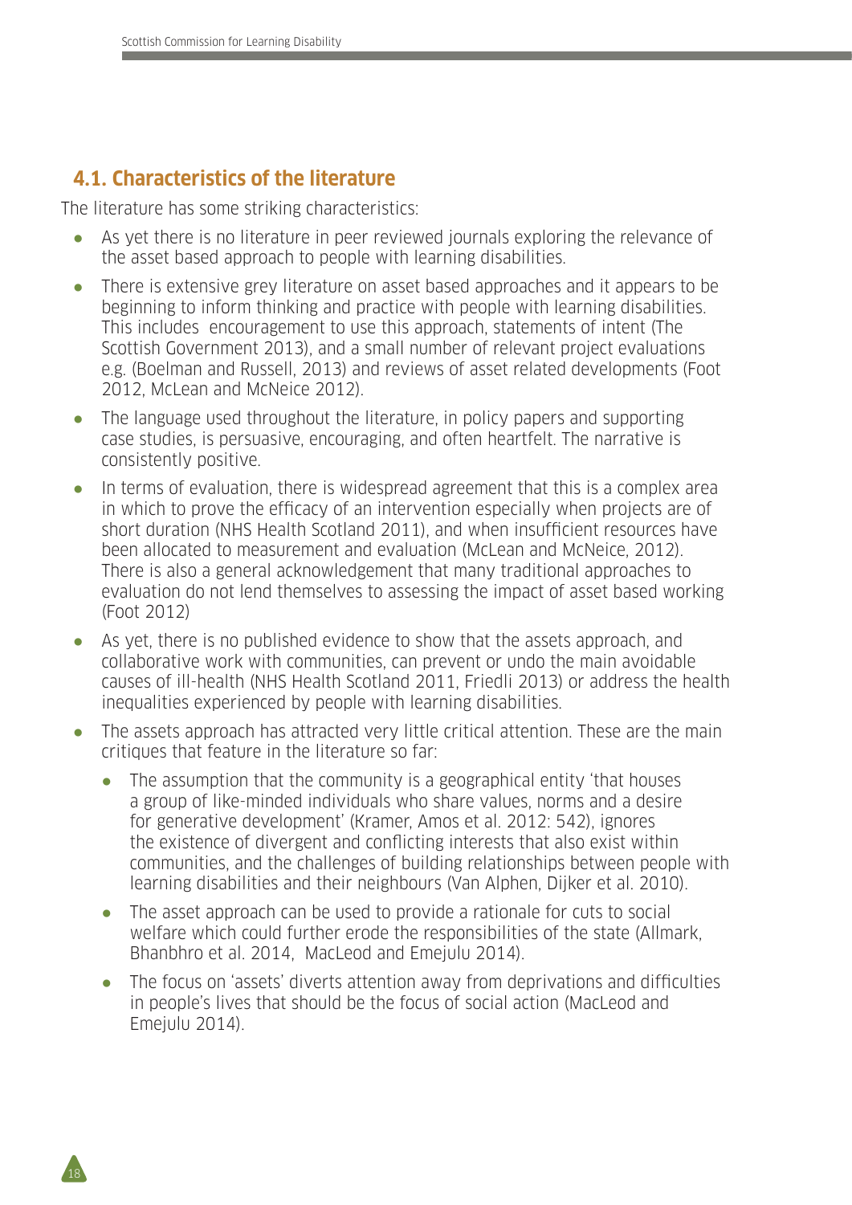## 4.1. Characteristics of the literature

The literature has some striking characteristics:

- As yet there is no literature in peer reviewed journals exploring the relevance of the asset based approach to people with learning disabilities.
- There is extensive grey literature on asset based approaches and it appears to be beginning to inform thinking and practice with people with learning disabilities. This includes encouragement to use this approach, statements of intent (The Scottish Government 2013), and a small number of relevant project evaluations e.g. (Boelman and Russell, 2013) and reviews of asset related developments (Foot 2012, McLean and McNeice 2012).
- The language used throughout the literature, in policy papers and supporting case studies, is persuasive, encouraging, and often heartfelt. The narrative is consistently positive.
- In terms of evaluation, there is widespread agreement that this is a complex area in which to prove the efficacy of an intervention especially when projects are of short duration (NHS Health Scotland 2011), and when insufficient resources have been allocated to measurement and evaluation (McLean and McNeice, 2012). There is also a general acknowledgement that many traditional approaches to evaluation do not lend themselves to assessing the impact of asset based working (Foot 2012)
- As yet, there is no published evidence to show that the assets approach, and collaborative work with communities, can prevent or undo the main avoidable causes of ill-health (NHS Health Scotland 2011, Friedli 2013) or address the health inequalities experienced by people with learning disabilities.
- The assets approach has attracted very little critical attention. These are the main critiques that feature in the literature so far:
  - The assumption that the community is a geographical entity 'that houses a group of like-minded individuals who share values, norms and a desire for generative development' (Kramer, Amos et al. 2012: 542), ignores the existence of divergent and conflicting interests that also exist within communities, and the challenges of building relationships between people with learning disabilities and their neighbours (Van Alphen, Dijker et al. 2010).
  - The asset approach can be used to provide a rationale for cuts to social welfare which could further erode the responsibilities of the state (Allmark, Bhanbhro et al. 2014, MacLeod and Emejulu 2014).
  - The focus on 'assets' diverts attention away from deprivations and difficulties in people's lives that should be the focus of social action (MacLeod and Emejulu 2014).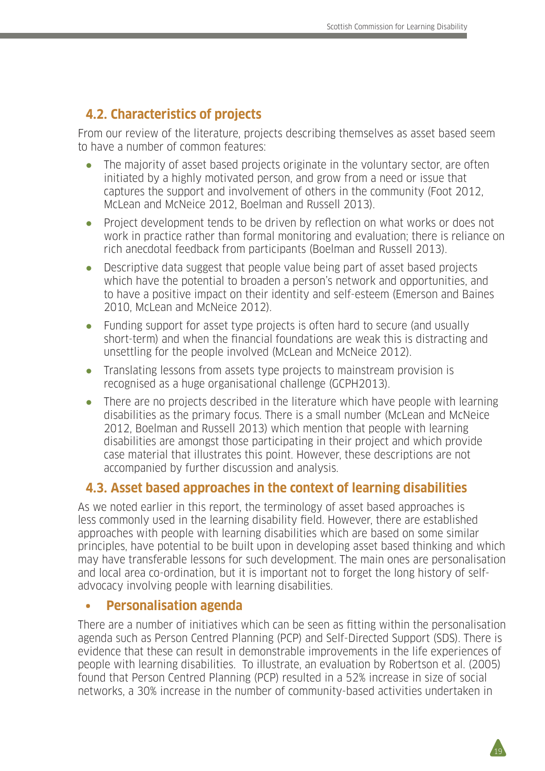## 4.2. Characteristics of projects

From our review of the literature, projects describing themselves as asset based seem to have a number of common features:

- The majority of asset based projects originate in the voluntary sector, are often initiated by a highly motivated person, and grow from a need or issue that captures the support and involvement of others in the community (Foot 2012, McLean and McNeice 2012, Boelman and Russell 2013).
- Project development tends to be driven by reflection on what works or does not work in practice rather than formal monitoring and evaluation; there is reliance on rich anecdotal feedback from participants (Boelman and Russell 2013).
- Descriptive data suggest that people value being part of asset based projects which have the potential to broaden a person's network and opportunities, and to have a positive impact on their identity and self-esteem (Emerson and Baines 2010, McLean and McNeice 2012).
- Funding support for asset type projects is often hard to secure (and usually short-term) and when the financial foundations are weak this is distracting and unsettling for the people involved (McLean and McNeice 2012).
- Translating lessons from assets type projects to mainstream provision is recognised as a huge organisational challenge (GCPH2013).
- There are no projects described in the literature which have people with learning disabilities as the primary focus. There is a small number (McLean and McNeice 2012, Boelman and Russell 2013) which mention that people with learning disabilities are amongst those participating in their project and which provide case material that illustrates this point. However, these descriptions are not accompanied by further discussion and analysis.

## 4.3. Asset based approaches in the context of learning disabilities

As we noted earlier in this report, the terminology of asset based approaches is less commonly used in the learning disability field. However, there are established approaches with people with learning disabilities which are based on some similar principles, have potential to be built upon in developing asset based thinking and which may have transferable lessons for such development. The main ones are personalisation and local area co-ordination, but it is important not to forget the long history of self-advocacy involving people with learning disabilities.

### • Personalisation agenda

There are a number of initiatives which can be seen as fitting within the personalisation agenda such as Person Centred Planning (PCP) and Self-Directed Support (SDS). There is evidence that these can result in demonstrable improvements in the life experiences of people with learning disabilities. To illustrate, an evaluation by Robertson et al. (2005) found that Person Centred Planning (PCP) resulted in a 52% increase in size of social networks, a 30% increase in the number of community-based activities undertaken in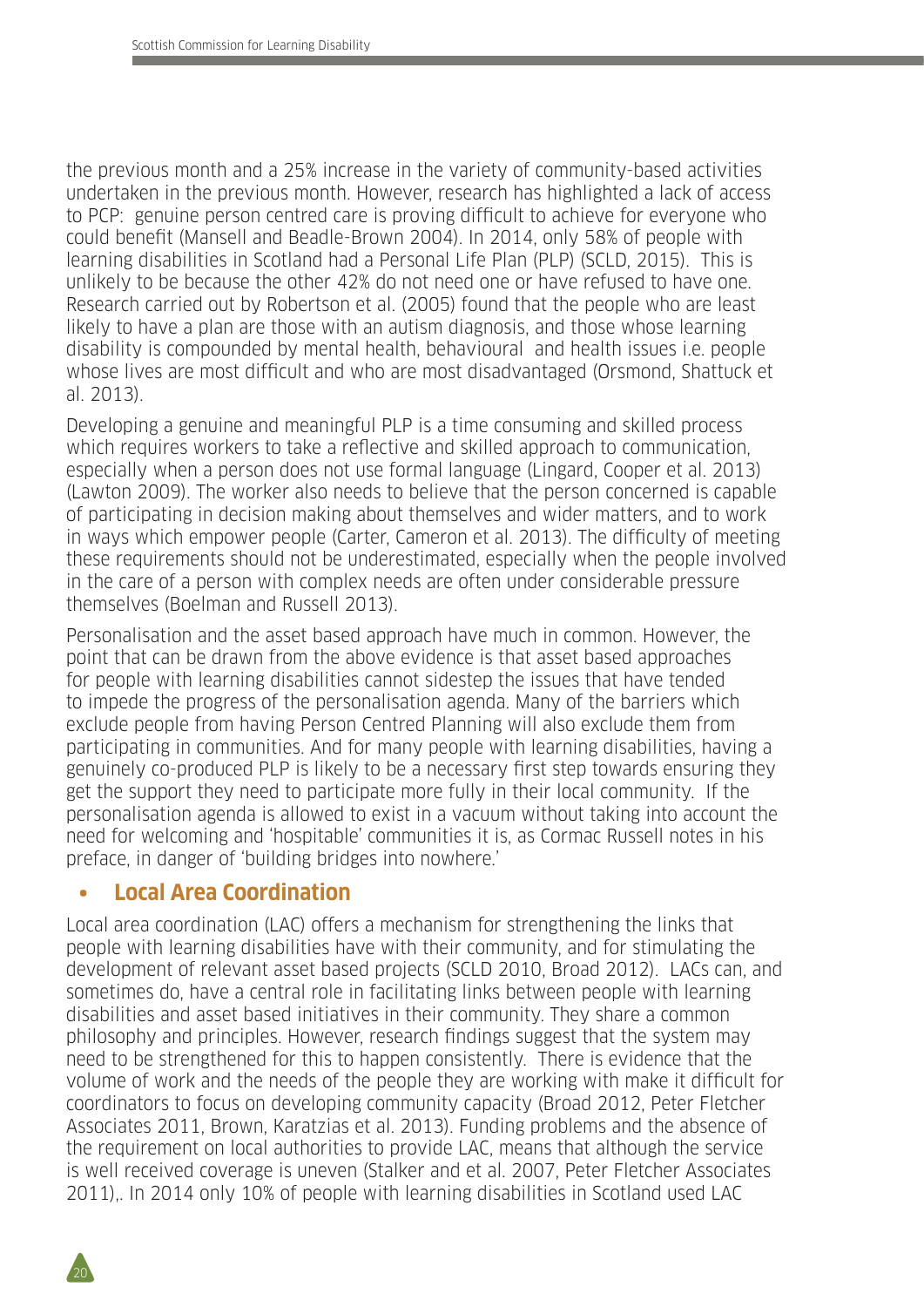the previous month and a 25% increase in the variety of community-based activities undertaken in the previous month. However, research has highlighted a lack of access to PCP: genuine person centred care is proving difficult to achieve for everyone who could benefit (Mansell and Beadle-Brown 2004). In 2014, only 58% of people with learning disabilities in Scotland had a Personal Life Plan (PLP) (SCLD, 2015). This is unlikely to be because the other 42% do not need one or have refused to have one. Research carried out by Robertson et al. (2005) found that the people who are least likely to have a plan are those with an autism diagnosis, and those whose learning disability is compounded by mental health, behavioural and health issues i.e. people whose lives are most difficult and who are most disadvantaged (Orsmond, Shattuck et al. 2013).

Developing a genuine and meaningful PLP is a time consuming and skilled process which requires workers to take a reflective and skilled approach to communication, especially when a person does not use formal language (Lingard, Cooper et al. 2013) (Lawton 2009). The worker also needs to believe that the person concerned is capable of participating in decision making about themselves and wider matters, and to work in ways which empower people (Carter, Cameron et al. 2013). The difficulty of meeting these requirements should not be underestimated, especially when the people involved in the care of a person with complex needs are often under considerable pressure themselves (Boelman and Russell 2013).

Personalisation and the asset based approach have much in common. However, the point that can be drawn from the above evidence is that asset based approaches for people with learning disabilities cannot sidestep the issues that have tended to impede the progress of the personalisation agenda. Many of the barriers which exclude people from having Person Centred Planning will also exclude them from participating in communities. And for many people with learning disabilities, having a genuinely co-produced PLP is likely to be a necessary first step towards ensuring they get the support they need to participate more fully in their local community. If the personalisation agenda is allowed to exist in a vacuum without taking into account the need for welcoming and 'hospitable' communities it is, as Cormac Russell notes in his preface, in danger of 'building bridges into nowhere.'

- **Local Area Coordination**

Local area coordination (LAC) offers a mechanism for strengthening the links that people with learning disabilities have with their community, and for stimulating the development of relevant asset based projects (SCLD 2010, Broad 2012). LACs can, and sometimes do, have a central role in facilitating links between people with learning disabilities and asset based initiatives in their community. They share a common philosophy and principles. However, research findings suggest that the system may need to be strengthened for this to happen consistently. There is evidence that the volume of work and the needs of the people they are working with make it difficult for coordinators to focus on developing community capacity (Broad 2012, Peter Fletcher Associates 2011, Brown, Karatzias et al. 2013). Funding problems and the absence of the requirement on local authorities to provide LAC, means that although the service is well received coverage is uneven (Stalker and et al. 2007, Peter Fletcher Associates 2011),. In 2014 only 10% of people with learning disabilities in Scotland used LAC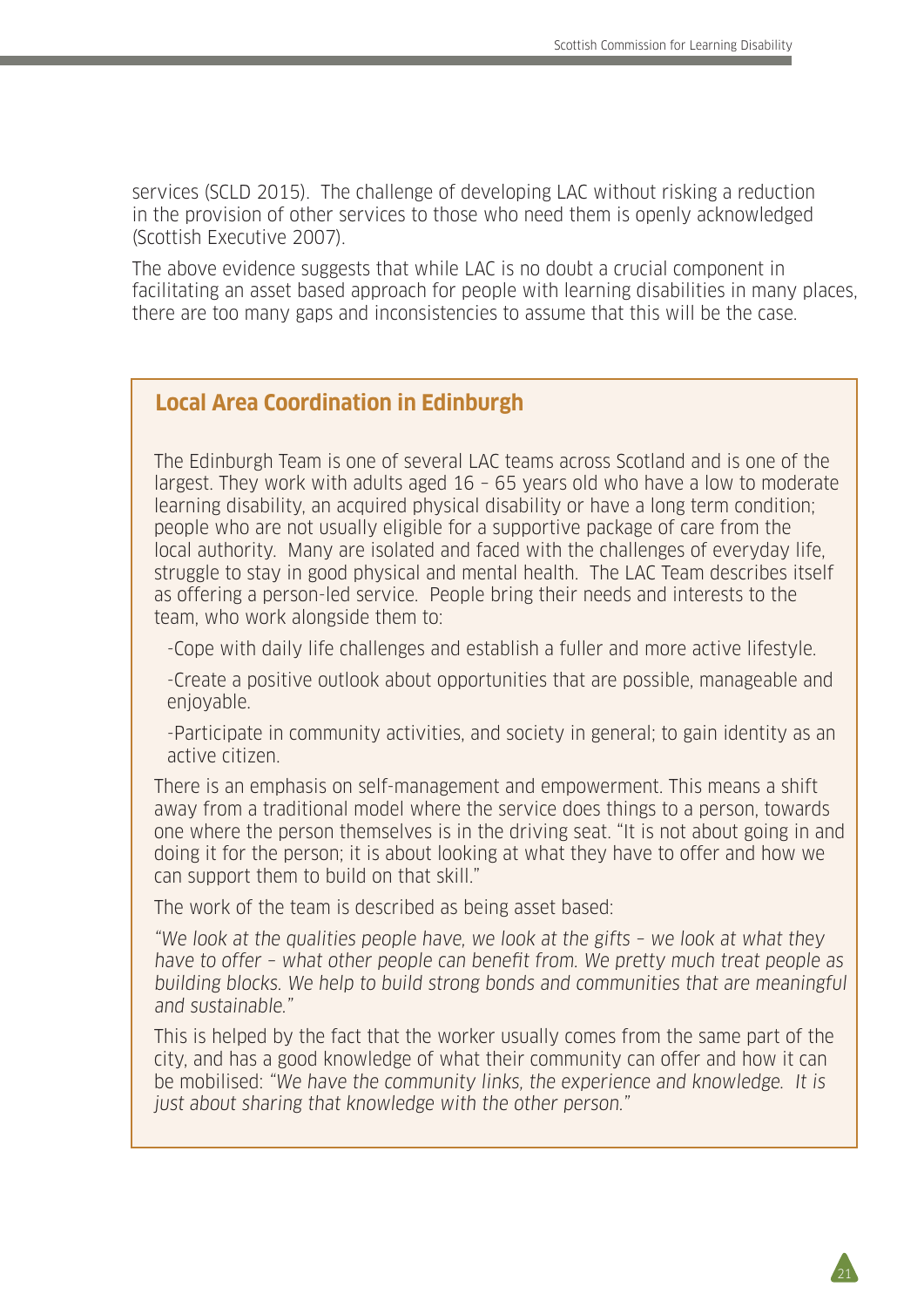services (SCLD 2015). The challenge of developing LAC without risking a reduction in the provision of other services to those who need them is openly acknowledged (Scottish Executive 2007).

The above evidence suggests that while LAC is no doubt a crucial component in facilitating an asset based approach for people with learning disabilities in many places, there are too many gaps and inconsistencies to assume that this will be the case.

### Local Area Coordination in Edinburgh

The Edinburgh Team is one of several LAC teams across Scotland and is one of the largest. They work with adults aged 16 – 65 years old who have a low to moderate learning disability, an acquired physical disability or have a long term condition; people who are not usually eligible for a supportive package of care from the local authority. Many are isolated and faced with the challenges of everyday life, struggle to stay in good physical and mental health. The LAC Team describes itself as offering a person-led service. People bring their needs and interests to the team, who work alongside them to:

- Cope with daily life challenges and establish a fuller and more active lifestyle.
- Create a positive outlook about opportunities that are possible, manageable and enjoyable.
- Participate in community activities, and society in general; to gain identity as an active citizen.

There is an emphasis on self-management and empowerment. This means a shift away from a traditional model where the service does things to a person, towards one where the person themselves is in the driving seat. "It is not about going in and doing it for the person; it is about looking at what they have to offer and how we can support them to build on that skill."

The work of the team is described as being asset based:

*"We look at the qualities people have, we look at the gifts – we look at what they have to offer – what other people can benefit from. We pretty much treat people as building blocks. We help to build strong bonds and communities that are meaningful and sustainable."*

This is helped by the fact that the worker usually comes from the same part of the city, and has a good knowledge of what their community can offer and how it can be mobilised: *"We have the community links, the experience and knowledge. It is just about sharing that knowledge with the other person."*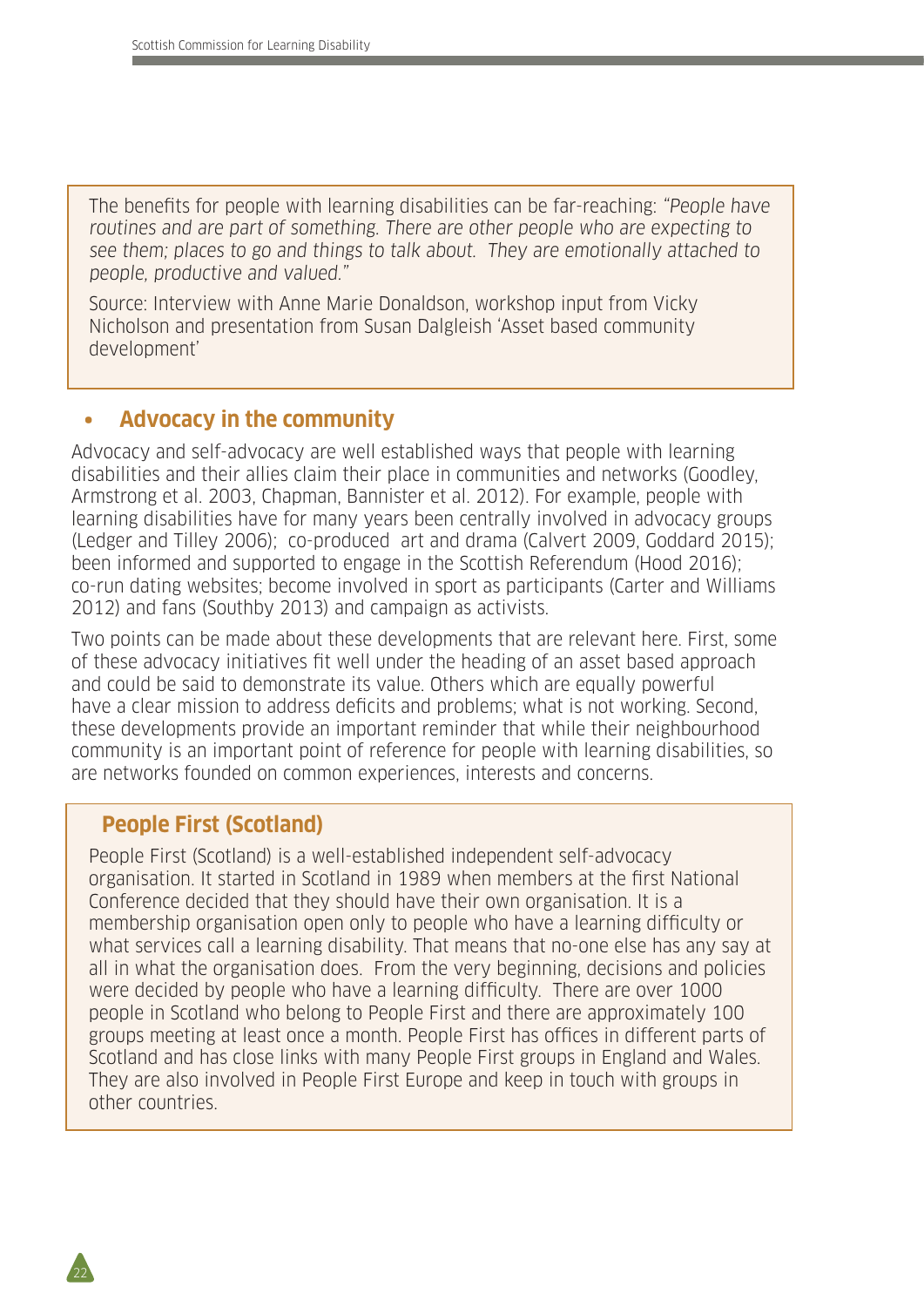The benefits for people with learning disabilities can be far-reaching: *"People have routines and are part of something. There are other people who are expecting to see them; places to go and things to talk about. They are emotionally attached to people, productive and valued."*

Source: Interview with Anne Marie Donaldson, workshop input from Vicky Nicholson and presentation from Susan Dalgleish 'Asset based community development'

## • Advocacy in the community

Advocacy and self-advocacy are well established ways that people with learning disabilities and their allies claim their place in communities and networks (Goodley, Armstrong et al. 2003, Chapman, Bannister et al. 2012). For example, people with learning disabilities have for many years been centrally involved in advocacy groups (Ledger and Tilley 2006); co-produced art and drama (Calvert 2009, Goddard 2015); been informed and supported to engage in the Scottish Referendum (Hood 2016); co-run dating websites; become involved in sport as participants (Carter and Williams 2012) and fans (Southby 2013) and campaign as activists.

Two points can be made about these developments that are relevant here. First, some of these advocacy initiatives fit well under the heading of an asset based approach and could be said to demonstrate its value. Others which are equally powerful have a clear mission to address deficits and problems; what is not working. Second, these developments provide an important reminder that while their neighbourhood community is an important point of reference for people with learning disabilities, so are networks founded on common experiences, interests and concerns.

### People First (Scotland)

People First (Scotland) is a well-established independent self-advocacy organisation. It started in Scotland in 1989 when members at the first National Conference decided that they should have their own organisation. It is a membership organisation open only to people who have a learning difficulty or what services call a learning disability. That means that no-one else has any say at all in what the organisation does. From the very beginning, decisions and policies were decided by people who have a learning difficulty. There are over 1000 people in Scotland who belong to People First and there are approximately 100 groups meeting at least once a month. People First has offices in different parts of Scotland and has close links with many People First groups in England and Wales. They are also involved in People First Europe and keep in touch with groups in other countries.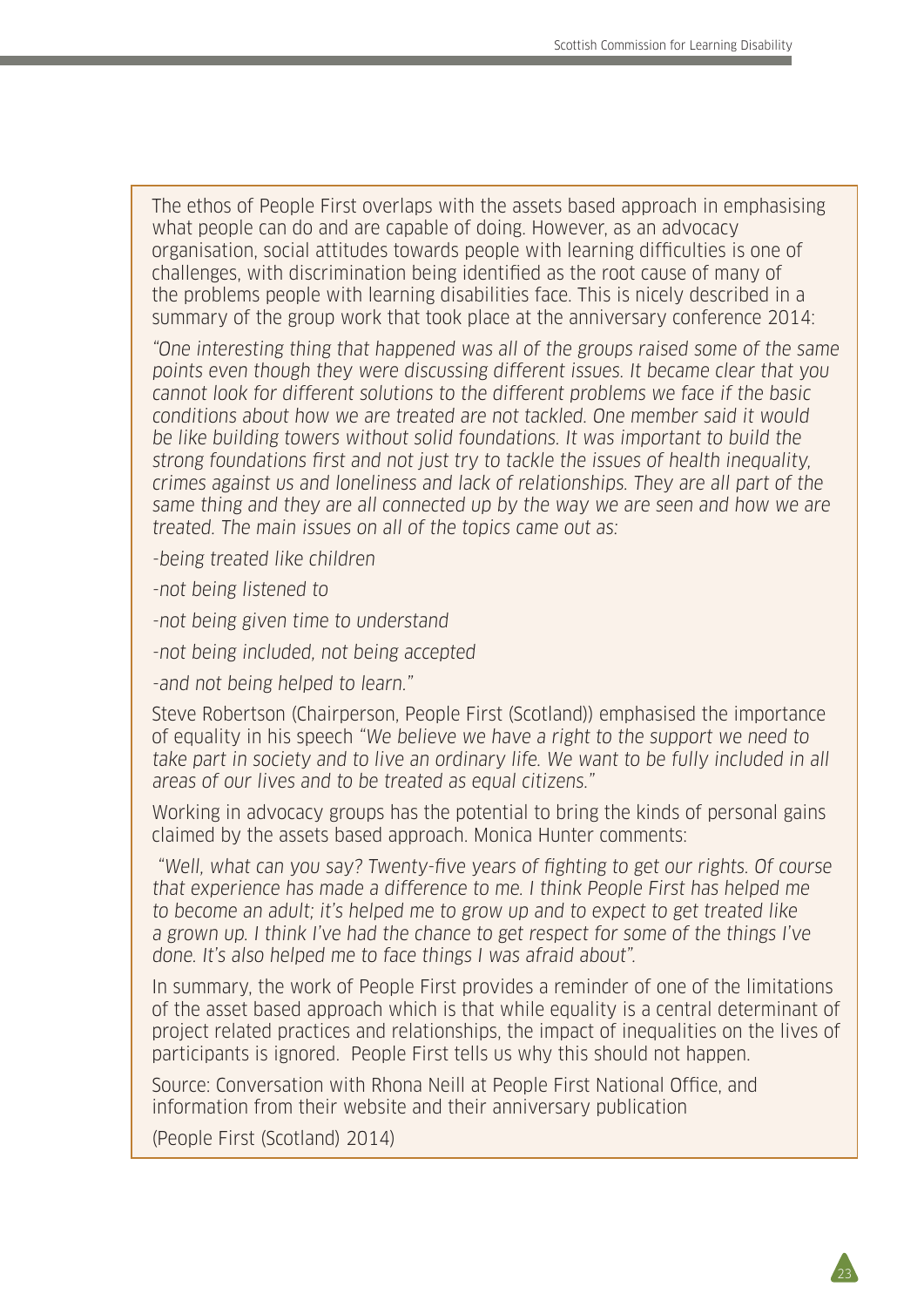The ethos of People First overlaps with the assets based approach in emphasising what people can do and are capable of doing. However, as an advocacy organisation, social attitudes towards people with learning difficulties is one of challenges, with discrimination being identified as the root cause of many of the problems people with learning disabilities face. This is nicely described in a summary of the group work that took place at the anniversary conference 2014:

*"One interesting thing that happened was all of the groups raised some of the same points even though they were discussing different issues. It became clear that you cannot look for different solutions to the different problems we face if the basic conditions about how we are treated are not tackled. One member said it would be like building towers without solid foundations. It was important to build the strong foundations first and not just try to tackle the issues of health inequality, crimes against us and loneliness and lack of relationships. They are all part of the same thing and they are all connected up by the way we are seen and how we are treated. The main issues on all of the topics came out as:*

*-being treated like children*

*-not being listened to*

*-not being given time to understand*

*-not being included, not being accepted*

*-and not being helped to learn."*

Steve Robertson (Chairperson, People First (Scotland)) emphasised the importance of equality in his speech *"We believe we have a right to the support we need to take part in society and to live an ordinary life. We want to be fully included in all areas of our lives and to be treated as equal citizens."*

Working in advocacy groups has the potential to bring the kinds of personal gains claimed by the assets based approach. Monica Hunter comments:

*"Well, what can you say? Twenty-five years of fighting to get our rights. Of course that experience has made a difference to me. I think People First has helped me to become an adult; it's helped me to grow up and to expect to get treated like a grown up. I think I've had the chance to get respect for some of the things I've done. It's also helped me to face things I was afraid about".*

In summary, the work of People First provides a reminder of one of the limitations of the asset based approach which is that while equality is a central determinant of project related practices and relationships, the impact of inequalities on the lives of participants is ignored. People First tells us why this should not happen.

Source: Conversation with Rhona Neill at People First National Office, and information from their website and their anniversary publication

(People First (Scotland) 2014)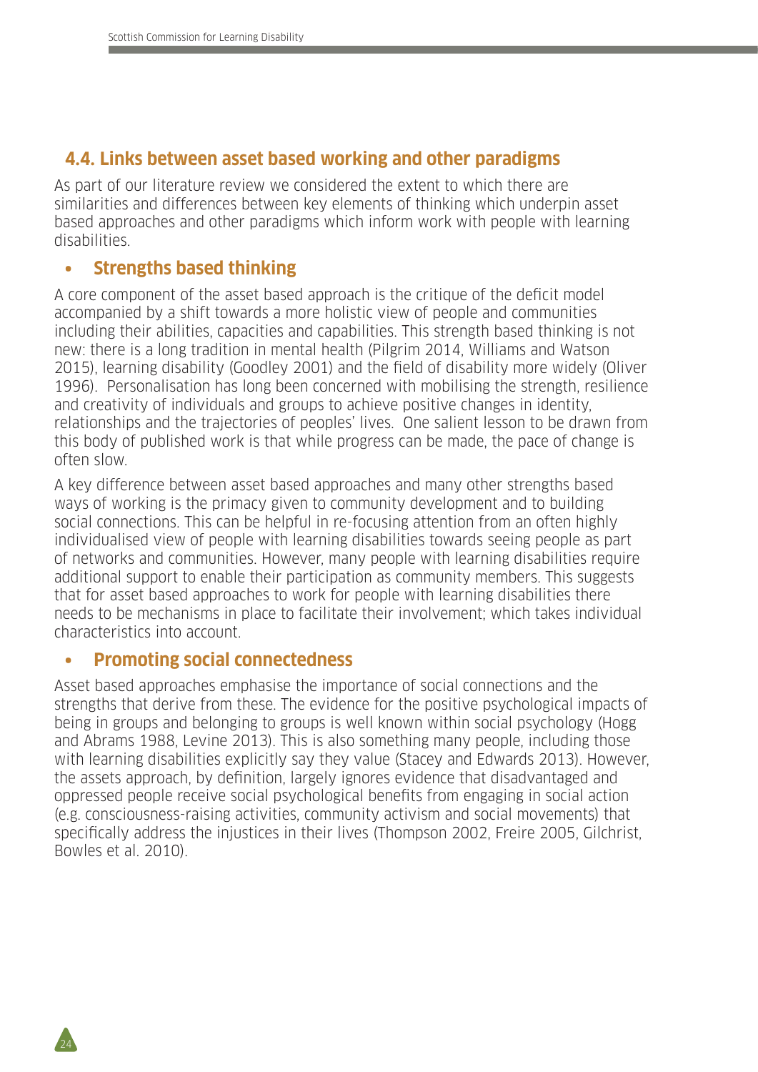## 4.4. Links between asset based working and other paradigms

As part of our literature review we considered the extent to which there are similarities and differences between key elements of thinking which underpin asset based approaches and other paradigms which inform work with people with learning disabilities.

- **Strengths based thinking**

A core component of the asset based approach is the critique of the deficit model accompanied by a shift towards a more holistic view of people and communities including their abilities, capacities and capabilities. This strength based thinking is not new: there is a long tradition in mental health (Pilgrim 2014, Williams and Watson 2015), learning disability (Goodley 2001) and the field of disability more widely (Oliver 1996). Personalisation has long been concerned with mobilising the strength, resilience and creativity of individuals and groups to achieve positive changes in identity, relationships and the trajectories of peoples' lives. One salient lesson to be drawn from this body of published work is that while progress can be made, the pace of change is often slow.

A key difference between asset based approaches and many other strengths based ways of working is the primacy given to community development and to building social connections. This can be helpful in re-focusing attention from an often highly individualised view of people with learning disabilities towards seeing people as part of networks and communities. However, many people with learning disabilities require additional support to enable their participation as community members. This suggests that for asset based approaches to work for people with learning disabilities there needs to be mechanisms in place to facilitate their involvement; which takes individual characteristics into account.

- **Promoting social connectedness**

Asset based approaches emphasise the importance of social connections and the strengths that derive from these. The evidence for the positive psychological impacts of being in groups and belonging to groups is well known within social psychology (Hogg and Abrams 1988, Levine 2013). This is also something many people, including those with learning disabilities explicitly say they value (Stacey and Edwards 2013). However, the assets approach, by definition, largely ignores evidence that disadvantaged and oppressed people receive social psychological benefits from engaging in social action (e.g. consciousness-raising activities, community activism and social movements) that specifically address the injustices in their lives (Thompson 2002, Freire 2005, Gilchrist, Bowles et al. 2010).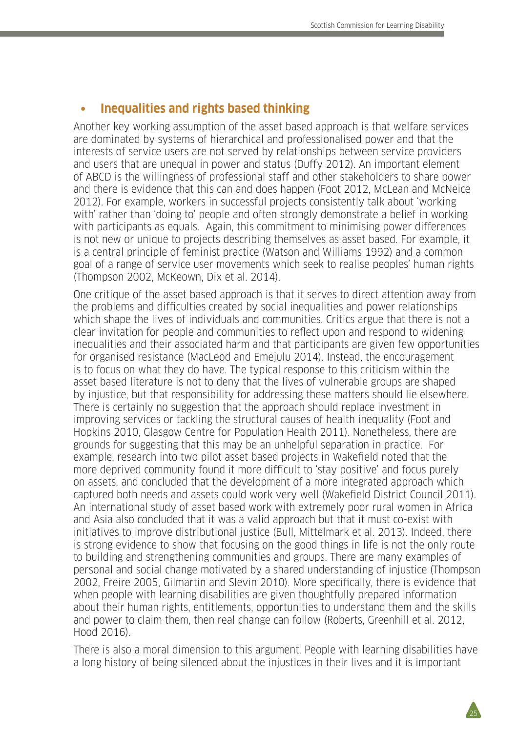- **Inequalities and rights based thinking**

Another key working assumption of the asset based approach is that welfare services are dominated by systems of hierarchical and professionalised power and that the interests of service users are not served by relationships between service providers and users that are unequal in power and status (Duffy 2012). An important element of ABCD is the willingness of professional staff and other stakeholders to share power and there is evidence that this can and does happen (Foot 2012, McLean and McNeice 2012). For example, workers in successful projects consistently talk about 'working with' rather than 'doing to' people and often strongly demonstrate a belief in working with participants as equals. Again, this commitment to minimising power differences is not new or unique to projects describing themselves as asset based. For example, it is a central principle of feminist practice (Watson and Williams 1992) and a common goal of a range of service user movements which seek to realise peoples' human rights (Thompson 2002, McKeown, Dix et al. 2014).

One critique of the asset based approach is that it serves to direct attention away from the problems and difficulties created by social inequalities and power relationships which shape the lives of individuals and communities. Critics argue that there is not a clear invitation for people and communities to reflect upon and respond to widening inequalities and their associated harm and that participants are given few opportunities for organised resistance (MacLeod and Emejulu 2014). Instead, the encouragement is to focus on what they do have. The typical response to this criticism within the asset based literature is not to deny that the lives of vulnerable groups are shaped by injustice, but that responsibility for addressing these matters should lie elsewhere. There is certainly no suggestion that the approach should replace investment in improving services or tackling the structural causes of health inequality (Foot and Hopkins 2010, Glasgow Centre for Population Health 2011). Nonetheless, there are grounds for suggesting that this may be an unhelpful separation in practice. For example, research into two pilot asset based projects in Wakefield noted that the more deprived community found it more difficult to 'stay positive' and focus purely on assets, and concluded that the development of a more integrated approach which captured both needs and assets could work very well (Wakefield District Council 2011). An international study of asset based work with extremely poor rural women in Africa and Asia also concluded that it was a valid approach but that it must co-exist with initiatives to improve distributional justice (Bull, Mittelmark et al. 2013). Indeed, there is strong evidence to show that focusing on the good things in life is not the only route to building and strengthening communities and groups. There are many examples of personal and social change motivated by a shared understanding of injustice (Thompson 2002, Freire 2005, Gilmartin and Slevin 2010). More specifically, there is evidence that when people with learning disabilities are given thoughtfully prepared information about their human rights, entitlements, opportunities to understand them and the skills and power to claim them, then real change can follow (Roberts, Greenhill et al. 2012, Hood 2016).

There is also a moral dimension to this argument. People with learning disabilities have a long history of being silenced about the injustices in their lives and it is important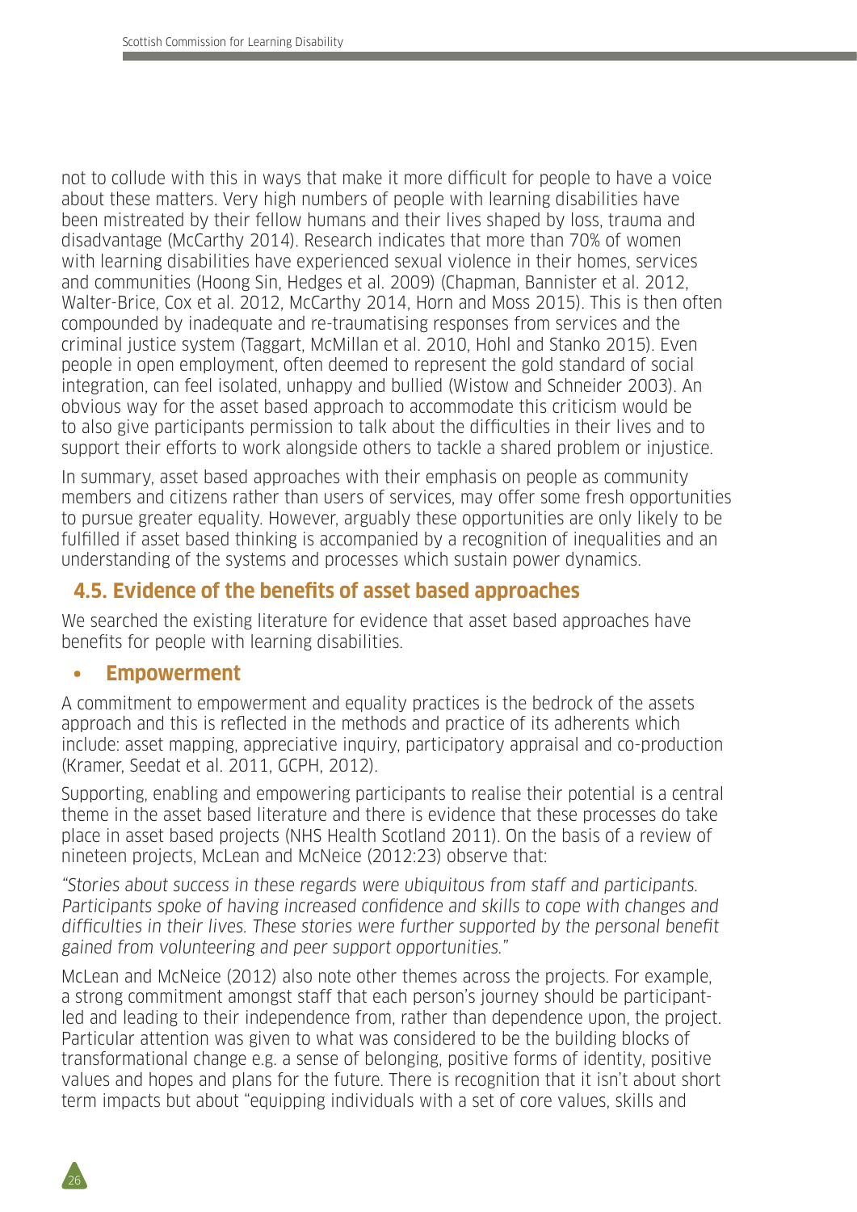not to collude with this in ways that make it more difficult for people to have a voice about these matters. Very high numbers of people with learning disabilities have been mistreated by their fellow humans and their lives shaped by loss, trauma and disadvantage (McCarthy 2014). Research indicates that more than 70% of women with learning disabilities have experienced sexual violence in their homes, services and communities (Hoong Sin, Hedges et al. 2009) (Chapman, Bannister et al. 2012, Walter-Brice, Cox et al. 2012, McCarthy 2014, Horn and Moss 2015). This is then often compounded by inadequate and re-traumatising responses from services and the criminal justice system (Taggart, McMillan et al. 2010, Hohl and Stanko 2015). Even people in open employment, often deemed to represent the gold standard of social integration, can feel isolated, unhappy and bullied (Wistow and Schneider 2003). An obvious way for the asset based approach to accommodate this criticism would be to also give participants permission to talk about the difficulties in their lives and to support their efforts to work alongside others to tackle a shared problem or injustice.

In summary, asset based approaches with their emphasis on people as community members and citizens rather than users of services, may offer some fresh opportunities to pursue greater equality. However, arguably these opportunities are only likely to be fulfilled if asset based thinking is accompanied by a recognition of inequalities and an understanding of the systems and processes which sustain power dynamics.

## 4.5. Evidence of the benefits of asset based approaches

We searched the existing literature for evidence that asset based approaches have benefits for people with learning disabilities.

- **Empowerment**

A commitment to empowerment and equality practices is the bedrock of the assets approach and this is reflected in the methods and practice of its adherents which include: asset mapping, appreciative inquiry, participatory appraisal and co-production (Kramer, Seedat et al. 2011, GCPH, 2012).

Supporting, enabling and empowering participants to realise their potential is a central theme in the asset based literature and there is evidence that these processes do take place in asset based projects (NHS Health Scotland 2011). On the basis of a review of nineteen projects, McLean and McNeice (2012:23) observe that:

*"Stories about success in these regards were ubiquitous from staff and participants. Participants spoke of having increased confidence and skills to cope with changes and difficulties in their lives. These stories were further supported by the personal benefit gained from volunteering and peer support opportunities."*

McLean and McNeice (2012) also note other themes across the projects. For example, a strong commitment amongst staff that each person's journey should be participant-led and leading to their independence from, rather than dependence upon, the project. Particular attention was given to what was considered to be the building blocks of transformational change e.g. a sense of belonging, positive forms of identity, positive values and hopes and plans for the future. There is recognition that it isn't about short term impacts but about "equipping individuals with a set of core values, skills and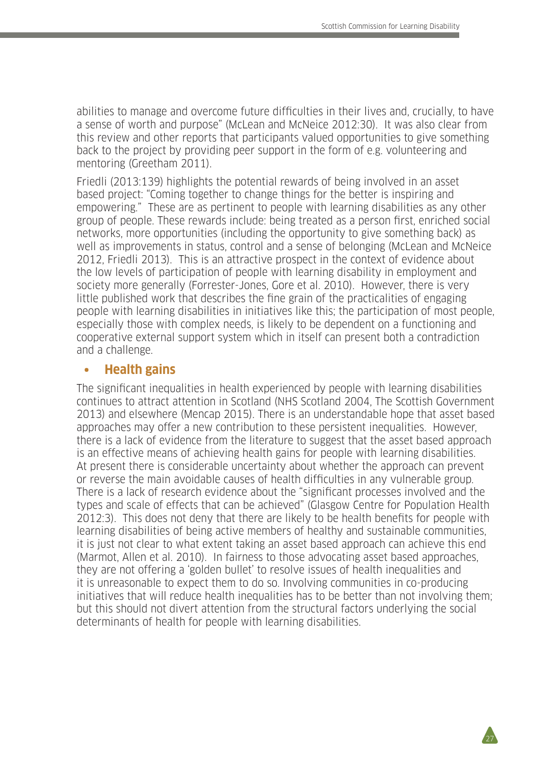abilities to manage and overcome future difficulties in their lives and, crucially, to have a sense of worth and purpose" (McLean and McNeice 2012:30). It was also clear from this review and other reports that participants valued opportunities to give something back to the project by providing peer support in the form of e.g. volunteering and mentoring (Greetham 2011).

Friedli (2013:139) highlights the potential rewards of being involved in an asset based project: "Coming together to change things for the better is inspiring and empowering." These are as pertinent to people with learning disabilities as any other group of people. These rewards include: being treated as a person first, enriched social networks, more opportunities (including the opportunity to give something back) as well as improvements in status, control and a sense of belonging (McLean and McNeice 2012, Friedli 2013). This is an attractive prospect in the context of evidence about the low levels of participation of people with learning disability in employment and society more generally (Forrester-Jones, Gore et al. 2010). However, there is very little published work that describes the fine grain of the practicalities of engaging people with learning disabilities in initiatives like this; the participation of most people, especially those with complex needs, is likely to be dependent on a functioning and cooperative external support system which in itself can present both a contradiction and a challenge.

- **Health gains**

The significant inequalities in health experienced by people with learning disabilities continues to attract attention in Scotland (NHS Scotland 2004, The Scottish Government 2013) and elsewhere (Mencap 2015). There is an understandable hope that asset based approaches may offer a new contribution to these persistent inequalities. However, there is a lack of evidence from the literature to suggest that the asset based approach is an effective means of achieving health gains for people with learning disabilities. At present there is considerable uncertainty about whether the approach can prevent or reverse the main avoidable causes of health difficulties in any vulnerable group. There is a lack of research evidence about the "significant processes involved and the types and scale of effects that can be achieved" (Glasgow Centre for Population Health 2012:3). This does not deny that there are likely to be health benefits for people with learning disabilities of being active members of healthy and sustainable communities, it is just not clear to what extent taking an asset based approach can achieve this end (Marmot, Allen et al. 2010). In fairness to those advocating asset based approaches, they are not offering a 'golden bullet' to resolve issues of health inequalities and it is unreasonable to expect them to do so. Involving communities in co-producing initiatives that will reduce health inequalities has to be better than not involving them; but this should not divert attention from the structural factors underlying the social determinants of health for people with learning disabilities.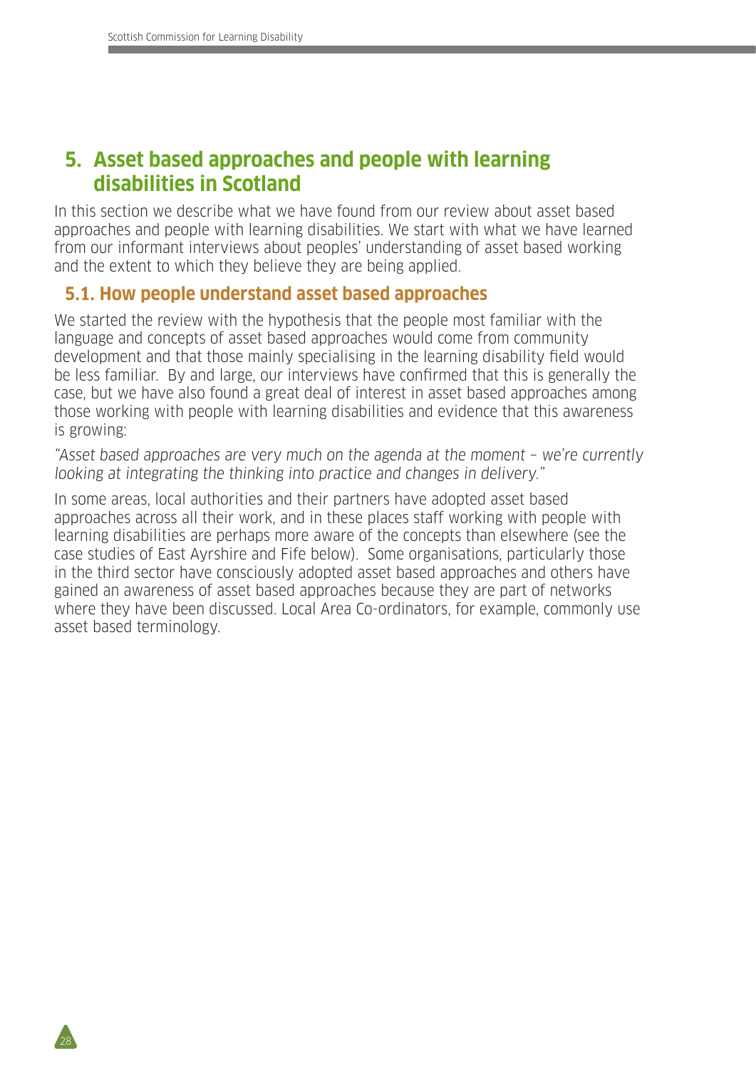## 5. Asset based approaches and people with learning disabilities in Scotland

In this section we describe what we have found from our review about asset based approaches and people with learning disabilities. We start with what we have learned from our informant interviews about peoples' understanding of asset based working and the extent to which they believe they are being applied.

### 5.1. How people understand asset based approaches

We started the review with the hypothesis that the people most familiar with the language and concepts of asset based approaches would come from community development and that those mainly specialising in the learning disability field would be less familiar. By and large, our interviews have confirmed that this is generally the case, but we have also found a great deal of interest in asset based approaches among those working with people with learning disabilities and evidence that this awareness is growing:

*"Asset based approaches are very much on the agenda at the moment – we're currently looking at integrating the thinking into practice and changes in delivery."*

In some areas, local authorities and their partners have adopted asset based approaches across all their work, and in these places staff working with people with learning disabilities are perhaps more aware of the concepts than elsewhere (see the case studies of East Ayrshire and Fife below). Some organisations, particularly those in the third sector have consciously adopted asset based approaches and others have gained an awareness of asset based approaches because they are part of networks where they have been discussed. Local Area Co-ordinators, for example, commonly use asset based terminology.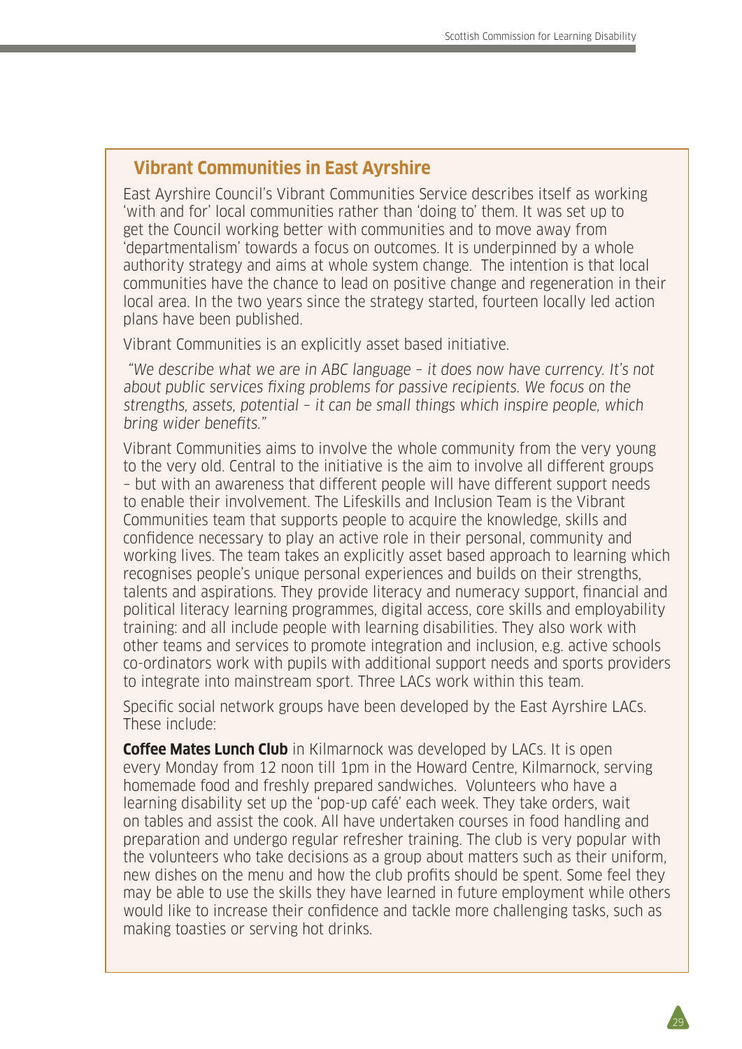## Vibrant Communities in East Ayrshire

East Ayrshire Council's Vibrant Communities Service describes itself as working 'with and for' local communities rather than 'doing to' them. It was set up to get the Council working better with communities and to move away from 'departmentalism' towards a focus on outcomes. It is underpinned by a whole authority strategy and aims at whole system change. The intention is that local communities have the chance to lead on positive change and regeneration in their local area. In the two years since the strategy started, fourteen locally led action plans have been published.

Vibrant Communities is an explicitly asset based initiative.

*"We describe what we are in ABC language – it does now have currency. It's not about public services fixing problems for passive recipients. We focus on the strengths, assets, potential – it can be small things which inspire people, which bring wider benefits."*

Vibrant Communities aims to involve the whole community from the very young to the very old. Central to the initiative is the aim to involve all different groups – but with an awareness that different people will have different support needs to enable their involvement. The Lifeskills and Inclusion Team is the Vibrant Communities team that supports people to acquire the knowledge, skills and confidence necessary to play an active role in their personal, community and working lives. The team takes an explicitly asset based approach to learning which recognises people's unique personal experiences and builds on their strengths, talents and aspirations. They provide literacy and numeracy support, financial and political literacy learning programmes, digital access, core skills and employability training: and all include people with learning disabilities. They also work with other teams and services to promote integration and inclusion, e.g. active schools co-ordinators work with pupils with additional support needs and sports providers to integrate into mainstream sport. Three LACs work within this team.

Specific social network groups have been developed by the East Ayrshire LACs. These include:

**Coffee Mates Lunch Club** in Kilmarnock was developed by LACs. It is open every Monday from 12 noon till 1pm in the Howard Centre, Kilmarnock, serving homemade food and freshly prepared sandwiches. Volunteers who have a learning disability set up the 'pop-up café' each week. They take orders, wait on tables and assist the cook. All have undertaken courses in food handling and preparation and undergo regular refresher training. The club is very popular with the volunteers who take decisions as a group about matters such as their uniform, new dishes on the menu and how the club profits should be spent. Some feel they may be able to use the skills they have learned in future employment while others would like to increase their confidence and tackle more challenging tasks, such as making toasties or serving hot drinks.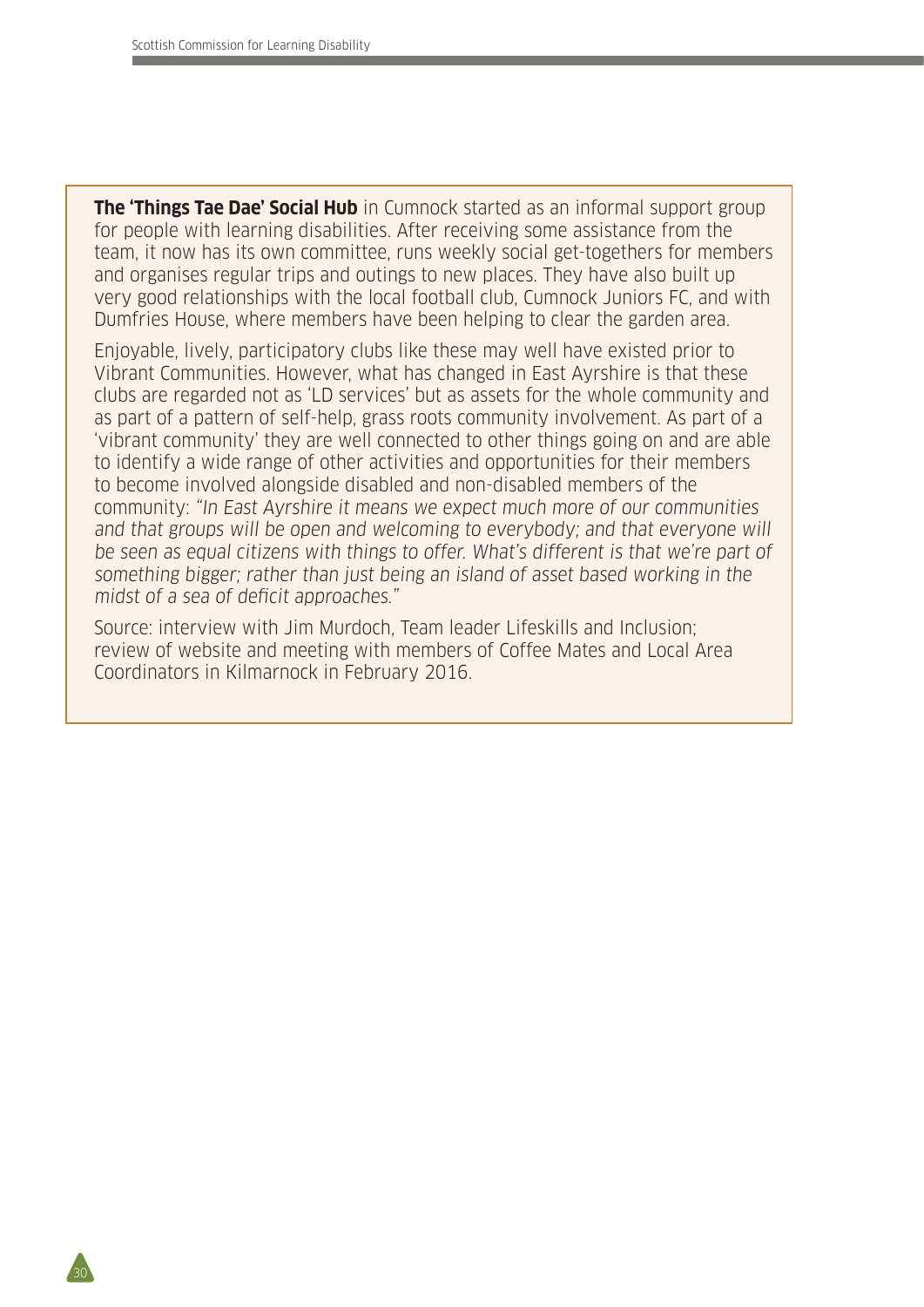**The 'Things Tae Dae' Social Hub** in Cumnock started as an informal support group for people with learning disabilities. After receiving some assistance from the team, it now has its own committee, runs weekly social get-togethers for members and organises regular trips and outings to new places. They have also built up very good relationships with the local football club, Cumnock Juniors FC, and with Dumfries House, where members have been helping to clear the garden area.

Enjoyable, lively, participatory clubs like these may well have existed prior to Vibrant Communities. However, what has changed in East Ayrshire is that these clubs are regarded not as 'LD services' but as assets for the whole community and as part of a pattern of self-help, grass roots community involvement. As part of a 'vibrant community' they are well connected to other things going on and are able to identify a wide range of other activities and opportunities for their members to become involved alongside disabled and non-disabled members of the community: *"In East Ayrshire it means we expect much more of our communities and that groups will be open and welcoming to everybody; and that everyone will be seen as equal citizens with things to offer. What's different is that we're part of something bigger; rather than just being an island of asset based working in the midst of a sea of deficit approaches."*

Source: interview with Jim Murdoch, Team leader Lifeskills and Inclusion; review of website and meeting with members of Coffee Mates and Local Area Coordinators in Kilmarnock in February 2016.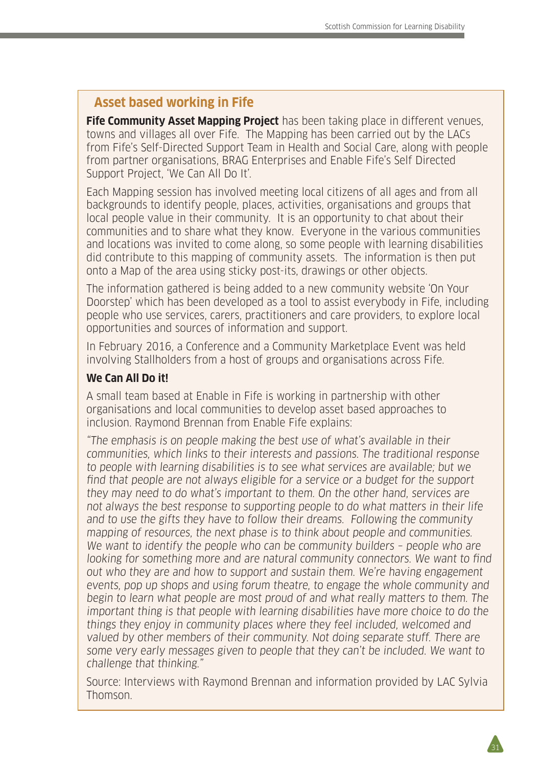## Asset based working in Fife

**Fife Community Asset Mapping Project** has been taking place in different venues, towns and villages all over Fife. The Mapping has been carried out by the LACs from Fife's Self-Directed Support Team in Health and Social Care, along with people from partner organisations, BRAG Enterprises and Enable Fife's Self Directed Support Project, 'We Can All Do It'.

Each Mapping session has involved meeting local citizens of all ages and from all backgrounds to identify people, places, activities, organisations and groups that local people value in their community. It is an opportunity to chat about their communities and to share what they know. Everyone in the various communities and locations was invited to come along, so some people with learning disabilities did contribute to this mapping of community assets. The information is then put onto a Map of the area using sticky post-its, drawings or other objects.

The information gathered is being added to a new community website 'On Your Doorstep' which has been developed as a tool to assist everybody in Fife, including people who use services, carers, practitioners and care providers, to explore local opportunities and sources of information and support.

In February 2016, a Conference and a Community Marketplace Event was held involving Stallholders from a host of groups and organisations across Fife.

**We Can All Do it!**

A small team based at Enable in Fife is working in partnership with other organisations and local communities to develop asset based approaches to inclusion. Raymond Brennan from Enable Fife explains:

*"The emphasis is on people making the best use of what's available in their communities, which links to their interests and passions. The traditional response to people with learning disabilities is to see what services are available; but we find that people are not always eligible for a service or a budget for the support they may need to do what's important to them. On the other hand, services are not always the best response to supporting people to do what matters in their life and to use the gifts they have to follow their dreams. Following the community mapping of resources, the next phase is to think about people and communities. We want to identify the people who can be community builders – people who are looking for something more and are natural community connectors. We want to find out who they are and how to support and sustain them. We're having engagement events, pop up shops and using forum theatre, to engage the whole community and begin to learn what people are most proud of and what really matters to them. The important thing is that people with learning disabilities have more choice to do the things they enjoy in community places where they feel included, welcomed and valued by other members of their community. Not doing separate stuff. There are some very early messages given to people that they can't be included. We want to challenge that thinking."*

Source: Interviews with Raymond Brennan and information provided by LAC Sylvia Thomson.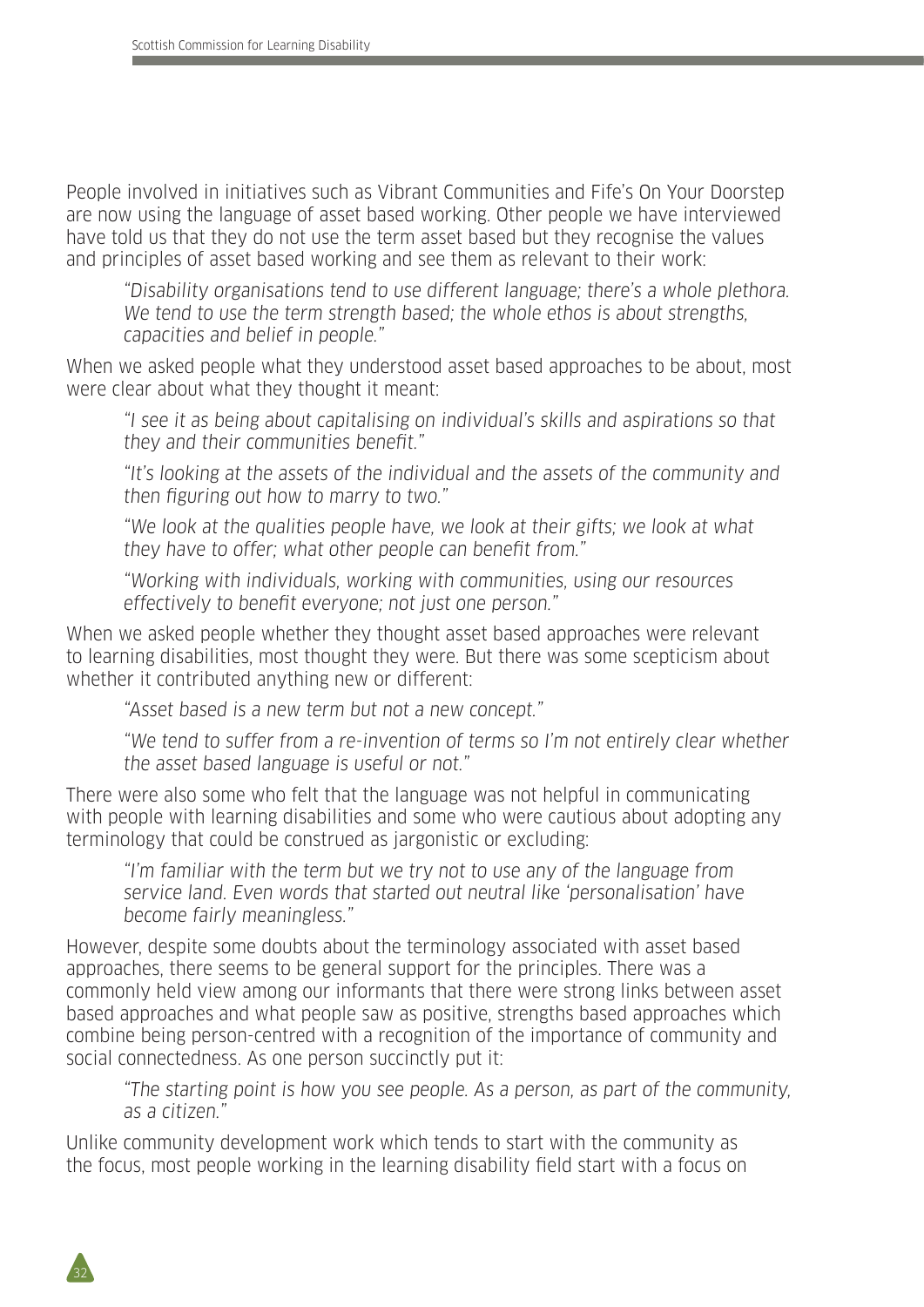People involved in initiatives such as Vibrant Communities and Fife's On Your Doorstep are now using the language of asset based working. Other people we have interviewed have told us that they do not use the term asset based but they recognise the values and principles of asset based working and see them as relevant to their work:

> *"Disability organisations tend to use different language; there's a whole plethora. We tend to use the term strength based; the whole ethos is about strengths, capacities and belief in people."*

When we asked people what they understood asset based approaches to be about, most were clear about what they thought it meant:

> *"I see it as being about capitalising on individual's skills and aspirations so that they and their communities benefit."*
>
> *"It's looking at the assets of the individual and the assets of the community and then figuring out how to marry to two."*
>
> *"We look at the qualities people have, we look at their gifts; we look at what they have to offer; what other people can benefit from."*
>
> *"Working with individuals, working with communities, using our resources effectively to benefit everyone; not just one person."*

When we asked people whether they thought asset based approaches were relevant to learning disabilities, most thought they were. But there was some scepticism about whether it contributed anything new or different:

> *"Asset based is a new term but not a new concept."*
>
> *"We tend to suffer from a re-invention of terms so I'm not entirely clear whether the asset based language is useful or not."*

There were also some who felt that the language was not helpful in communicating with people with learning disabilities and some who were cautious about adopting any terminology that could be construed as jargonistic or excluding:

> *"I'm familiar with the term but we try not to use any of the language from service land. Even words that started out neutral like 'personalisation' have become fairly meaningless."*

However, despite some doubts about the terminology associated with asset based approaches, there seems to be general support for the principles. There was a commonly held view among our informants that there were strong links between asset based approaches and what people saw as positive, strengths based approaches which combine being person-centred with a recognition of the importance of community and social connectedness. As one person succinctly put it:

> *"The starting point is how you see people. As a person, as part of the community, as a citizen."*

Unlike community development work which tends to start with the community as the focus, most people working in the learning disability field start with a focus on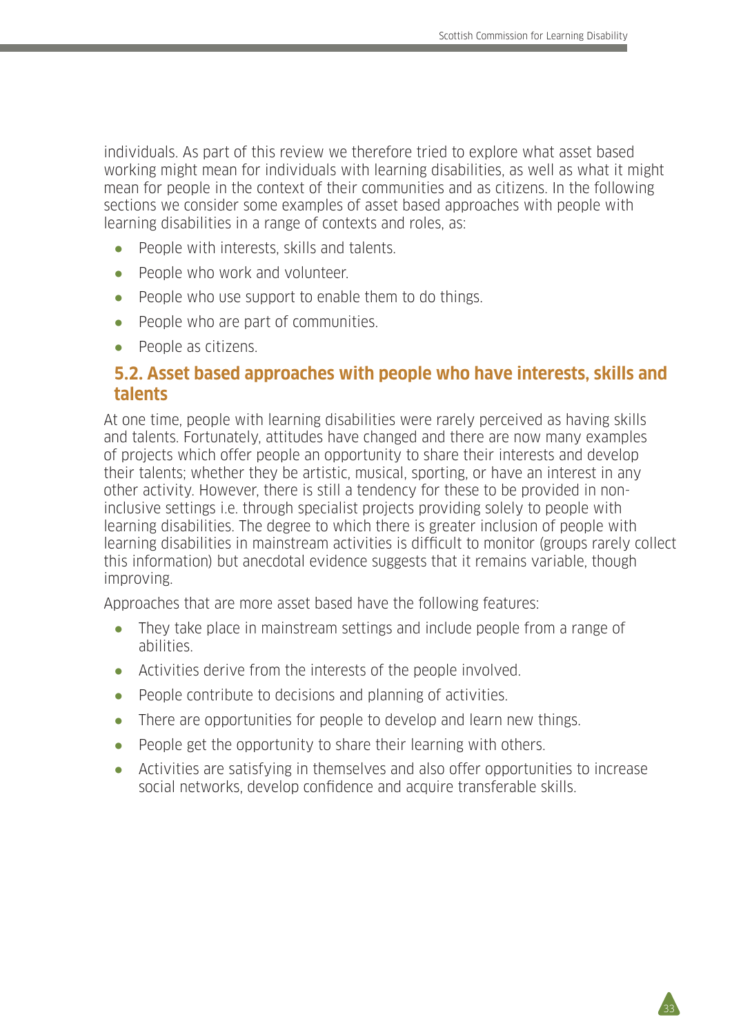individuals. As part of this review we therefore tried to explore what asset based working might mean for individuals with learning disabilities, as well as what it might mean for people in the context of their communities and as citizens. In the following sections we consider some examples of asset based approaches with people with learning disabilities in a range of contexts and roles, as:

- People with interests, skills and talents.
- People who work and volunteer.
- People who use support to enable them to do things.
- People who are part of communities.
- People as citizens.

## 5.2. Asset based approaches with people who have interests, skills and talents

At one time, people with learning disabilities were rarely perceived as having skills and talents. Fortunately, attitudes have changed and there are now many examples of projects which offer people an opportunity to share their interests and develop their talents; whether they be artistic, musical, sporting, or have an interest in any other activity. However, there is still a tendency for these to be provided in non-inclusive settings i.e. through specialist projects providing solely to people with learning disabilities. The degree to which there is greater inclusion of people with learning disabilities in mainstream activities is difficult to monitor (groups rarely collect this information) but anecdotal evidence suggests that it remains variable, though improving.

Approaches that are more asset based have the following features:

- They take place in mainstream settings and include people from a range of abilities.
- Activities derive from the interests of the people involved.
- People contribute to decisions and planning of activities.
- There are opportunities for people to develop and learn new things.
- People get the opportunity to share their learning with others.
- Activities are satisfying in themselves and also offer opportunities to increase social networks, develop confidence and acquire transferable skills.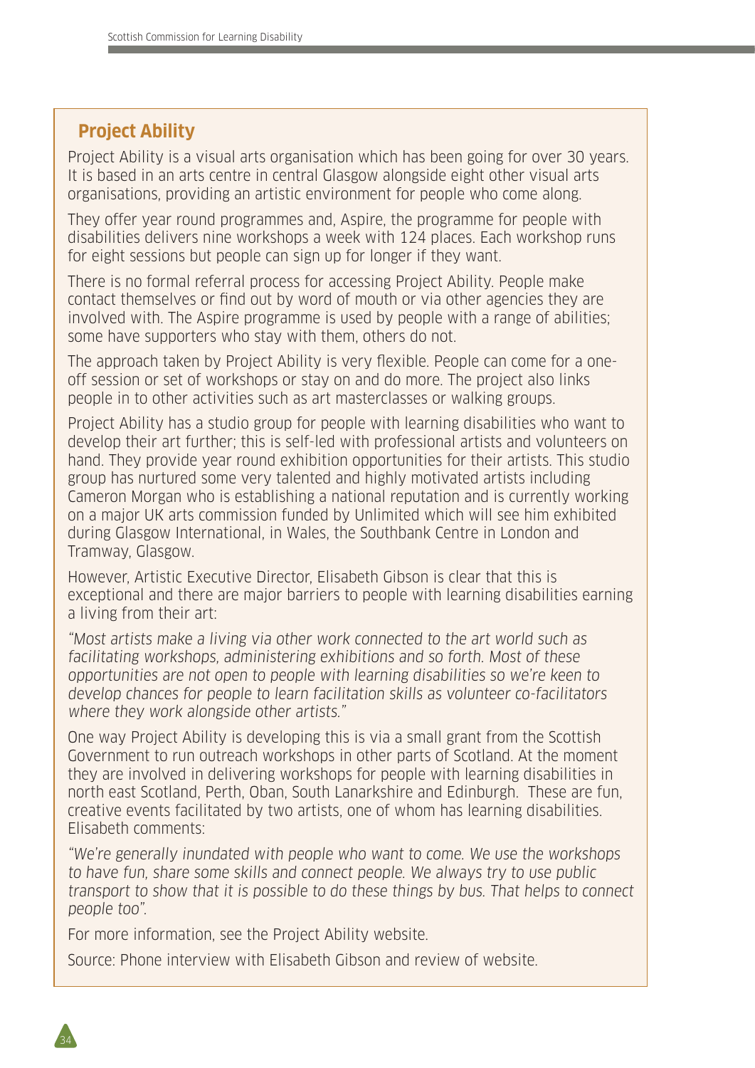## Project Ability

Project Ability is a visual arts organisation which has been going for over 30 years. It is based in an arts centre in central Glasgow alongside eight other visual arts organisations, providing an artistic environment for people who come along.

They offer year round programmes and, Aspire, the programme for people with disabilities delivers nine workshops a week with 124 places. Each workshop runs for eight sessions but people can sign up for longer if they want.

There is no formal referral process for accessing Project Ability. People make contact themselves or find out by word of mouth or via other agencies they are involved with. The Aspire programme is used by people with a range of abilities; some have supporters who stay with them, others do not.

The approach taken by Project Ability is very flexible. People can come for a one-off session or set of workshops or stay on and do more. The project also links people in to other activities such as art masterclasses or walking groups.

Project Ability has a studio group for people with learning disabilities who want to develop their art further; this is self-led with professional artists and volunteers on hand. They provide year round exhibition opportunities for their artists. This studio group has nurtured some very talented and highly motivated artists including Cameron Morgan who is establishing a national reputation and is currently working on a major UK arts commission funded by Unlimited which will see him exhibited during Glasgow International, in Wales, the Southbank Centre in London and Tramway, Glasgow.

However, Artistic Executive Director, Elisabeth Gibson is clear that this is exceptional and there are major barriers to people with learning disabilities earning a living from their art:

*"Most artists make a living via other work connected to the art world such as facilitating workshops, administering exhibitions and so forth. Most of these opportunities are not open to people with learning disabilities so we're keen to develop chances for people to learn facilitation skills as volunteer co-facilitators where they work alongside other artists."*

One way Project Ability is developing this is via a small grant from the Scottish Government to run outreach workshops in other parts of Scotland. At the moment they are involved in delivering workshops for people with learning disabilities in north east Scotland, Perth, Oban, South Lanarkshire and Edinburgh. These are fun, creative events facilitated by two artists, one of whom has learning disabilities. Elisabeth comments:

*"We're generally inundated with people who want to come. We use the workshops to have fun, share some skills and connect people. We always try to use public transport to show that it is possible to do these things by bus. That helps to connect people too".*

For more information, see the Project Ability website.

Source: Phone interview with Elisabeth Gibson and review of website.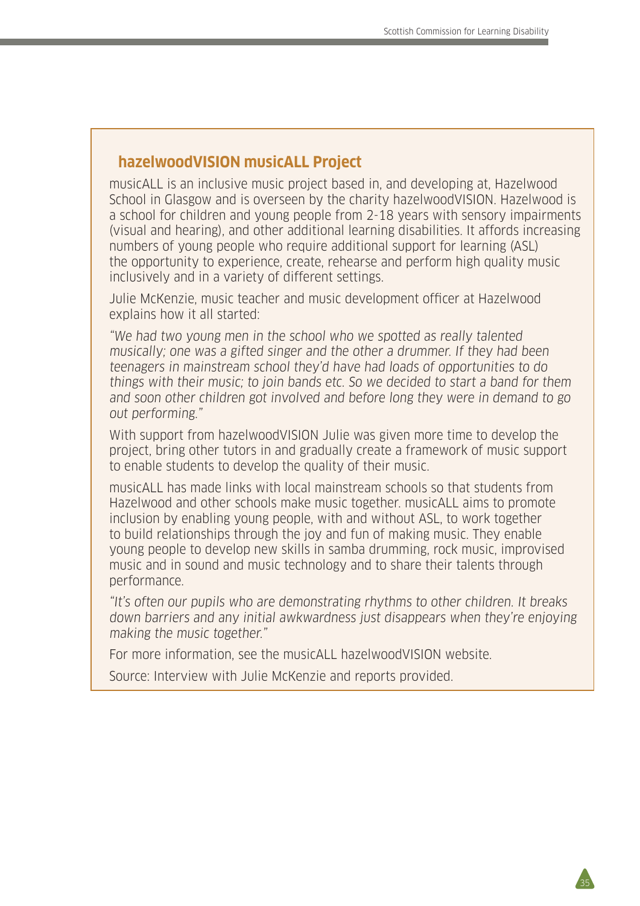## hazelwoodVISION musicALL Project

musicALL is an inclusive music project based in, and developing at, Hazelwood School in Glasgow and is overseen by the charity hazelwoodVISION. Hazelwood is a school for children and young people from 2-18 years with sensory impairments (visual and hearing), and other additional learning disabilities. It affords increasing numbers of young people who require additional support for learning (ASL) the opportunity to experience, create, rehearse and perform high quality music inclusively and in a variety of different settings.

Julie McKenzie, music teacher and music development officer at Hazelwood explains how it all started:

*"We had two young men in the school who we spotted as really talented musically; one was a gifted singer and the other a drummer. If they had been teenagers in mainstream school they'd have had loads of opportunities to do things with their music; to join bands etc. So we decided to start a band for them and soon other children got involved and before long they were in demand to go out performing."*

With support from hazelwoodVISION Julie was given more time to develop the project, bring other tutors in and gradually create a framework of music support to enable students to develop the quality of their music.

musicALL has made links with local mainstream schools so that students from Hazelwood and other schools make music together. musicALL aims to promote inclusion by enabling young people, with and without ASL, to work together to build relationships through the joy and fun of making music. They enable young people to develop new skills in samba drumming, rock music, improvised music and in sound and music technology and to share their talents through performance.

*"It's often our pupils who are demonstrating rhythms to other children. It breaks down barriers and any initial awkwardness just disappears when they're enjoying making the music together."*

For more information, see the musicALL hazelwoodVISION website.

Source: Interview with Julie McKenzie and reports provided.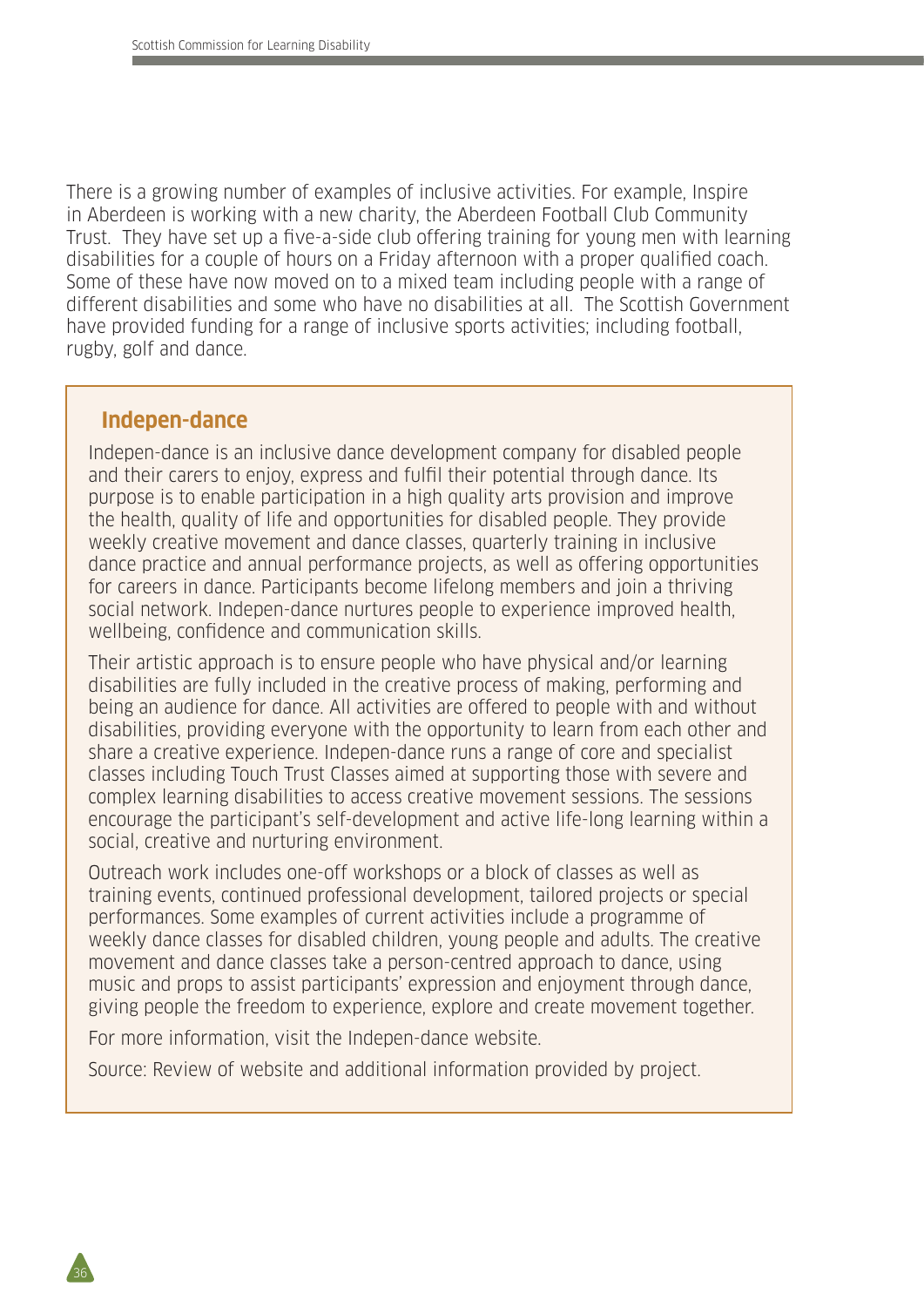There is a growing number of examples of inclusive activities. For example, Inspire in Aberdeen is working with a new charity, the Aberdeen Football Club Community Trust. They have set up a five-a-side club offering training for young men with learning disabilities for a couple of hours on a Friday afternoon with a proper qualified coach. Some of these have now moved on to a mixed team including people with a range of different disabilities and some who have no disabilities at all. The Scottish Government have provided funding for a range of inclusive sports activities; including football, rugby, golf and dance.

### Indepen-dance

Indepen-dance is an inclusive dance development company for disabled people and their carers to enjoy, express and fulfil their potential through dance. Its purpose is to enable participation in a high quality arts provision and improve the health, quality of life and opportunities for disabled people. They provide weekly creative movement and dance classes, quarterly training in inclusive dance practice and annual performance projects, as well as offering opportunities for careers in dance. Participants become lifelong members and join a thriving social network. Indepen-dance nurtures people to experience improved health, wellbeing, confidence and communication skills.

Their artistic approach is to ensure people who have physical and/or learning disabilities are fully included in the creative process of making, performing and being an audience for dance. All activities are offered to people with and without disabilities, providing everyone with the opportunity to learn from each other and share a creative experience. Indepen-dance runs a range of core and specialist classes including Touch Trust Classes aimed at supporting those with severe and complex learning disabilities to access creative movement sessions. The sessions encourage the participant's self-development and active life-long learning within a social, creative and nurturing environment.

Outreach work includes one-off workshops or a block of classes as well as training events, continued professional development, tailored projects or special performances. Some examples of current activities include a programme of weekly dance classes for disabled children, young people and adults. The creative movement and dance classes take a person-centred approach to dance, using music and props to assist participants' expression and enjoyment through dance, giving people the freedom to experience, explore and create movement together.

For more information, visit the Indepen-dance website.

Source: Review of website and additional information provided by project.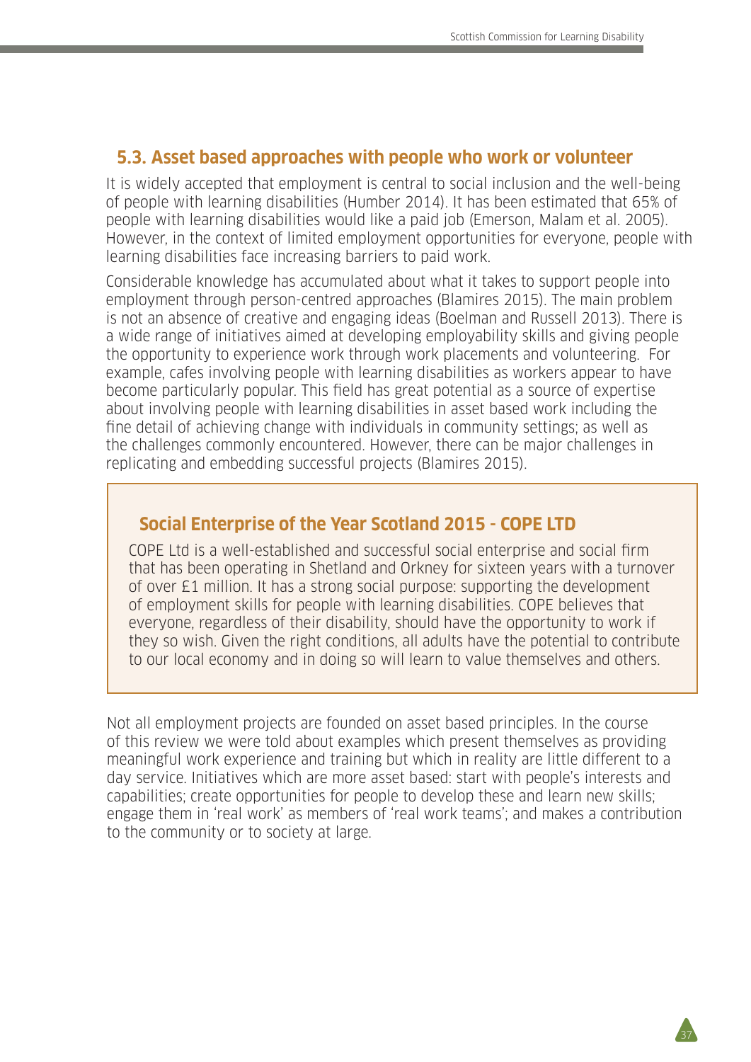## 5.3. Asset based approaches with people who work or volunteer

It is widely accepted that employment is central to social inclusion and the well-being of people with learning disabilities (Humber 2014). It has been estimated that 65% of people with learning disabilities would like a paid job (Emerson, Malam et al. 2005). However, in the context of limited employment opportunities for everyone, people with learning disabilities face increasing barriers to paid work.

Considerable knowledge has accumulated about what it takes to support people into employment through person-centred approaches (Blamires 2015). The main problem is not an absence of creative and engaging ideas (Boelman and Russell 2013). There is a wide range of initiatives aimed at developing employability skills and giving people the opportunity to experience work through work placements and volunteering. For example, cafes involving people with learning disabilities as workers appear to have become particularly popular. This field has great potential as a source of expertise about involving people with learning disabilities in asset based work including the fine detail of achieving change with individuals in community settings; as well as the challenges commonly encountered. However, there can be major challenges in replicating and embedding successful projects (Blamires 2015).

> **Social Enterprise of the Year Scotland 2015 - COPE LTD**
>
> COPE Ltd is a well-established and successful social enterprise and social firm that has been operating in Shetland and Orkney for sixteen years with a turnover of over £1 million. It has a strong social purpose: supporting the development of employment skills for people with learning disabilities. COPE believes that everyone, regardless of their disability, should have the opportunity to work if they so wish. Given the right conditions, all adults have the potential to contribute to our local economy and in doing so will learn to value themselves and others.

Not all employment projects are founded on asset based principles. In the course of this review we were told about examples which present themselves as providing meaningful work experience and training but which in reality are little different to a day service. Initiatives which are more asset based: start with people's interests and capabilities; create opportunities for people to develop these and learn new skills; engage them in 'real work' as members of 'real work teams'; and makes a contribution to the community or to society at large.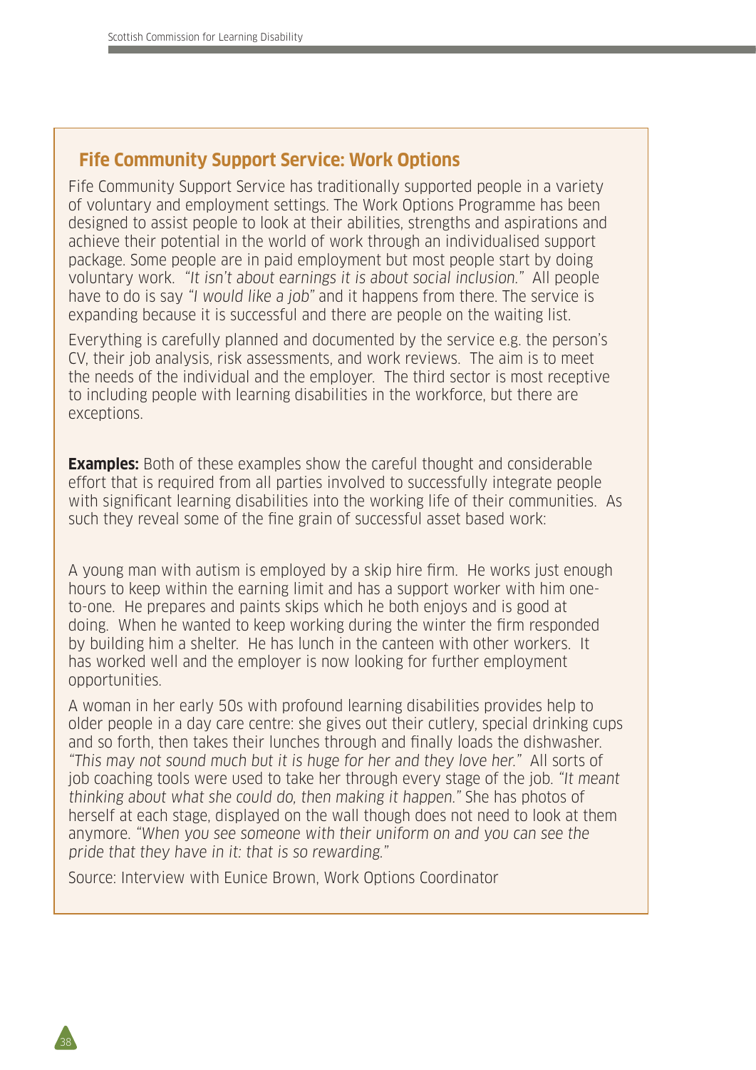## Fife Community Support Service: Work Options

Fife Community Support Service has traditionally supported people in a variety of voluntary and employment settings. The Work Options Programme has been designed to assist people to look at their abilities, strengths and aspirations and achieve their potential in the world of work through an individualised support package. Some people are in paid employment but most people start by doing voluntary work. *"It isn't about earnings it is about social inclusion."* All people have to do is say *"I would like a job"* and it happens from there. The service is expanding because it is successful and there are people on the waiting list.

Everything is carefully planned and documented by the service e.g. the person's CV, their job analysis, risk assessments, and work reviews. The aim is to meet the needs of the individual and the employer. The third sector is most receptive to including people with learning disabilities in the workforce, but there are exceptions.

**Examples:** Both of these examples show the careful thought and considerable effort that is required from all parties involved to successfully integrate people with significant learning disabilities into the working life of their communities. As such they reveal some of the fine grain of successful asset based work:

A young man with autism is employed by a skip hire firm. He works just enough hours to keep within the earning limit and has a support worker with him one-to-one. He prepares and paints skips which he both enjoys and is good at doing. When he wanted to keep working during the winter the firm responded by building him a shelter. He has lunch in the canteen with other workers. It has worked well and the employer is now looking for further employment opportunities.

A woman in her early 50s with profound learning disabilities provides help to older people in a day care centre: she gives out their cutlery, special drinking cups and so forth, then takes their lunches through and finally loads the dishwasher. *"This may not sound much but it is huge for her and they love her."* All sorts of job coaching tools were used to take her through every stage of the job. *"It meant thinking about what she could do, then making it happen."* She has photos of herself at each stage, displayed on the wall though does not need to look at them anymore. *"When you see someone with their uniform on and you can see the pride that they have in it: that is so rewarding."*

Source: Interview with Eunice Brown, Work Options Coordinator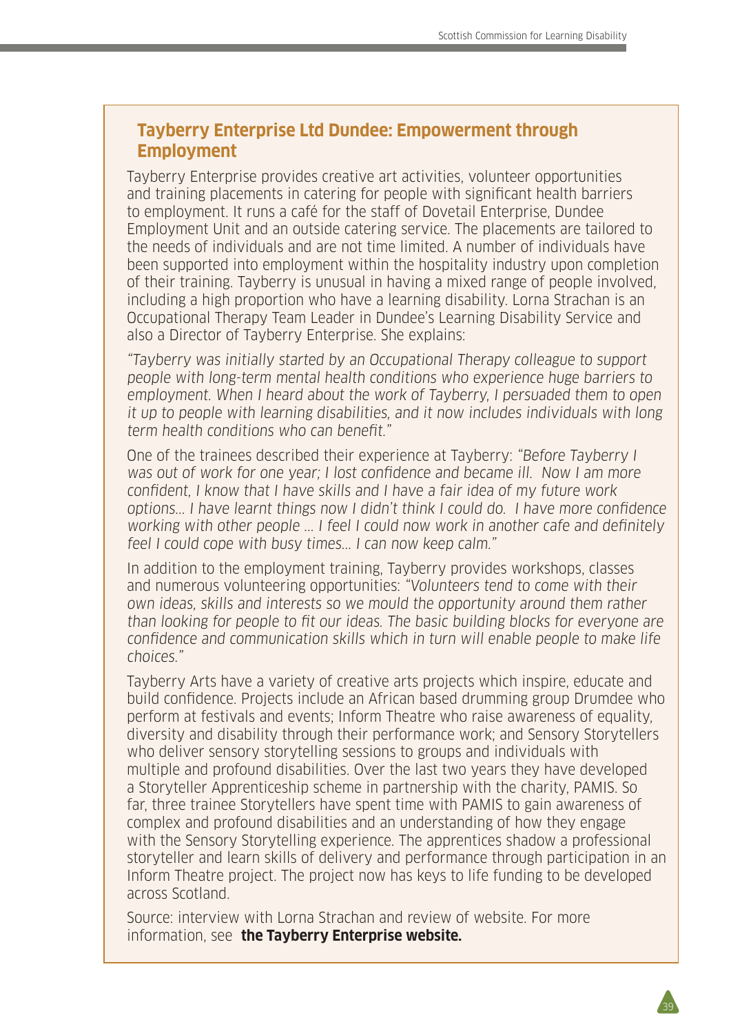## Tayberry Enterprise Ltd Dundee: Empowerment through Employment

Tayberry Enterprise provides creative art activities, volunteer opportunities and training placements in catering for people with significant health barriers to employment. It runs a café for the staff of Dovetail Enterprise, Dundee Employment Unit and an outside catering service. The placements are tailored to the needs of individuals and are not time limited. A number of individuals have been supported into employment within the hospitality industry upon completion of their training. Tayberry is unusual in having a mixed range of people involved, including a high proportion who have a learning disability. Lorna Strachan is an Occupational Therapy Team Leader in Dundee's Learning Disability Service and also a Director of Tayberry Enterprise. She explains:

*"Tayberry was initially started by an Occupational Therapy colleague to support people with long-term mental health conditions who experience huge barriers to employment. When I heard about the work of Tayberry, I persuaded them to open it up to people with learning disabilities, and it now includes individuals with long term health conditions who can benefit."*

One of the trainees described their experience at Tayberry: *"Before Tayberry I was out of work for one year; I lost confidence and became ill. Now I am more confident, I know that I have skills and I have a fair idea of my future work options… I have learnt things now I didn't think I could do. I have more confidence working with other people … I feel I could now work in another cafe and definitely feel I could cope with busy times… I can now keep calm."*

In addition to the employment training, Tayberry provides workshops, classes and numerous volunteering opportunities: *"Volunteers tend to come with their own ideas, skills and interests so we mould the opportunity around them rather than looking for people to fit our ideas. The basic building blocks for everyone are confidence and communication skills which in turn will enable people to make life choices."*

Tayberry Arts have a variety of creative arts projects which inspire, educate and build confidence. Projects include an African based drumming group Drumdee who perform at festivals and events; Inform Theatre who raise awareness of equality, diversity and disability through their performance work; and Sensory Storytellers who deliver sensory storytelling sessions to groups and individuals with multiple and profound disabilities. Over the last two years they have developed a Storyteller Apprenticeship scheme in partnership with the charity, PAMIS. So far, three trainee Storytellers have spent time with PAMIS to gain awareness of complex and profound disabilities and an understanding of how they engage with the Sensory Storytelling experience. The apprentices shadow a professional storyteller and learn skills of delivery and performance through participation in an Inform Theatre project. The project now has keys to life funding to be developed across Scotland.

Source: interview with Lorna Strachan and review of website. For more information, see **the Tayberry Enterprise website.**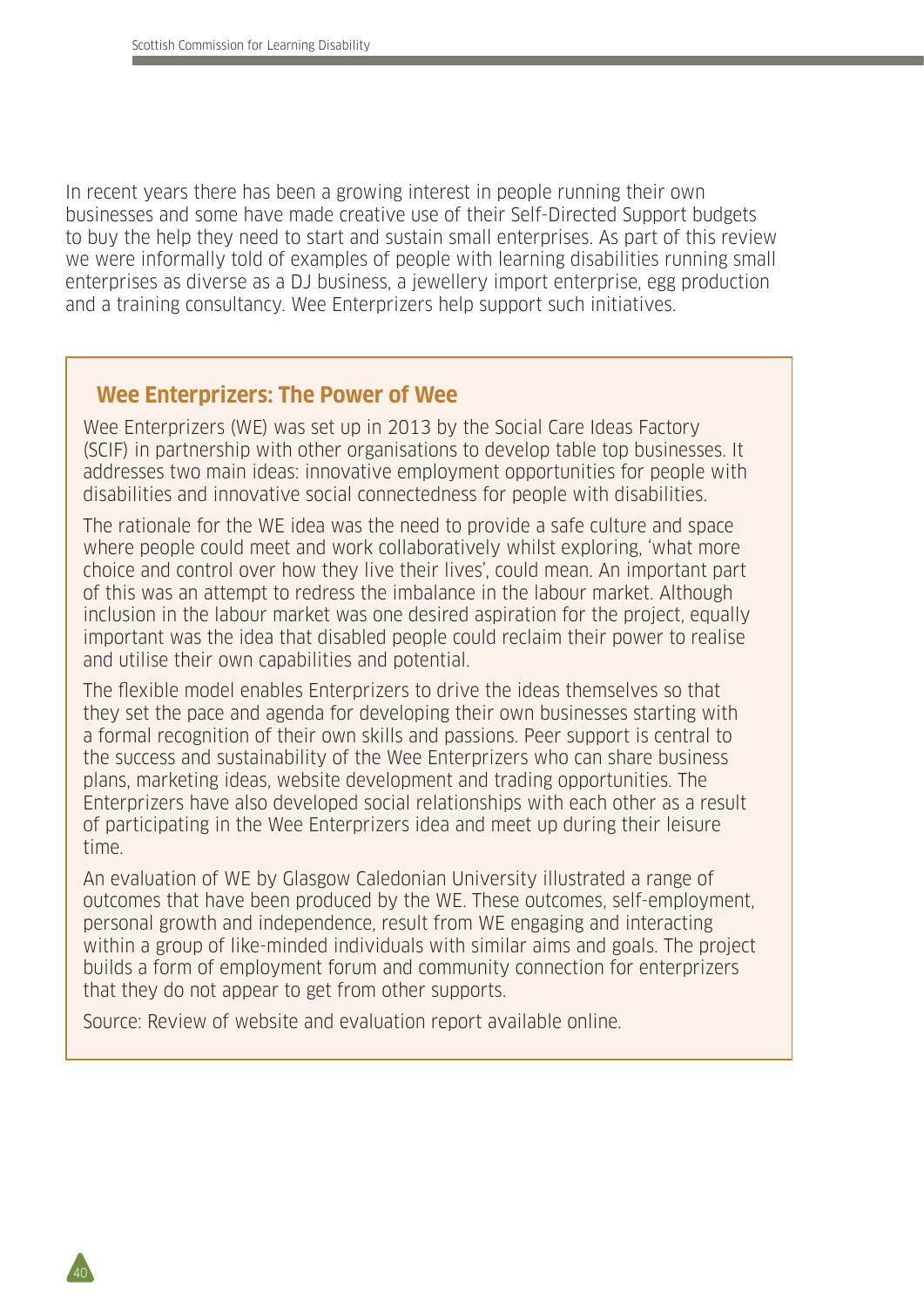In recent years there has been a growing interest in people running their own businesses and some have made creative use of their Self-Directed Support budgets to buy the help they need to start and sustain small enterprises. As part of this review we were informally told of examples of people with learning disabilities running small enterprises as diverse as a DJ business, a jewellery import enterprise, egg production and a training consultancy. Wee Enterprizers help support such initiatives.

### Wee Enterprizers: The Power of Wee

Wee Enterprizers (WE) was set up in 2013 by the Social Care Ideas Factory (SCIF) in partnership with other organisations to develop table top businesses. It addresses two main ideas: innovative employment opportunities for people with disabilities and innovative social connectedness for people with disabilities.

The rationale for the WE idea was the need to provide a safe culture and space where people could meet and work collaboratively whilst exploring, 'what more choice and control over how they live their lives', could mean. An important part of this was an attempt to redress the imbalance in the labour market. Although inclusion in the labour market was one desired aspiration for the project, equally important was the idea that disabled people could reclaim their power to realise and utilise their own capabilities and potential.

The flexible model enables Enterprizers to drive the ideas themselves so that they set the pace and agenda for developing their own businesses starting with a formal recognition of their own skills and passions. Peer support is central to the success and sustainability of the Wee Enterprizers who can share business plans, marketing ideas, website development and trading opportunities. The Enterprizers have also developed social relationships with each other as a result of participating in the Wee Enterprizers idea and meet up during their leisure time.

An evaluation of WE by Glasgow Caledonian University illustrated a range of outcomes that have been produced by the WE. These outcomes, self-employment, personal growth and independence, result from WE engaging and interacting within a group of like-minded individuals with similar aims and goals. The project builds a form of employment forum and community connection for enterprizers that they do not appear to get from other supports.

Source: Review of website and evaluation report available online.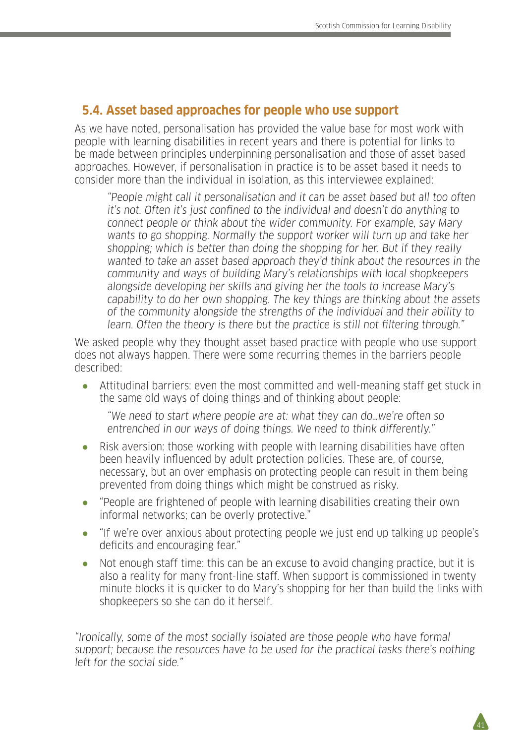## 5.4. Asset based approaches for people who use support

As we have noted, personalisation has provided the value base for most work with people with learning disabilities in recent years and there is potential for links to be made between principles underpinning personalisation and those of asset based approaches. However, if personalisation in practice is to be asset based it needs to consider more than the individual in isolation, as this interviewee explained:

> *"People might call it personalisation and it can be asset based but all too often it's not. Often it's just confined to the individual and doesn't do anything to connect people or think about the wider community. For example, say Mary wants to go shopping. Normally the support worker will turn up and take her shopping; which is better than doing the shopping for her. But if they really wanted to take an asset based approach they'd think about the resources in the community and ways of building Mary's relationships with local shopkeepers alongside developing her skills and giving her the tools to increase Mary's capability to do her own shopping. The key things are thinking about the assets of the community alongside the strengths of the individual and their ability to learn. Often the theory is there but the practice is still not filtering through."*

We asked people why they thought asset based practice with people who use support does not always happen. There were some recurring themes in the barriers people described:

- Attitudinal barriers: even the most committed and well-meaning staff get stuck in the same old ways of doing things and of thinking about people:

  *"We need to start where people are at: what they can do…we're often so entrenched in our ways of doing things. We need to think differently."*

- Risk aversion: those working with people with learning disabilities have often been heavily influenced by adult protection policies. These are, of course, necessary, but an over emphasis on protecting people can result in them being prevented from doing things which might be construed as risky.
- "People are frightened of people with learning disabilities creating their own informal networks; can be overly protective."
- "If we're over anxious about protecting people we just end up talking up people's deficits and encouraging fear."
- Not enough staff time: this can be an excuse to avoid changing practice, but it is also a reality for many front-line staff. When support is commissioned in twenty minute blocks it is quicker to do Mary's shopping for her than build the links with shopkeepers so she can do it herself.

*"Ironically, some of the most socially isolated are those people who have formal support; because the resources have to be used for the practical tasks there's nothing left for the social side."*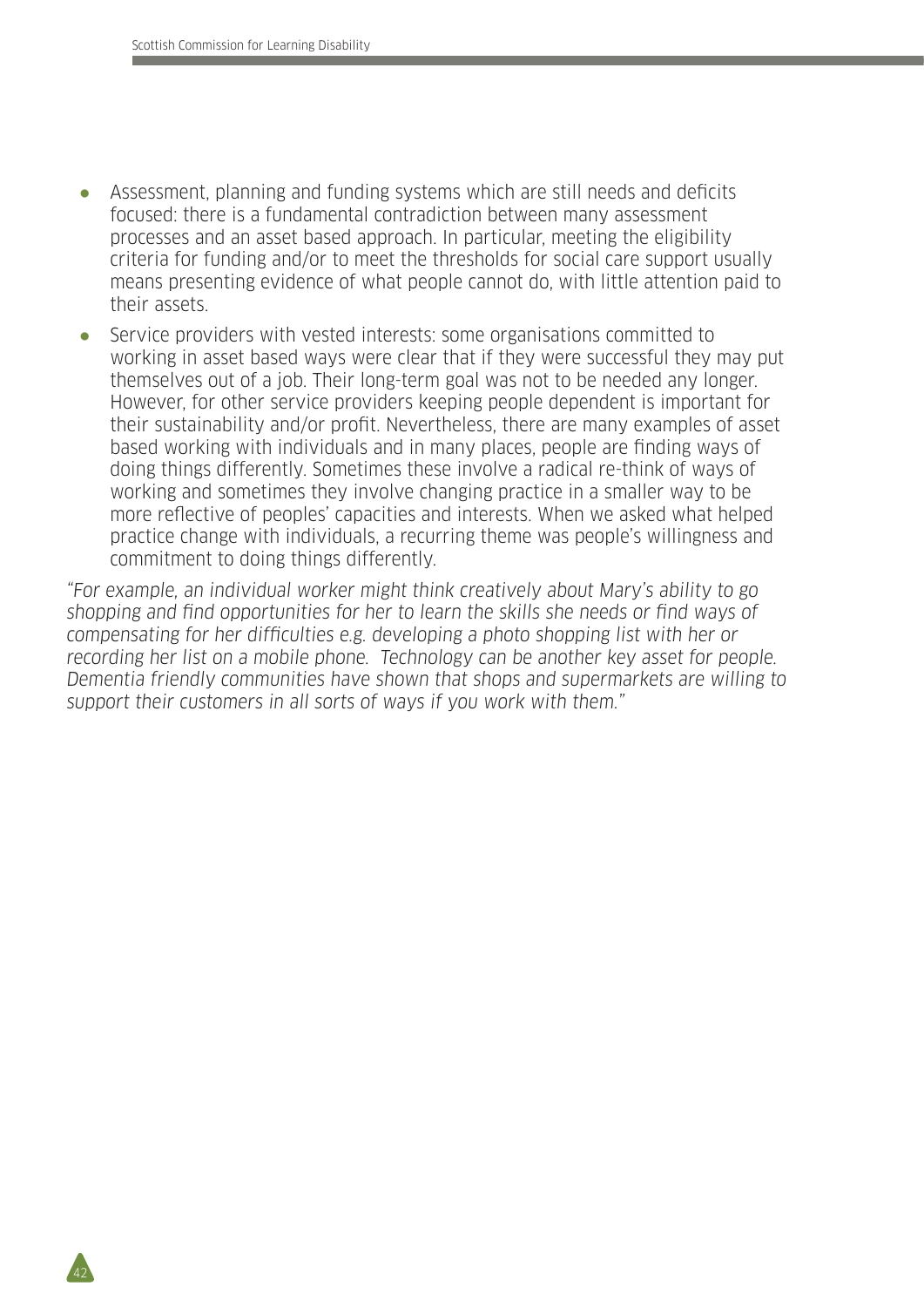- Assessment, planning and funding systems which are still needs and deficits focused: there is a fundamental contradiction between many assessment processes and an asset based approach. In particular, meeting the eligibility criteria for funding and/or to meet the thresholds for social care support usually means presenting evidence of what people cannot do, with little attention paid to their assets.
- Service providers with vested interests: some organisations committed to working in asset based ways were clear that if they were successful they may put themselves out of a job. Their long-term goal was not to be needed any longer. However, for other service providers keeping people dependent is important for their sustainability and/or profit. Nevertheless, there are many examples of asset based working with individuals and in many places, people are finding ways of doing things differently. Sometimes these involve a radical re-think of ways of working and sometimes they involve changing practice in a smaller way to be more reflective of peoples' capacities and interests. When we asked what helped practice change with individuals, a recurring theme was people's willingness and commitment to doing things differently.

*"For example, an individual worker might think creatively about Mary's ability to go shopping and find opportunities for her to learn the skills she needs or find ways of compensating for her difficulties e.g. developing a photo shopping list with her or recording her list on a mobile phone. Technology can be another key asset for people. Dementia friendly communities have shown that shops and supermarkets are willing to support their customers in all sorts of ways if you work with them."*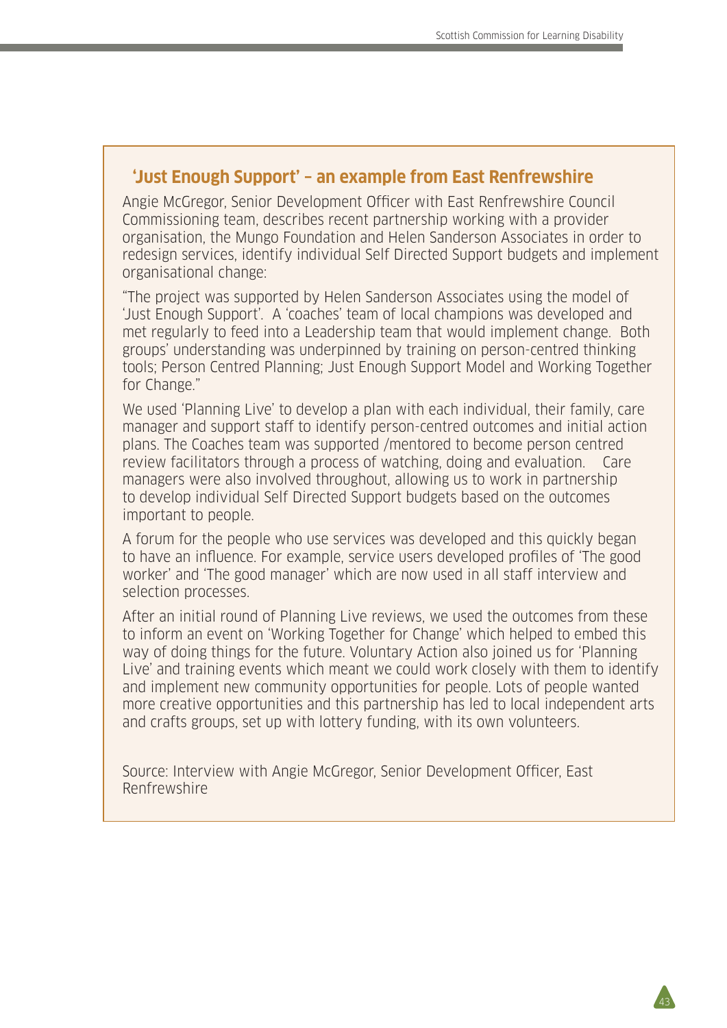## 'Just Enough Support' – an example from East Renfrewshire

Angie McGregor, Senior Development Officer with East Renfrewshire Council Commissioning team, describes recent partnership working with a provider organisation, the Mungo Foundation and Helen Sanderson Associates in order to redesign services, identify individual Self Directed Support budgets and implement organisational change:

"The project was supported by Helen Sanderson Associates using the model of 'Just Enough Support'. A 'coaches' team of local champions was developed and met regularly to feed into a Leadership team that would implement change. Both groups' understanding was underpinned by training on person-centred thinking tools; Person Centred Planning; Just Enough Support Model and Working Together for Change."

We used 'Planning Live' to develop a plan with each individual, their family, care manager and support staff to identify person-centred outcomes and initial action plans. The Coaches team was supported /mentored to become person centred review facilitators through a process of watching, doing and evaluation. Care managers were also involved throughout, allowing us to work in partnership to develop individual Self Directed Support budgets based on the outcomes important to people.

A forum for the people who use services was developed and this quickly began to have an influence. For example, service users developed profiles of 'The good worker' and 'The good manager' which are now used in all staff interview and selection processes.

After an initial round of Planning Live reviews, we used the outcomes from these to inform an event on 'Working Together for Change' which helped to embed this way of doing things for the future. Voluntary Action also joined us for 'Planning Live' and training events which meant we could work closely with them to identify and implement new community opportunities for people. Lots of people wanted more creative opportunities and this partnership has led to local independent arts and crafts groups, set up with lottery funding, with its own volunteers.

Source: Interview with Angie McGregor, Senior Development Officer, East Renfrewshire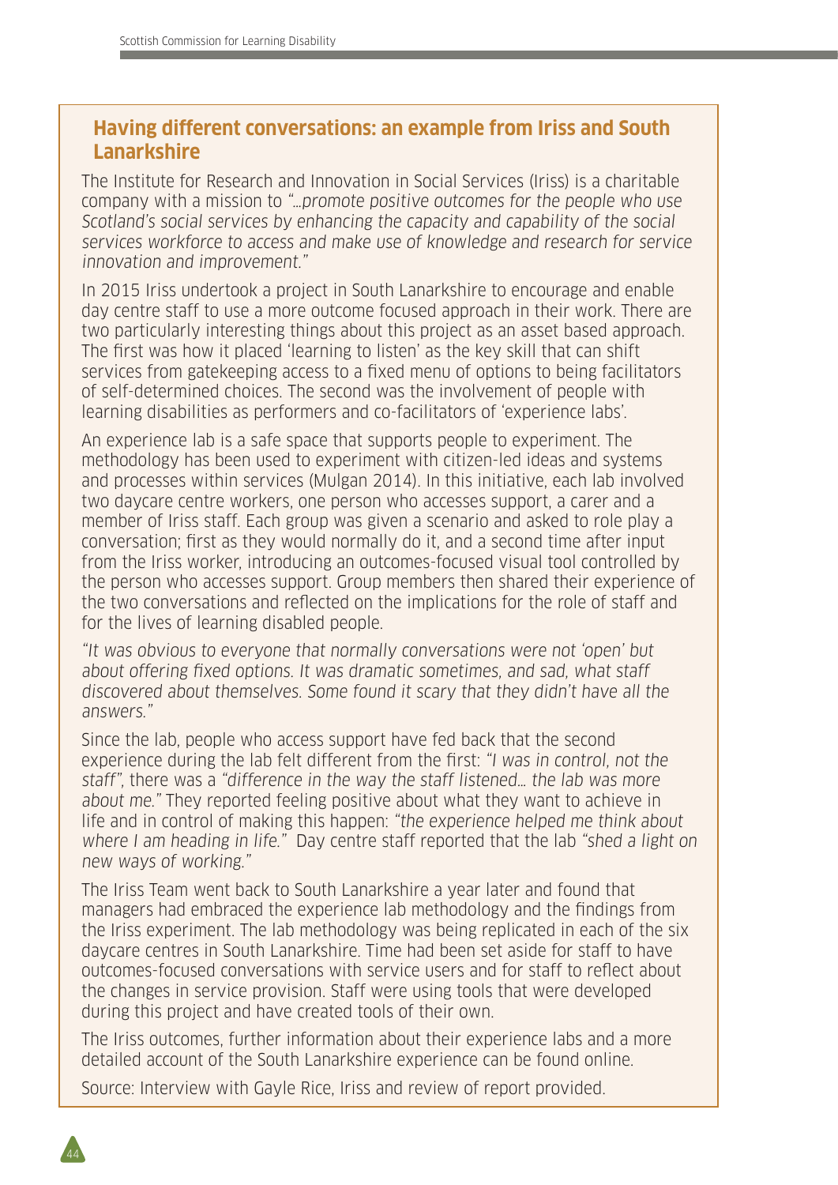## Having different conversations: an example from Iriss and South Lanarkshire

The Institute for Research and Innovation in Social Services (Iriss) is a charitable company with a mission to *"…promote positive outcomes for the people who use Scotland's social services by enhancing the capacity and capability of the social services workforce to access and make use of knowledge and research for service innovation and improvement."*

In 2015 Iriss undertook a project in South Lanarkshire to encourage and enable day centre staff to use a more outcome focused approach in their work. There are two particularly interesting things about this project as an asset based approach. The first was how it placed 'learning to listen' as the key skill that can shift services from gatekeeping access to a fixed menu of options to being facilitators of self-determined choices. The second was the involvement of people with learning disabilities as performers and co-facilitators of 'experience labs'.

An experience lab is a safe space that supports people to experiment. The methodology has been used to experiment with citizen-led ideas and systems and processes within services (Mulgan 2014). In this initiative, each lab involved two daycare centre workers, one person who accesses support, a carer and a member of Iriss staff. Each group was given a scenario and asked to role play a conversation; first as they would normally do it, and a second time after input from the Iriss worker, introducing an outcomes-focused visual tool controlled by the person who accesses support. Group members then shared their experience of the two conversations and reflected on the implications for the role of staff and for the lives of learning disabled people.

*"It was obvious to everyone that normally conversations were not 'open' but about offering fixed options. It was dramatic sometimes, and sad, what staff discovered about themselves. Some found it scary that they didn't have all the answers."*

Since the lab, people who access support have fed back that the second experience during the lab felt different from the first: *"I was in control, not the staff"*, there was a *"difference in the way the staff listened… the lab was more about me."* They reported feeling positive about what they want to achieve in life and in control of making this happen: *"the experience helped me think about where I am heading in life."* Day centre staff reported that the lab *"shed a light on new ways of working."*

The Iriss Team went back to South Lanarkshire a year later and found that managers had embraced the experience lab methodology and the findings from the Iriss experiment. The lab methodology was being replicated in each of the six daycare centres in South Lanarkshire. Time had been set aside for staff to have outcomes-focused conversations with service users and for staff to reflect about the changes in service provision. Staff were using tools that were developed during this project and have created tools of their own.

The Iriss outcomes, further information about their experience labs and a more detailed account of the South Lanarkshire experience can be found online.

Source: Interview with Gayle Rice, Iriss and review of report provided.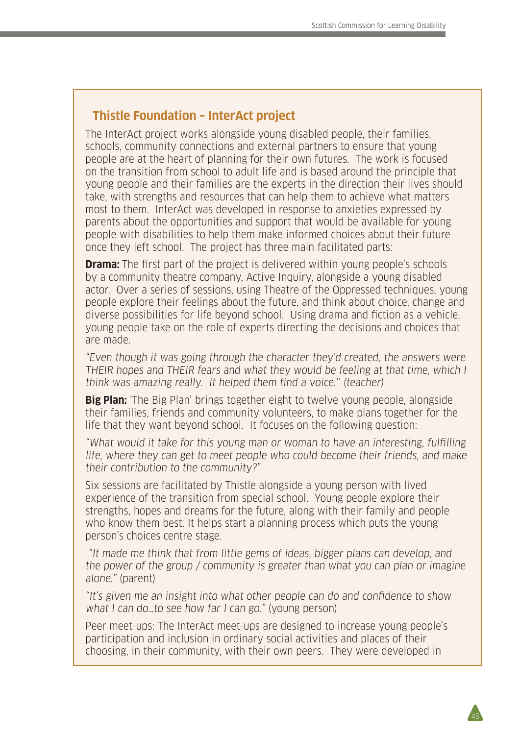## Thistle Foundation – InterAct project

The InterAct project works alongside young disabled people, their families, schools, community connections and external partners to ensure that young people are at the heart of planning for their own futures. The work is focused on the transition from school to adult life and is based around the principle that young people and their families are the experts in the direction their lives should take, with strengths and resources that can help them to achieve what matters most to them. InterAct was developed in response to anxieties expressed by parents about the opportunities and support that would be available for young people with disabilities to help them make informed choices about their future once they left school. The project has three main facilitated parts:

**Drama:** The first part of the project is delivered within young people's schools by a community theatre company, Active Inquiry, alongside a young disabled actor. Over a series of sessions, using Theatre of the Oppressed techniques, young people explore their feelings about the future, and think about choice, change and diverse possibilities for life beyond school. Using drama and fiction as a vehicle, young people take on the role of experts directing the decisions and choices that are made.

*"Even though it was going through the character they'd created, the answers were THEIR hopes and THEIR fears and what they would be feeling at that time, which I think was amazing really. It helped them find a voice." (teacher)*

**Big Plan:** 'The Big Plan' brings together eight to twelve young people, alongside their families, friends and community volunteers, to make plans together for the life that they want beyond school. It focuses on the following question:

*"What would it take for this young man or woman to have an interesting, fulfilling life, where they can get to meet people who could become their friends, and make their contribution to the community?"*

Six sessions are facilitated by Thistle alongside a young person with lived experience of the transition from special school. Young people explore their strengths, hopes and dreams for the future, along with their family and people who know them best. It helps start a planning process which puts the young person's choices centre stage.

*"It made me think that from little gems of ideas, bigger plans can develop, and the power of the group / community is greater than what you can plan or imagine alone."* (parent)

*"It's given me an insight into what other people can do and confidence to show what I can do…to see how far I can go."* (young person)

Peer meet-ups: The InterAct meet-ups are designed to increase young people's participation and inclusion in ordinary social activities and places of their choosing, in their community, with their own peers. They were developed in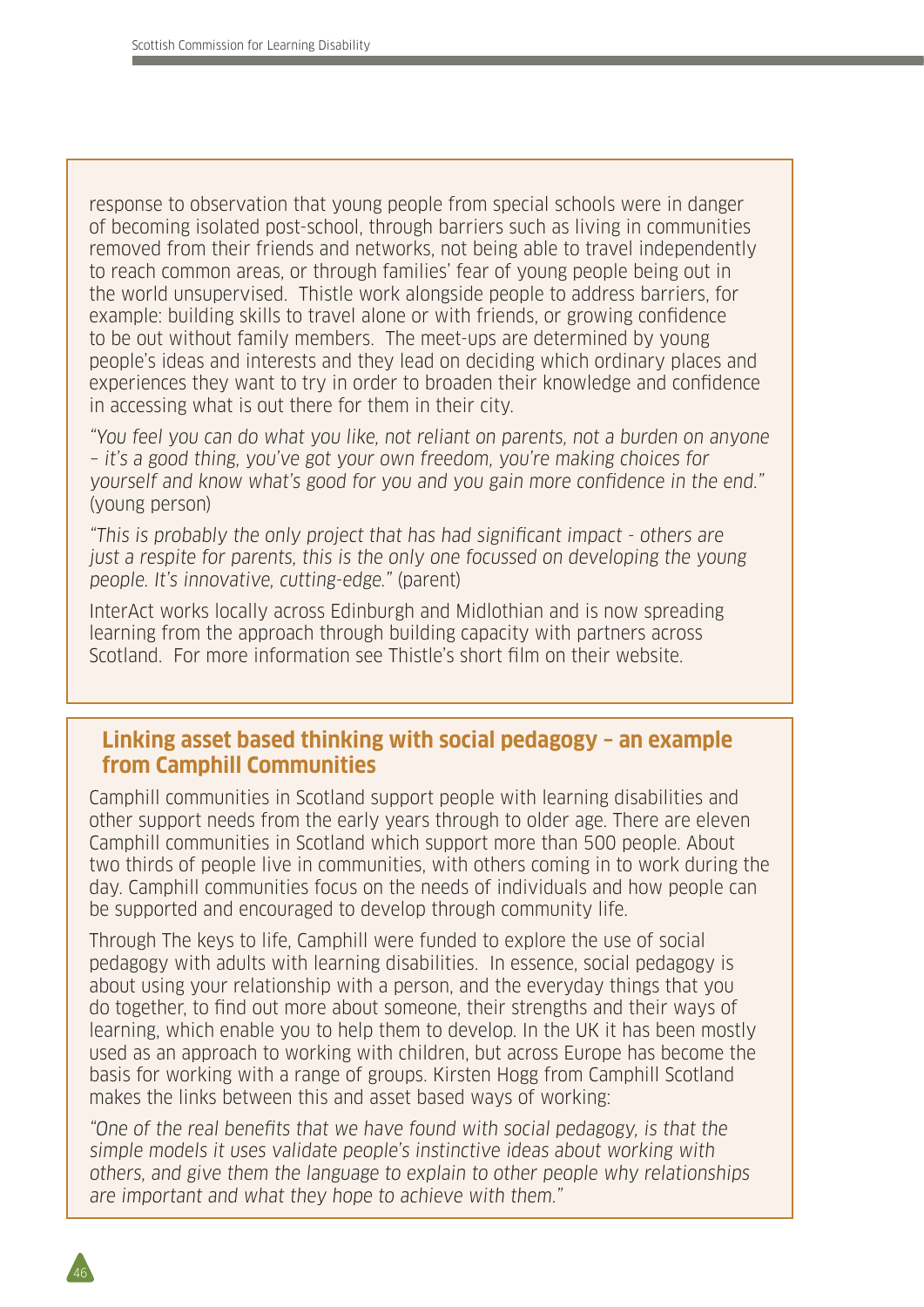response to observation that young people from special schools were in danger of becoming isolated post-school, through barriers such as living in communities removed from their friends and networks, not being able to travel independently to reach common areas, or through families' fear of young people being out in the world unsupervised. Thistle work alongside people to address barriers, for example: building skills to travel alone or with friends, or growing confidence to be out without family members. The meet-ups are determined by young people's ideas and interests and they lead on deciding which ordinary places and experiences they want to try in order to broaden their knowledge and confidence in accessing what is out there for them in their city.

*"You feel you can do what you like, not reliant on parents, not a burden on anyone – it's a good thing, you've got your own freedom, you're making choices for yourself and know what's good for you and you gain more confidence in the end."* (young person)

*"This is probably the only project that has had significant impact - others are just a respite for parents, this is the only one focussed on developing the young people. It's innovative, cutting-edge."* (parent)

InterAct works locally across Edinburgh and Midlothian and is now spreading learning from the approach through building capacity with partners across Scotland. For more information see Thistle's short film on their website.

## Linking asset based thinking with social pedagogy – an example from Camphill Communities

Camphill communities in Scotland support people with learning disabilities and other support needs from the early years through to older age. There are eleven Camphill communities in Scotland which support more than 500 people. About two thirds of people live in communities, with others coming in to work during the day. Camphill communities focus on the needs of individuals and how people can be supported and encouraged to develop through community life.

Through The keys to life, Camphill were funded to explore the use of social pedagogy with adults with learning disabilities. In essence, social pedagogy is about using your relationship with a person, and the everyday things that you do together, to find out more about someone, their strengths and their ways of learning, which enable you to help them to develop. In the UK it has been mostly used as an approach to working with children, but across Europe has become the basis for working with a range of groups. Kirsten Hogg from Camphill Scotland makes the links between this and asset based ways of working:

*"One of the real benefits that we have found with social pedagogy, is that the simple models it uses validate people's instinctive ideas about working with others, and give them the language to explain to other people why relationships are important and what they hope to achieve with them."*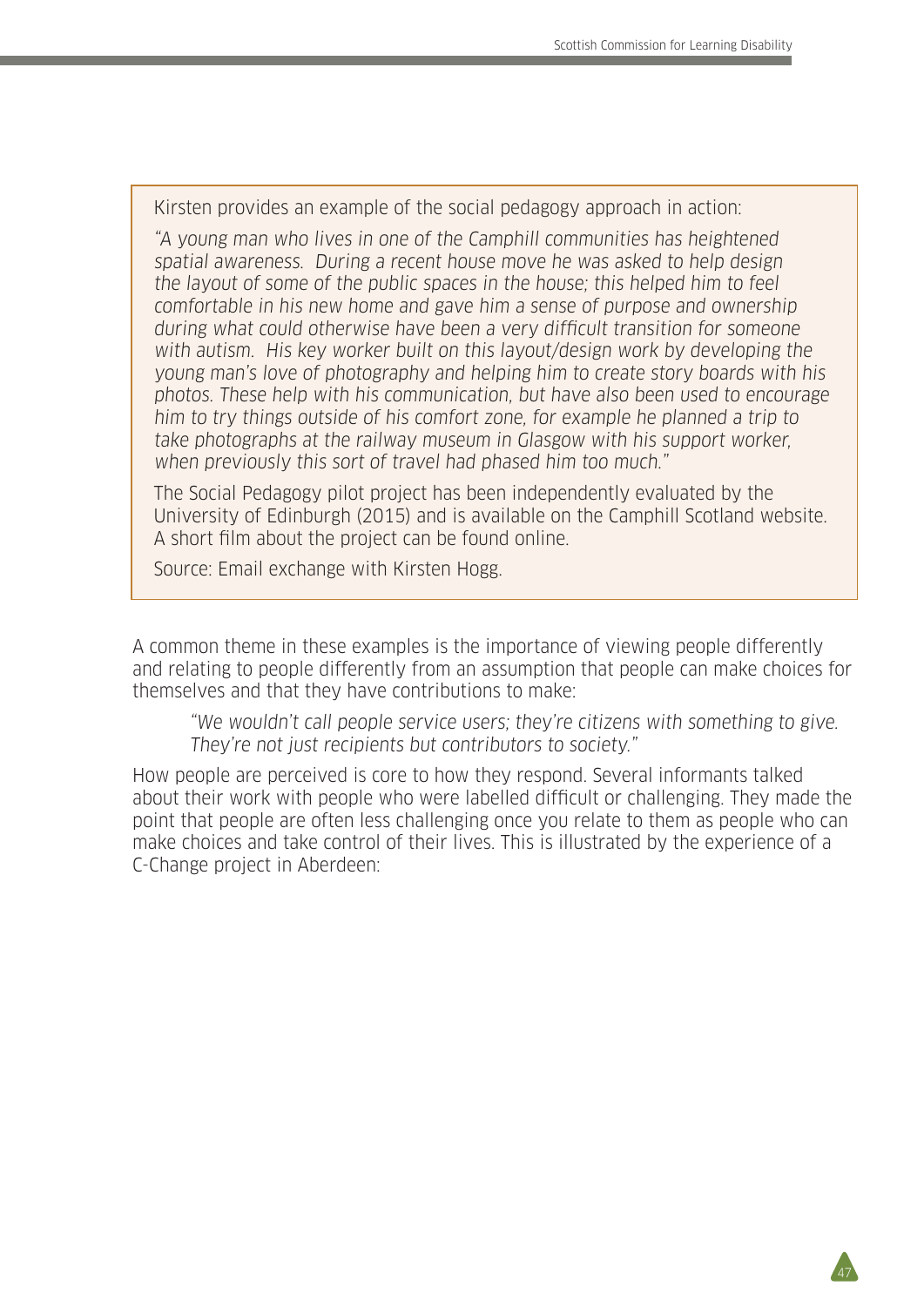Kirsten provides an example of the social pedagogy approach in action:

*"A young man who lives in one of the Camphill communities has heightened spatial awareness. During a recent house move he was asked to help design the layout of some of the public spaces in the house; this helped him to feel comfortable in his new home and gave him a sense of purpose and ownership during what could otherwise have been a very difficult transition for someone with autism. His key worker built on this layout/design work by developing the young man's love of photography and helping him to create story boards with his photos. These help with his communication, but have also been used to encourage him to try things outside of his comfort zone, for example he planned a trip to take photographs at the railway museum in Glasgow with his support worker, when previously this sort of travel had phased him too much."*

The Social Pedagogy pilot project has been independently evaluated by the University of Edinburgh (2015) and is available on the Camphill Scotland website. A short film about the project can be found online.

Source: Email exchange with Kirsten Hogg.

A common theme in these examples is the importance of viewing people differently and relating to people differently from an assumption that people can make choices for themselves and that they have contributions to make:

> *"We wouldn't call people service users; they're citizens with something to give. They're not just recipients but contributors to society."*

How people are perceived is core to how they respond. Several informants talked about their work with people who were labelled difficult or challenging. They made the point that people are often less challenging once you relate to them as people who can make choices and take control of their lives. This is illustrated by the experience of a C-Change project in Aberdeen: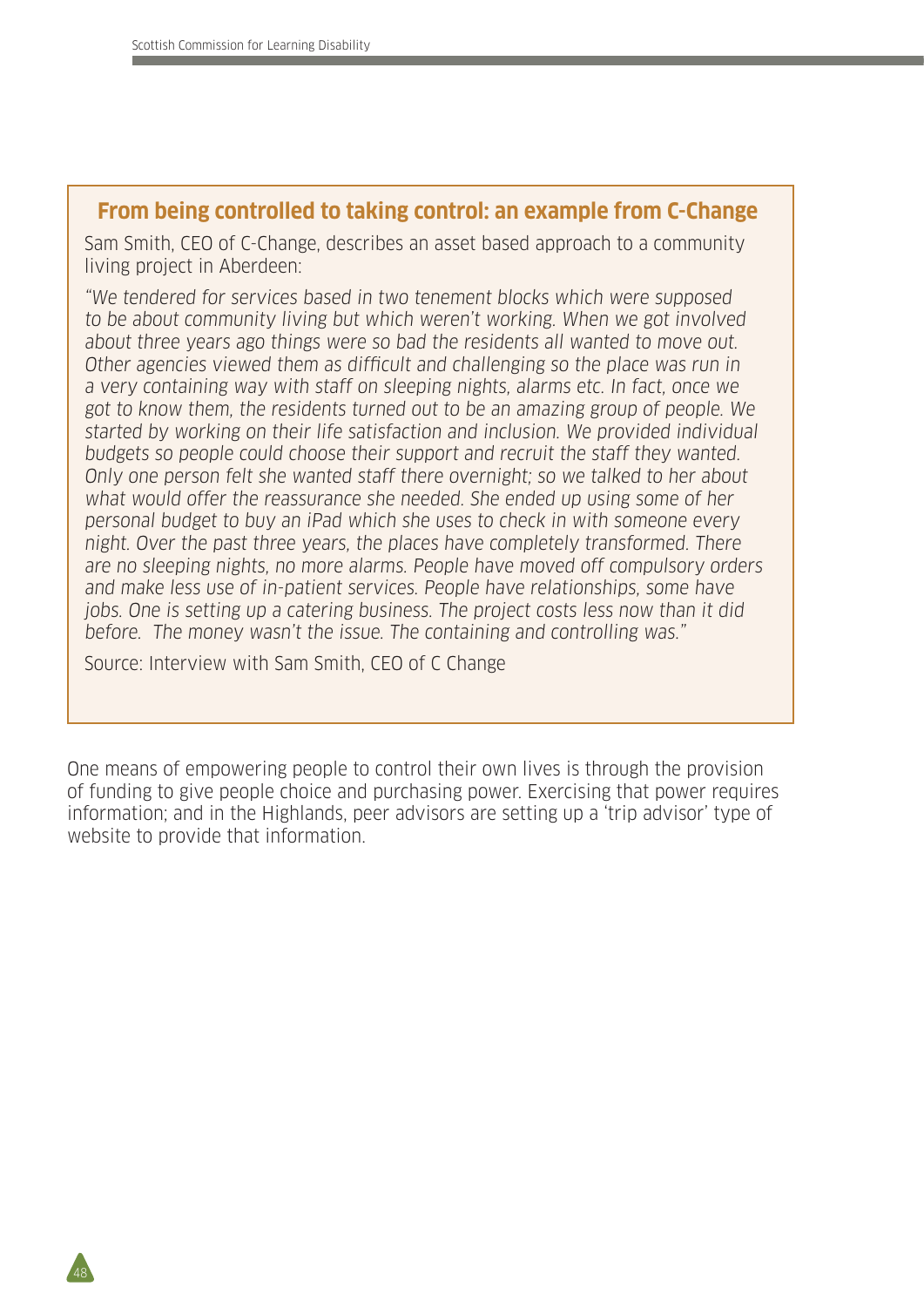### From being controlled to taking control: an example from C-Change

Sam Smith, CEO of C-Change, describes an asset based approach to a community living project in Aberdeen:

*"We tendered for services based in two tenement blocks which were supposed to be about community living but which weren't working. When we got involved about three years ago things were so bad the residents all wanted to move out. Other agencies viewed them as difficult and challenging so the place was run in a very containing way with staff on sleeping nights, alarms etc. In fact, once we got to know them, the residents turned out to be an amazing group of people. We started by working on their life satisfaction and inclusion. We provided individual budgets so people could choose their support and recruit the staff they wanted. Only one person felt she wanted staff there overnight; so we talked to her about what would offer the reassurance she needed. She ended up using some of her personal budget to buy an iPad which she uses to check in with someone every night. Over the past three years, the places have completely transformed. There are no sleeping nights, no more alarms. People have moved off compulsory orders and make less use of in-patient services. People have relationships, some have jobs. One is setting up a catering business. The project costs less now than it did before. The money wasn't the issue. The containing and controlling was."*

Source: Interview with Sam Smith, CEO of C Change

One means of empowering people to control their own lives is through the provision of funding to give people choice and purchasing power. Exercising that power requires information; and in the Highlands, peer advisors are setting up a 'trip advisor' type of website to provide that information.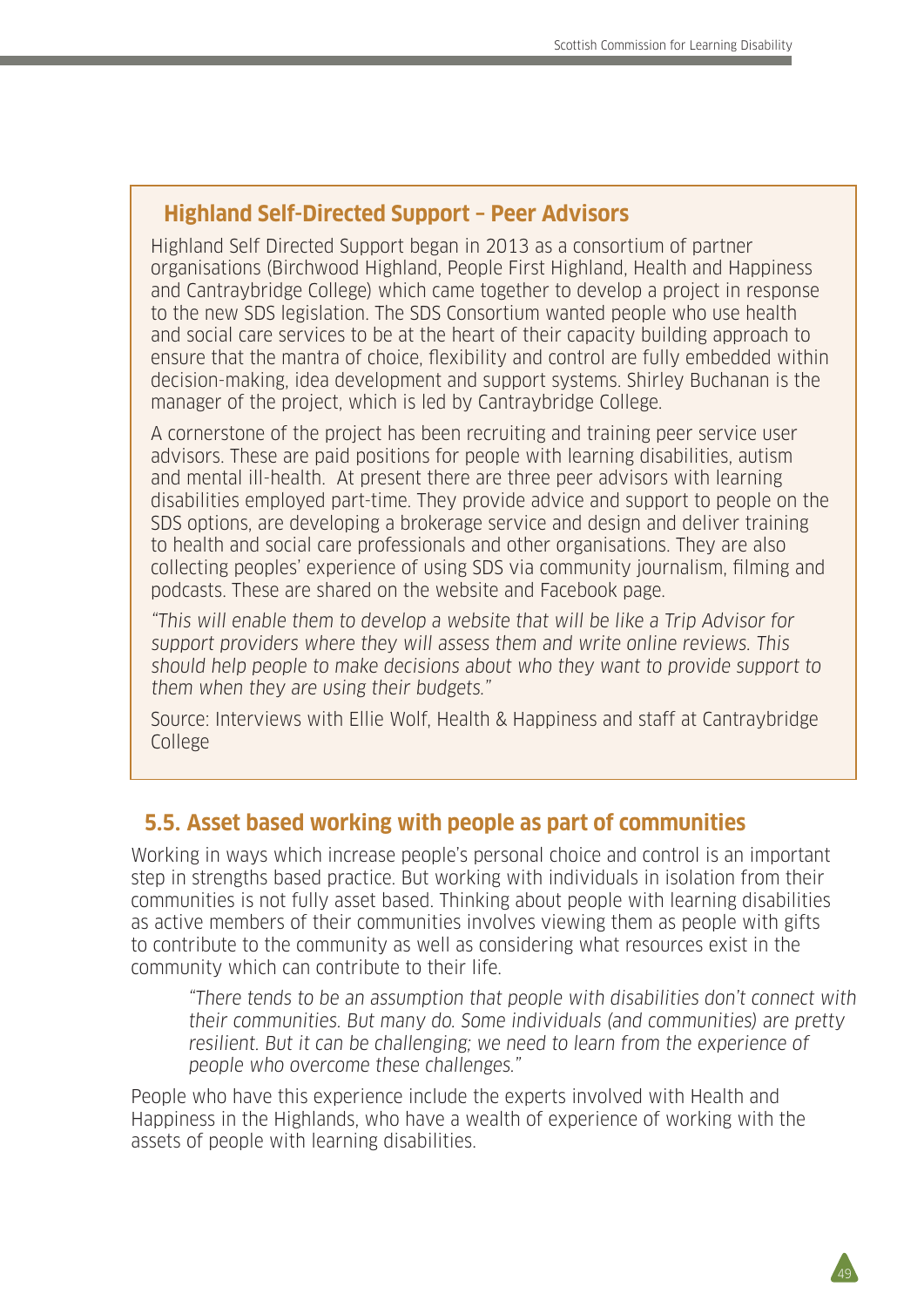### Highland Self-Directed Support – Peer Advisors

Highland Self Directed Support began in 2013 as a consortium of partner organisations (Birchwood Highland, People First Highland, Health and Happiness and Cantraybridge College) which came together to develop a project in response to the new SDS legislation. The SDS Consortium wanted people who use health and social care services to be at the heart of their capacity building approach to ensure that the mantra of choice, flexibility and control are fully embedded within decision-making, idea development and support systems. Shirley Buchanan is the manager of the project, which is led by Cantraybridge College.

A cornerstone of the project has been recruiting and training peer service user advisors. These are paid positions for people with learning disabilities, autism and mental ill-health. At present there are three peer advisors with learning disabilities employed part-time. They provide advice and support to people on the SDS options, are developing a brokerage service and design and deliver training to health and social care professionals and other organisations. They are also collecting peoples' experience of using SDS via community journalism, filming and podcasts. These are shared on the website and Facebook page.

*"This will enable them to develop a website that will be like a Trip Advisor for support providers where they will assess them and write online reviews. This should help people to make decisions about who they want to provide support to them when they are using their budgets."*

Source: Interviews with Ellie Wolf, Health & Happiness and staff at Cantraybridge College

## 5.5. Asset based working with people as part of communities

Working in ways which increase people's personal choice and control is an important step in strengths based practice. But working with individuals in isolation from their communities is not fully asset based. Thinking about people with learning disabilities as active members of their communities involves viewing them as people with gifts to contribute to the community as well as considering what resources exist in the community which can contribute to their life.

> *"There tends to be an assumption that people with disabilities don't connect with their communities. But many do. Some individuals (and communities) are pretty resilient. But it can be challenging; we need to learn from the experience of people who overcome these challenges."*

People who have this experience include the experts involved with Health and Happiness in the Highlands, who have a wealth of experience of working with the assets of people with learning disabilities.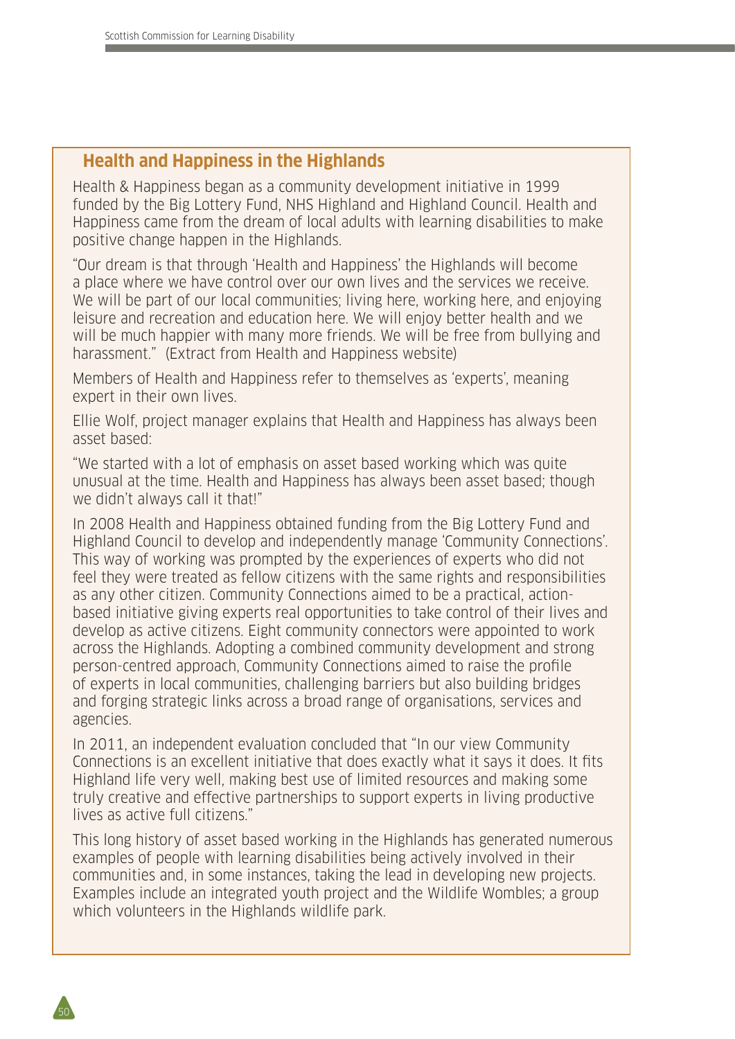## Health and Happiness in the Highlands

Health & Happiness began as a community development initiative in 1999 funded by the Big Lottery Fund, NHS Highland and Highland Council. Health and Happiness came from the dream of local adults with learning disabilities to make positive change happen in the Highlands.

"Our dream is that through 'Health and Happiness' the Highlands will become a place where we have control over our own lives and the services we receive. We will be part of our local communities; living here, working here, and enjoying leisure and recreation and education here. We will enjoy better health and we will be much happier with many more friends. We will be free from bullying and harassment." (Extract from Health and Happiness website)

Members of Health and Happiness refer to themselves as 'experts', meaning expert in their own lives.

Ellie Wolf, project manager explains that Health and Happiness has always been asset based:

"We started with a lot of emphasis on asset based working which was quite unusual at the time. Health and Happiness has always been asset based; though we didn't always call it that!"

In 2008 Health and Happiness obtained funding from the Big Lottery Fund and Highland Council to develop and independently manage 'Community Connections'. This way of working was prompted by the experiences of experts who did not feel they were treated as fellow citizens with the same rights and responsibilities as any other citizen. Community Connections aimed to be a practical, action-based initiative giving experts real opportunities to take control of their lives and develop as active citizens. Eight community connectors were appointed to work across the Highlands. Adopting a combined community development and strong person-centred approach, Community Connections aimed to raise the profile of experts in local communities, challenging barriers but also building bridges and forging strategic links across a broad range of organisations, services and agencies.

In 2011, an independent evaluation concluded that "In our view Community Connections is an excellent initiative that does exactly what it says it does. It fits Highland life very well, making best use of limited resources and making some truly creative and effective partnerships to support experts in living productive lives as active full citizens."

This long history of asset based working in the Highlands has generated numerous examples of people with learning disabilities being actively involved in their communities and, in some instances, taking the lead in developing new projects. Examples include an integrated youth project and the Wildlife Wombles; a group which volunteers in the Highlands wildlife park.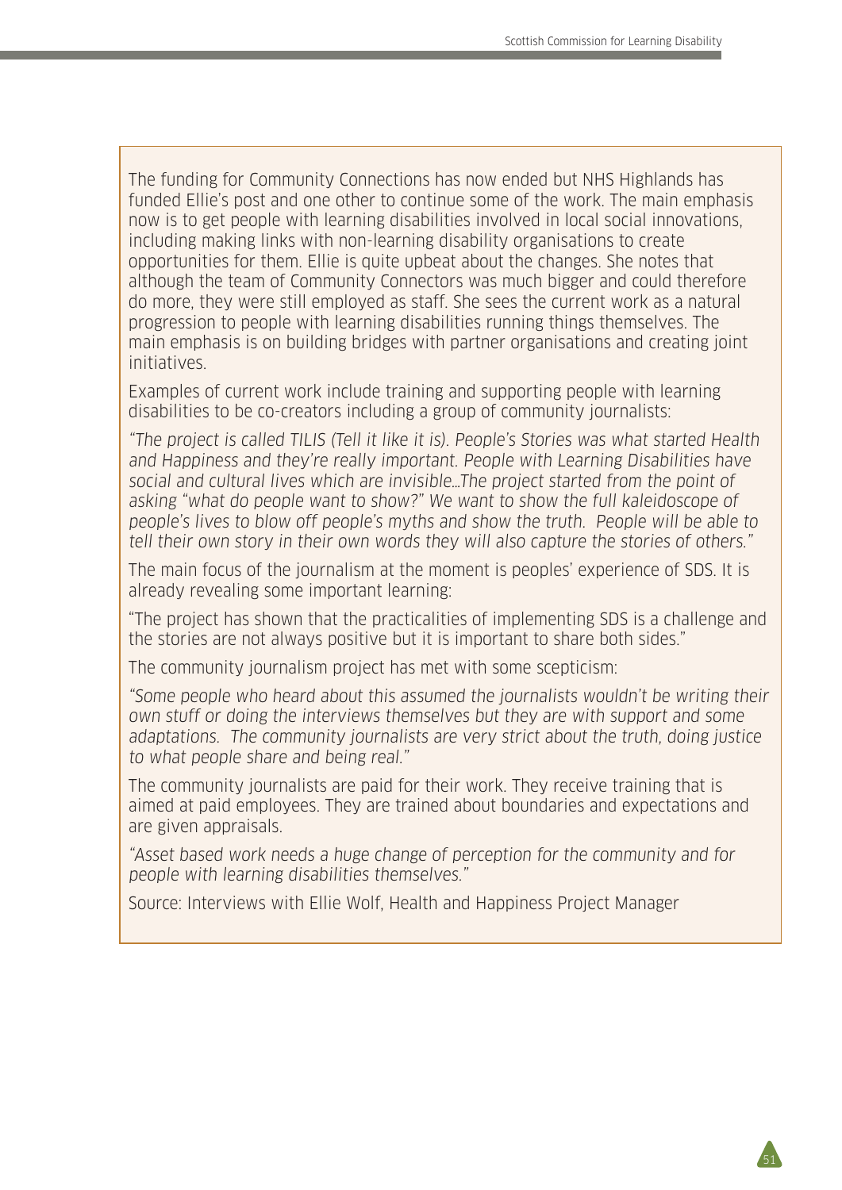The funding for Community Connections has now ended but NHS Highlands has funded Ellie's post and one other to continue some of the work. The main emphasis now is to get people with learning disabilities involved in local social innovations, including making links with non-learning disability organisations to create opportunities for them. Ellie is quite upbeat about the changes. She notes that although the team of Community Connectors was much bigger and could therefore do more, they were still employed as staff. She sees the current work as a natural progression to people with learning disabilities running things themselves. The main emphasis is on building bridges with partner organisations and creating joint initiatives.

Examples of current work include training and supporting people with learning disabilities to be co-creators including a group of community journalists:

*"The project is called TILIS (Tell it like it is). People's Stories was what started Health and Happiness and they're really important. People with Learning Disabilities have social and cultural lives which are invisible…The project started from the point of asking "what do people want to show?" We want to show the full kaleidoscope of people's lives to blow off people's myths and show the truth. People will be able to tell their own story in their own words they will also capture the stories of others."*

The main focus of the journalism at the moment is peoples' experience of SDS. It is already revealing some important learning:

"The project has shown that the practicalities of implementing SDS is a challenge and the stories are not always positive but it is important to share both sides."

The community journalism project has met with some scepticism:

*"Some people who heard about this assumed the journalists wouldn't be writing their own stuff or doing the interviews themselves but they are with support and some adaptations. The community journalists are very strict about the truth, doing justice to what people share and being real."*

The community journalists are paid for their work. They receive training that is aimed at paid employees. They are trained about boundaries and expectations and are given appraisals.

*"Asset based work needs a huge change of perception for the community and for people with learning disabilities themselves."*

Source: Interviews with Ellie Wolf, Health and Happiness Project Manager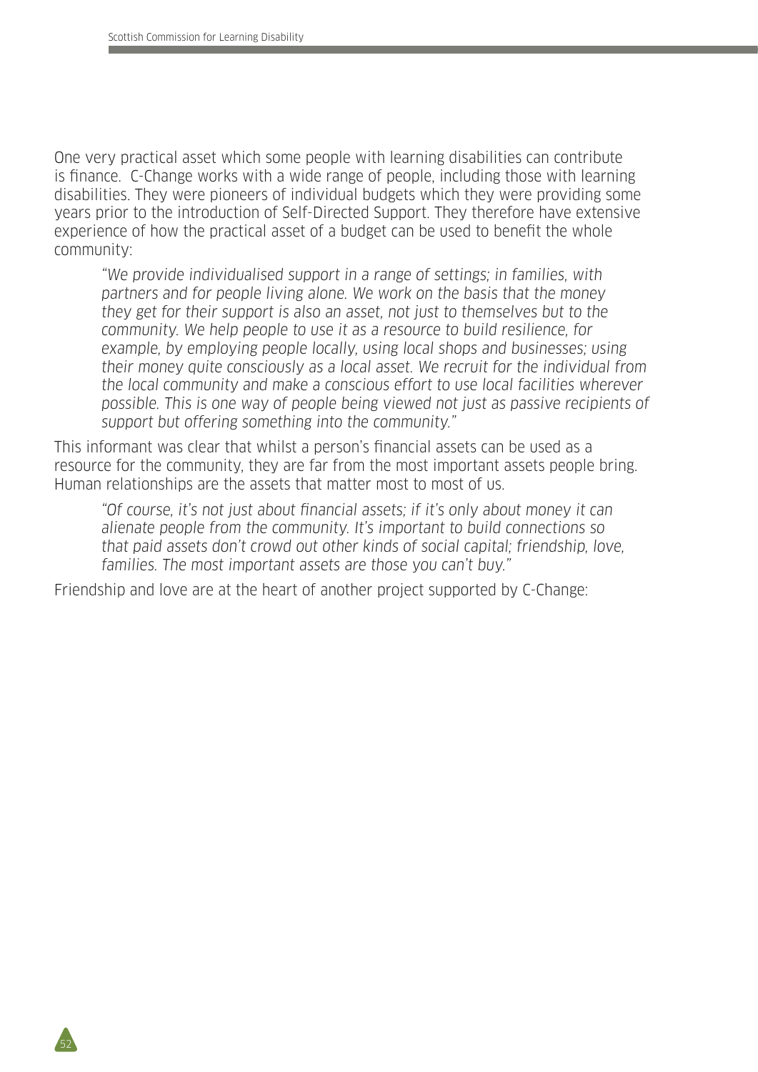One very practical asset which some people with learning disabilities can contribute is finance. C-Change works with a wide range of people, including those with learning disabilities. They were pioneers of individual budgets which they were providing some years prior to the introduction of Self-Directed Support. They therefore have extensive experience of how the practical asset of a budget can be used to benefit the whole community:

> *"We provide individualised support in a range of settings; in families, with partners and for people living alone. We work on the basis that the money they get for their support is also an asset, not just to themselves but to the community. We help people to use it as a resource to build resilience, for example, by employing people locally, using local shops and businesses; using their money quite consciously as a local asset. We recruit for the individual from the local community and make a conscious effort to use local facilities wherever possible. This is one way of people being viewed not just as passive recipients of support but offering something into the community."*

This informant was clear that whilst a person's financial assets can be used as a resource for the community, they are far from the most important assets people bring. Human relationships are the assets that matter most to most of us.

> *"Of course, it's not just about financial assets; if it's only about money it can alienate people from the community. It's important to build connections so that paid assets don't crowd out other kinds of social capital; friendship, love, families. The most important assets are those you can't buy."*

Friendship and love are at the heart of another project supported by C-Change: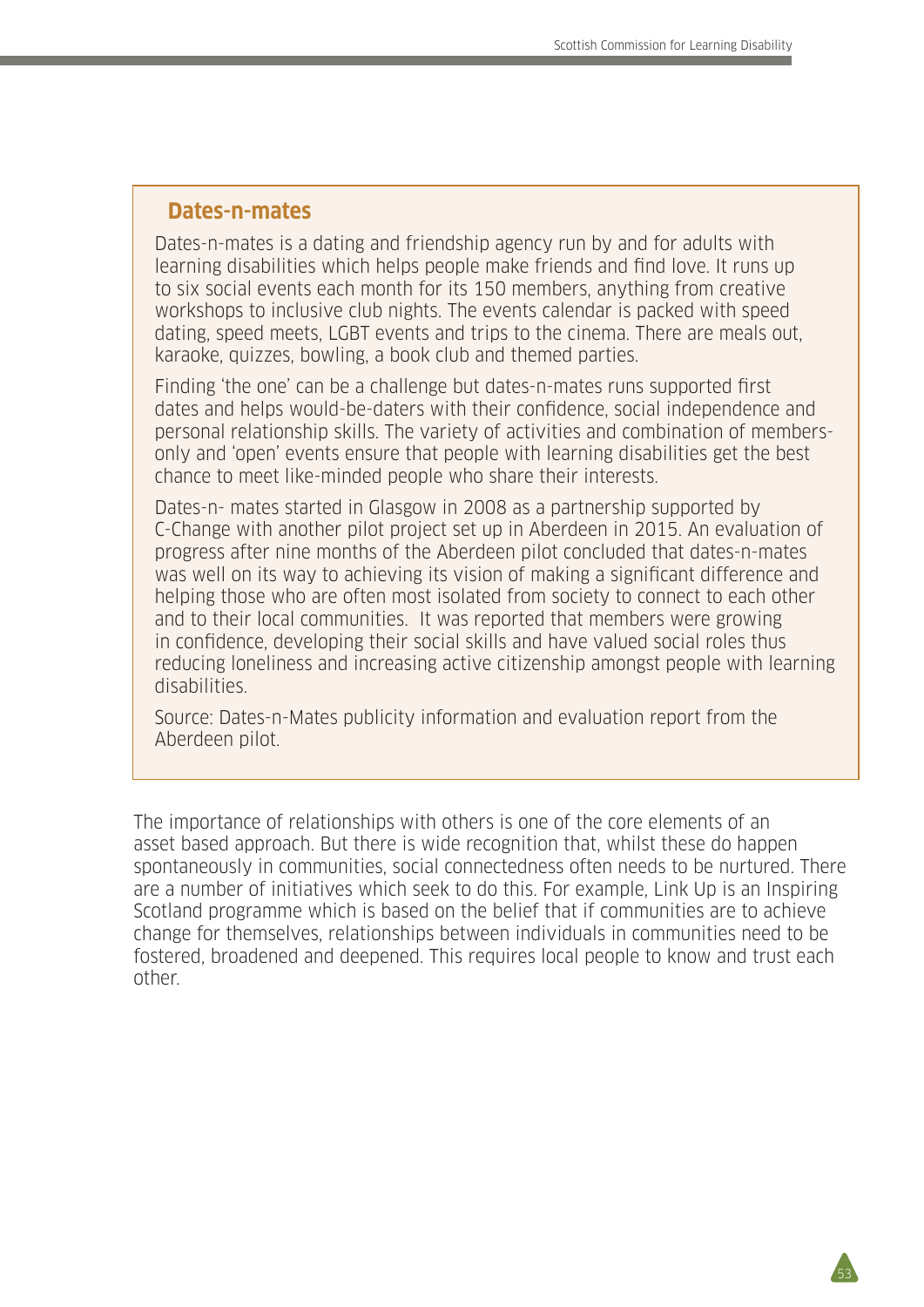## Dates-n-mates

Dates-n-mates is a dating and friendship agency run by and for adults with learning disabilities which helps people make friends and find love. It runs up to six social events each month for its 150 members, anything from creative workshops to inclusive club nights. The events calendar is packed with speed dating, speed meets, LGBT events and trips to the cinema. There are meals out, karaoke, quizzes, bowling, a book club and themed parties.

Finding 'the one' can be a challenge but dates-n-mates runs supported first dates and helps would-be-daters with their confidence, social independence and personal relationship skills. The variety of activities and combination of members-only and 'open' events ensure that people with learning disabilities get the best chance to meet like-minded people who share their interests.

Dates-n- mates started in Glasgow in 2008 as a partnership supported by C-Change with another pilot project set up in Aberdeen in 2015. An evaluation of progress after nine months of the Aberdeen pilot concluded that dates-n-mates was well on its way to achieving its vision of making a significant difference and helping those who are often most isolated from society to connect to each other and to their local communities. It was reported that members were growing in confidence, developing their social skills and have valued social roles thus reducing loneliness and increasing active citizenship amongst people with learning disabilities.

Source: Dates-n-Mates publicity information and evaluation report from the Aberdeen pilot.

The importance of relationships with others is one of the core elements of an asset based approach. But there is wide recognition that, whilst these do happen spontaneously in communities, social connectedness often needs to be nurtured. There are a number of initiatives which seek to do this. For example, Link Up is an Inspiring Scotland programme which is based on the belief that if communities are to achieve change for themselves, relationships between individuals in communities need to be fostered, broadened and deepened. This requires local people to know and trust each other.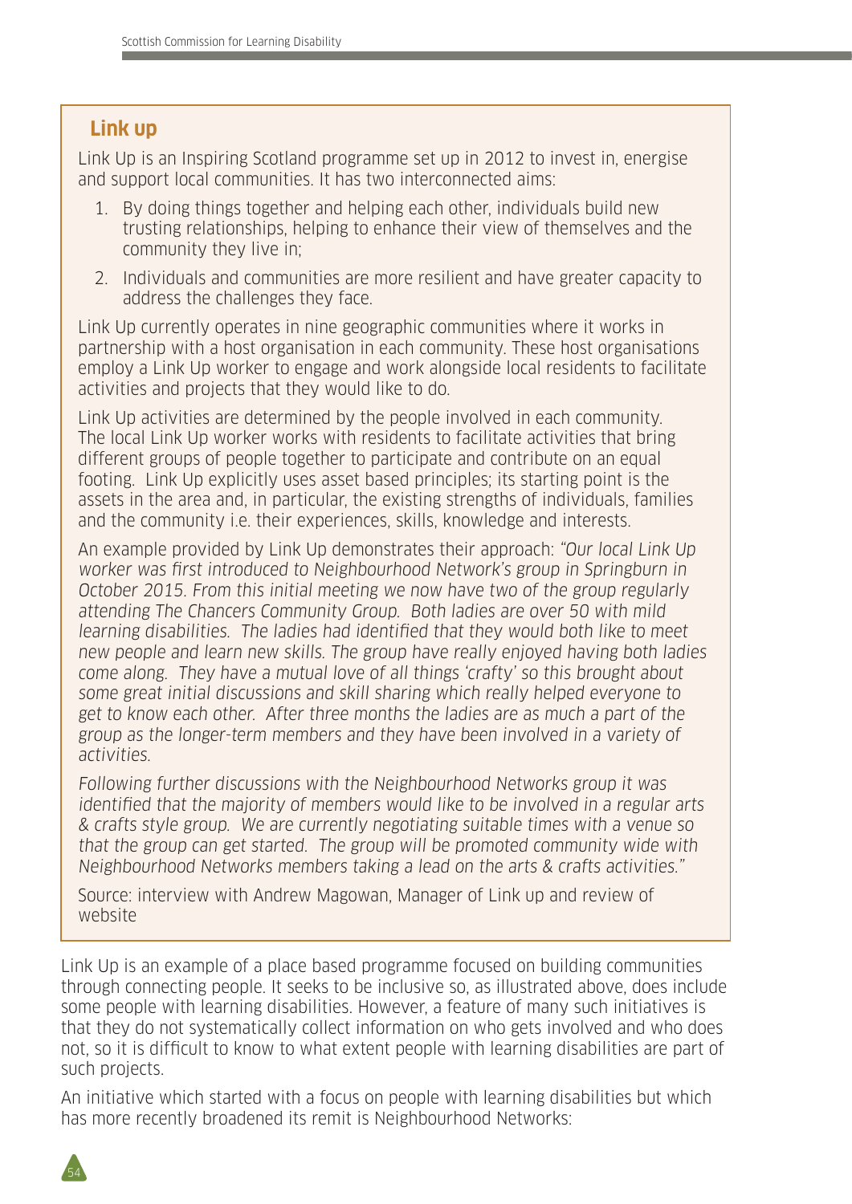## Link up

Link Up is an Inspiring Scotland programme set up in 2012 to invest in, energise and support local communities. It has two interconnected aims:

1. By doing things together and helping each other, individuals build new trusting relationships, helping to enhance their view of themselves and the community they live in;
2. Individuals and communities are more resilient and have greater capacity to address the challenges they face.

Link Up currently operates in nine geographic communities where it works in partnership with a host organisation in each community. These host organisations employ a Link Up worker to engage and work alongside local residents to facilitate activities and projects that they would like to do.

Link Up activities are determined by the people involved in each community. The local Link Up worker works with residents to facilitate activities that bring different groups of people together to participate and contribute on an equal footing. Link Up explicitly uses asset based principles; its starting point is the assets in the area and, in particular, the existing strengths of individuals, families and the community i.e. their experiences, skills, knowledge and interests.

An example provided by Link Up demonstrates their approach: *"Our local Link Up worker was first introduced to Neighbourhood Network's group in Springburn in October 2015. From this initial meeting we now have two of the group regularly attending The Chancers Community Group. Both ladies are over 50 with mild learning disabilities. The ladies had identified that they would both like to meet new people and learn new skills. The group have really enjoyed having both ladies come along. They have a mutual love of all things 'crafty' so this brought about some great initial discussions and skill sharing which really helped everyone to get to know each other. After three months the ladies are as much a part of the group as the longer-term members and they have been involved in a variety of activities.*

*Following further discussions with the Neighbourhood Networks group it was identified that the majority of members would like to be involved in a regular arts & crafts style group. We are currently negotiating suitable times with a venue so that the group can get started. The group will be promoted community wide with Neighbourhood Networks members taking a lead on the arts & crafts activities."*

Source: interview with Andrew Magowan, Manager of Link up and review of website

Link Up is an example of a place based programme focused on building communities through connecting people. It seeks to be inclusive so, as illustrated above, does include some people with learning disabilities. However, a feature of many such initiatives is that they do not systematically collect information on who gets involved and who does not, so it is difficult to know to what extent people with learning disabilities are part of such projects.

An initiative which started with a focus on people with learning disabilities but which has more recently broadened its remit is Neighbourhood Networks: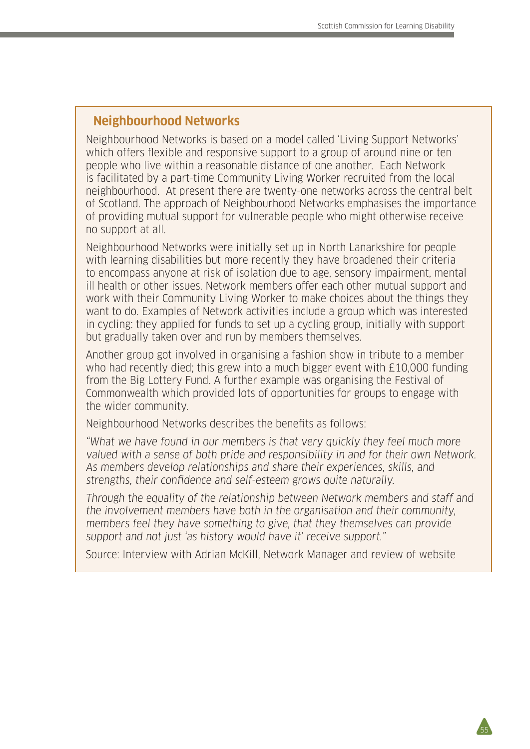## Neighbourhood Networks

Neighbourhood Networks is based on a model called 'Living Support Networks' which offers flexible and responsive support to a group of around nine or ten people who live within a reasonable distance of one another. Each Network is facilitated by a part-time Community Living Worker recruited from the local neighbourhood. At present there are twenty-one networks across the central belt of Scotland. The approach of Neighbourhood Networks emphasises the importance of providing mutual support for vulnerable people who might otherwise receive no support at all.

Neighbourhood Networks were initially set up in North Lanarkshire for people with learning disabilities but more recently they have broadened their criteria to encompass anyone at risk of isolation due to age, sensory impairment, mental ill health or other issues. Network members offer each other mutual support and work with their Community Living Worker to make choices about the things they want to do. Examples of Network activities include a group which was interested in cycling: they applied for funds to set up a cycling group, initially with support but gradually taken over and run by members themselves.

Another group got involved in organising a fashion show in tribute to a member who had recently died; this grew into a much bigger event with £10,000 funding from the Big Lottery Fund. A further example was organising the Festival of Commonwealth which provided lots of opportunities for groups to engage with the wider community.

Neighbourhood Networks describes the benefits as follows:

*"What we have found in our members is that very quickly they feel much more valued with a sense of both pride and responsibility in and for their own Network. As members develop relationships and share their experiences, skills, and strengths, their confidence and self-esteem grows quite naturally.*

*Through the equality of the relationship between Network members and staff and the involvement members have both in the organisation and their community, members feel they have something to give, that they themselves can provide support and not just 'as history would have it' receive support."*

Source: Interview with Adrian McKill, Network Manager and review of website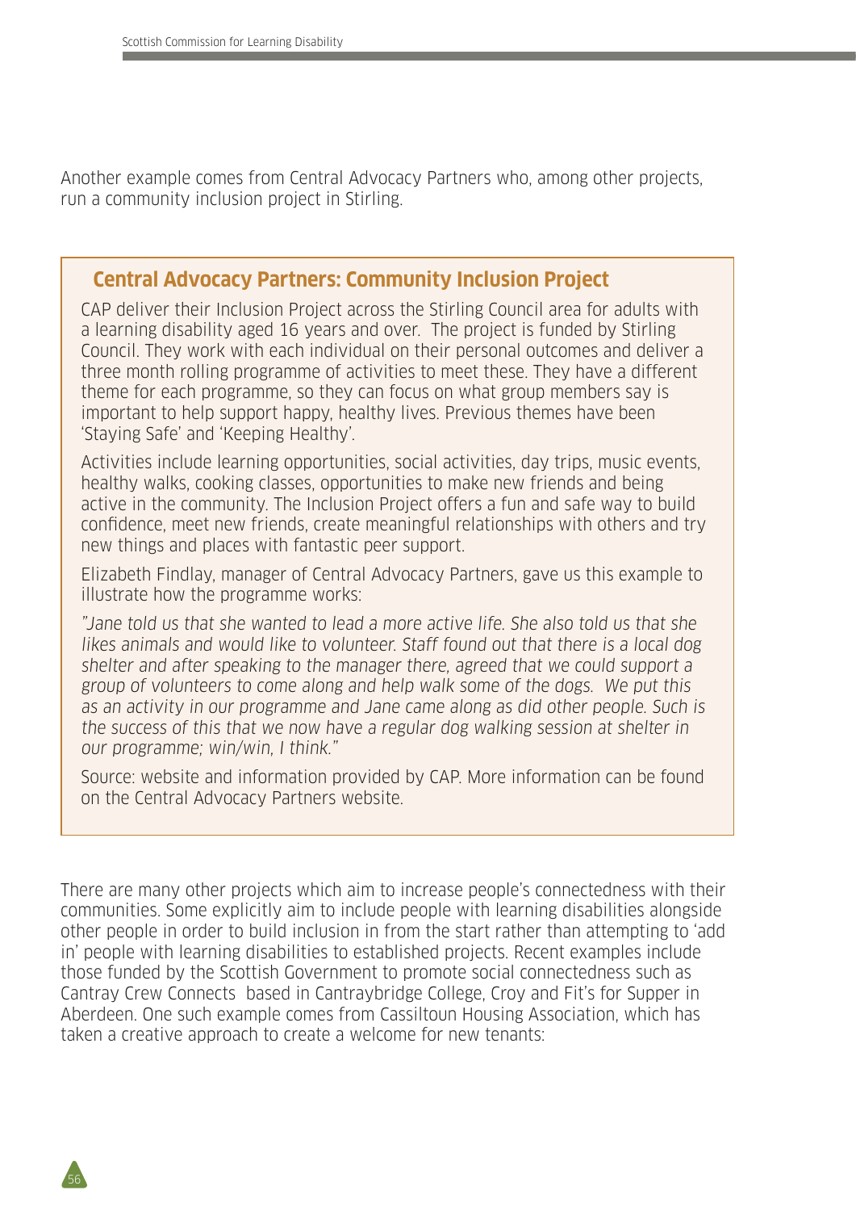Another example comes from Central Advocacy Partners who, among other projects, run a community inclusion project in Stirling.

### Central Advocacy Partners: Community Inclusion Project

CAP deliver their Inclusion Project across the Stirling Council area for adults with a learning disability aged 16 years and over. The project is funded by Stirling Council. They work with each individual on their personal outcomes and deliver a three month rolling programme of activities to meet these. They have a different theme for each programme, so they can focus on what group members say is important to help support happy, healthy lives. Previous themes have been 'Staying Safe' and 'Keeping Healthy'.

Activities include learning opportunities, social activities, day trips, music events, healthy walks, cooking classes, opportunities to make new friends and being active in the community. The Inclusion Project offers a fun and safe way to build confidence, meet new friends, create meaningful relationships with others and try new things and places with fantastic peer support.

Elizabeth Findlay, manager of Central Advocacy Partners, gave us this example to illustrate how the programme works:

*"Jane told us that she wanted to lead a more active life. She also told us that she likes animals and would like to volunteer. Staff found out that there is a local dog shelter and after speaking to the manager there, agreed that we could support a group of volunteers to come along and help walk some of the dogs. We put this as an activity in our programme and Jane came along as did other people. Such is the success of this that we now have a regular dog walking session at shelter in our programme; win/win, I think."*

Source: website and information provided by CAP. More information can be found on the Central Advocacy Partners website.

There are many other projects which aim to increase people's connectedness with their communities. Some explicitly aim to include people with learning disabilities alongside other people in order to build inclusion in from the start rather than attempting to 'add in' people with learning disabilities to established projects. Recent examples include those funded by the Scottish Government to promote social connectedness such as Cantray Crew Connects based in Cantraybridge College, Croy and Fit's for Supper in Aberdeen. One such example comes from Cassiltoun Housing Association, which has taken a creative approach to create a welcome for new tenants: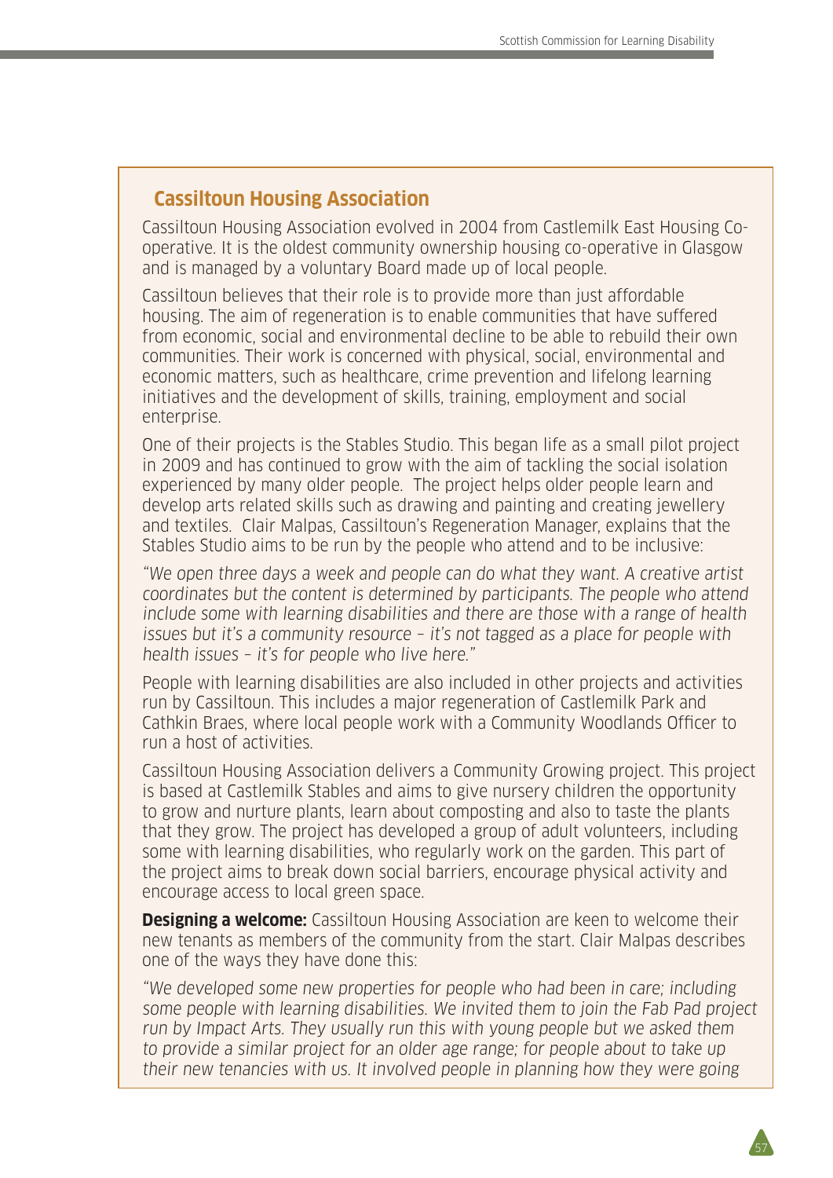### Cassiltoun Housing Association

Cassiltoun Housing Association evolved in 2004 from Castlemilk East Housing Co-operative. It is the oldest community ownership housing co-operative in Glasgow and is managed by a voluntary Board made up of local people.

Cassiltoun believes that their role is to provide more than just affordable housing. The aim of regeneration is to enable communities that have suffered from economic, social and environmental decline to be able to rebuild their own communities. Their work is concerned with physical, social, environmental and economic matters, such as healthcare, crime prevention and lifelong learning initiatives and the development of skills, training, employment and social enterprise.

One of their projects is the Stables Studio. This began life as a small pilot project in 2009 and has continued to grow with the aim of tackling the social isolation experienced by many older people. The project helps older people learn and develop arts related skills such as drawing and painting and creating jewellery and textiles. Clair Malpas, Cassiltoun's Regeneration Manager, explains that the Stables Studio aims to be run by the people who attend and to be inclusive:

*"We open three days a week and people can do what they want. A creative artist coordinates but the content is determined by participants. The people who attend include some with learning disabilities and there are those with a range of health issues but it's a community resource – it's not tagged as a place for people with health issues – it's for people who live here."*

People with learning disabilities are also included in other projects and activities run by Cassiltoun. This includes a major regeneration of Castlemilk Park and Cathkin Braes, where local people work with a Community Woodlands Officer to run a host of activities.

Cassiltoun Housing Association delivers a Community Growing project. This project is based at Castlemilk Stables and aims to give nursery children the opportunity to grow and nurture plants, learn about composting and also to taste the plants that they grow. The project has developed a group of adult volunteers, including some with learning disabilities, who regularly work on the garden. This part of the project aims to break down social barriers, encourage physical activity and encourage access to local green space.

**Designing a welcome:** Cassiltoun Housing Association are keen to welcome their new tenants as members of the community from the start. Clair Malpas describes one of the ways they have done this:

*"We developed some new properties for people who had been in care; including some people with learning disabilities. We invited them to join the Fab Pad project run by Impact Arts. They usually run this with young people but we asked them to provide a similar project for an older age range; for people about to take up their new tenancies with us. It involved people in planning how they were going*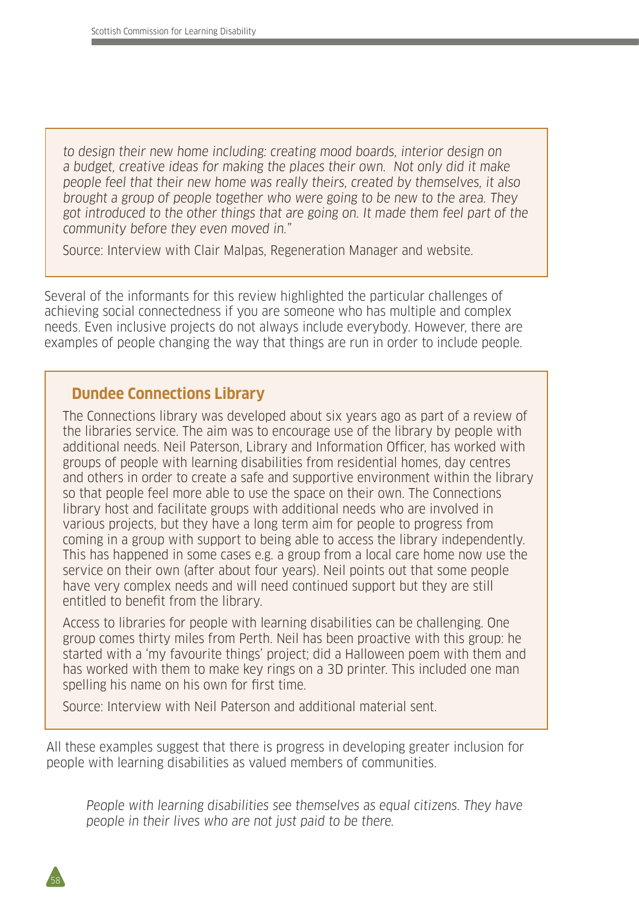*to design their new home including: creating mood boards, interior design on a budget, creative ideas for making the places their own. Not only did it make people feel that their new home was really theirs, created by themselves, it also brought a group of people together who were going to be new to the area. They got introduced to the other things that are going on. It made them feel part of the community before they even moved in."*

Source: Interview with Clair Malpas, Regeneration Manager and website.

Several of the informants for this review highlighted the particular challenges of achieving social connectedness if you are someone who has multiple and complex needs. Even inclusive projects do not always include everybody. However, there are examples of people changing the way that things are run in order to include people.

### Dundee Connections Library

The Connections library was developed about six years ago as part of a review of the libraries service. The aim was to encourage use of the library by people with additional needs. Neil Paterson, Library and Information Officer, has worked with groups of people with learning disabilities from residential homes, day centres and others in order to create a safe and supportive environment within the library so that people feel more able to use the space on their own. The Connections library host and facilitate groups with additional needs who are involved in various projects, but they have a long term aim for people to progress from coming in a group with support to being able to access the library independently. This has happened in some cases e.g. a group from a local care home now use the service on their own (after about four years). Neil points out that some people have very complex needs and will need continued support but they are still entitled to benefit from the library.

Access to libraries for people with learning disabilities can be challenging. One group comes thirty miles from Perth. Neil has been proactive with this group: he started with a 'my favourite things' project; did a Halloween poem with them and has worked with them to make key rings on a 3D printer. This included one man spelling his name on his own for first time.

Source: Interview with Neil Paterson and additional material sent.

All these examples suggest that there is progress in developing greater inclusion for people with learning disabilities as valued members of communities.

> *People with learning disabilities see themselves as equal citizens. They have people in their lives who are not just paid to be there.*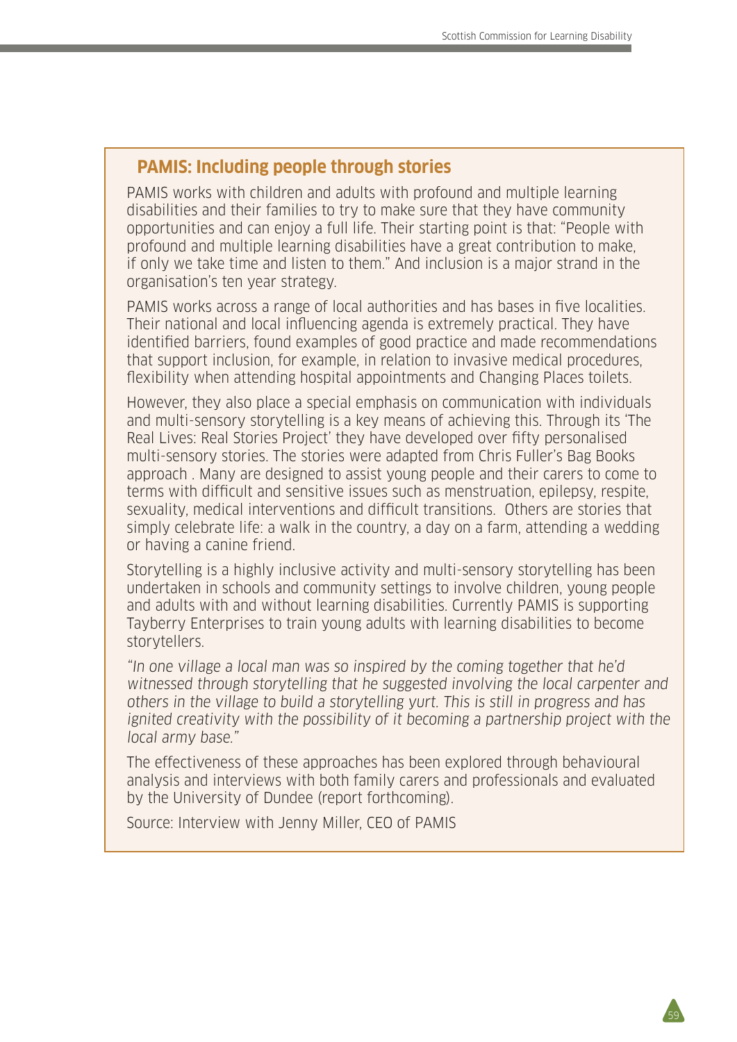## PAMIS: Including people through stories

PAMIS works with children and adults with profound and multiple learning disabilities and their families to try to make sure that they have community opportunities and can enjoy a full life. Their starting point is that: "People with profound and multiple learning disabilities have a great contribution to make, if only we take time and listen to them." And inclusion is a major strand in the organisation's ten year strategy.

PAMIS works across a range of local authorities and has bases in five localities. Their national and local influencing agenda is extremely practical. They have identified barriers, found examples of good practice and made recommendations that support inclusion, for example, in relation to invasive medical procedures, flexibility when attending hospital appointments and Changing Places toilets.

However, they also place a special emphasis on communication with individuals and multi-sensory storytelling is a key means of achieving this. Through its 'The Real Lives: Real Stories Project' they have developed over fifty personalised multi-sensory stories. The stories were adapted from Chris Fuller's Bag Books approach . Many are designed to assist young people and their carers to come to terms with difficult and sensitive issues such as menstruation, epilepsy, respite, sexuality, medical interventions and difficult transitions. Others are stories that simply celebrate life: a walk in the country, a day on a farm, attending a wedding or having a canine friend.

Storytelling is a highly inclusive activity and multi-sensory storytelling has been undertaken in schools and community settings to involve children, young people and adults with and without learning disabilities. Currently PAMIS is supporting Tayberry Enterprises to train young adults with learning disabilities to become storytellers.

*"In one village a local man was so inspired by the coming together that he'd witnessed through storytelling that he suggested involving the local carpenter and others in the village to build a storytelling yurt. This is still in progress and has ignited creativity with the possibility of it becoming a partnership project with the local army base."*

The effectiveness of these approaches has been explored through behavioural analysis and interviews with both family carers and professionals and evaluated by the University of Dundee (report forthcoming).

Source: Interview with Jenny Miller, CEO of PAMIS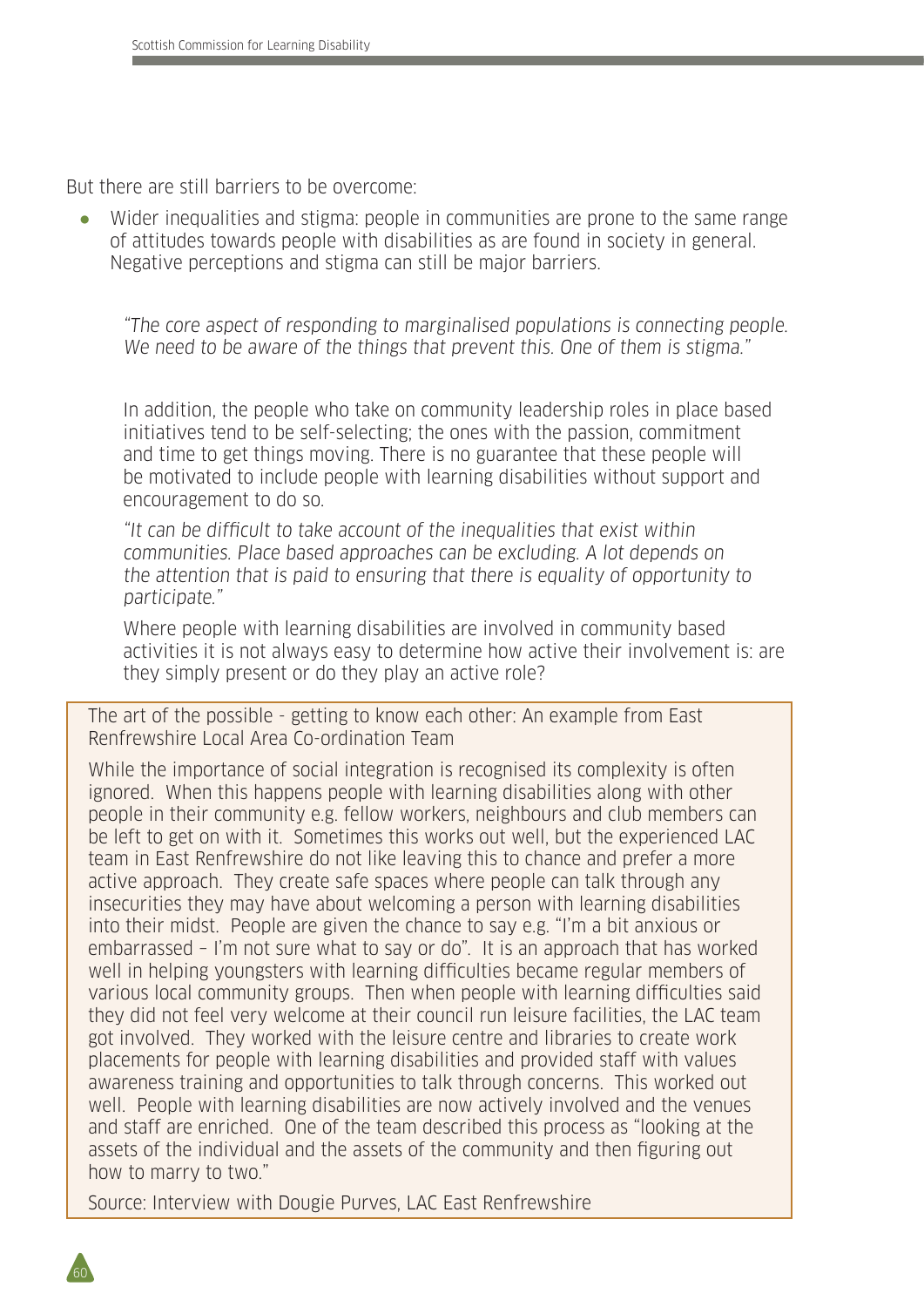But there are still barriers to be overcome:

- Wider inequalities and stigma: people in communities are prone to the same range of attitudes towards people with disabilities as are found in society in general. Negative perceptions and stigma can still be major barriers.

  *"The core aspect of responding to marginalised populations is connecting people. We need to be aware of the things that prevent this. One of them is stigma."*

  In addition, the people who take on community leadership roles in place based initiatives tend to be self-selecting; the ones with the passion, commitment and time to get things moving. There is no guarantee that these people will be motivated to include people with learning disabilities without support and encouragement to do so.

  *"It can be difficult to take account of the inequalities that exist within communities. Place based approaches can be excluding. A lot depends on the attention that is paid to ensuring that there is equality of opportunity to participate."*

  Where people with learning disabilities are involved in community based activities it is not always easy to determine how active their involvement is: are they simply present or do they play an active role?

> The art of the possible - getting to know each other: An example from East Renfrewshire Local Area Co-ordination Team
>
> While the importance of social integration is recognised its complexity is often ignored. When this happens people with learning disabilities along with other people in their community e.g. fellow workers, neighbours and club members can be left to get on with it. Sometimes this works out well, but the experienced LAC team in East Renfrewshire do not like leaving this to chance and prefer a more active approach. They create safe spaces where people can talk through any insecurities they may have about welcoming a person with learning disabilities into their midst. People are given the chance to say e.g. "I'm a bit anxious or embarrassed – I'm not sure what to say or do". It is an approach that has worked well in helping youngsters with learning difficulties became regular members of various local community groups. Then when people with learning difficulties said they did not feel very welcome at their council run leisure facilities, the LAC team got involved. They worked with the leisure centre and libraries to create work placements for people with learning disabilities and provided staff with values awareness training and opportunities to talk through concerns. This worked out well. People with learning disabilities are now actively involved and the venues and staff are enriched. One of the team described this process as "looking at the assets of the individual and the assets of the community and then figuring out how to marry to two."
>
> Source: Interview with Dougie Purves, LAC East Renfrewshire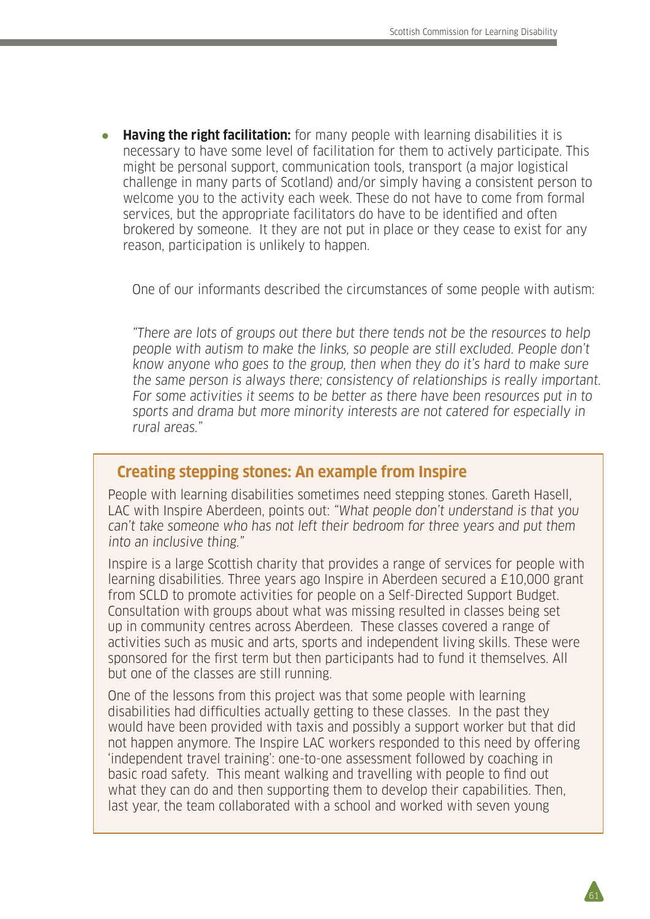- **Having the right facilitation:** for many people with learning disabilities it is necessary to have some level of facilitation for them to actively participate. This might be personal support, communication tools, transport (a major logistical challenge in many parts of Scotland) and/or simply having a consistent person to welcome you to the activity each week. These do not have to come from formal services, but the appropriate facilitators do have to be identified and often brokered by someone. It they are not put in place or they cease to exist for any reason, participation is unlikely to happen.

  One of our informants described the circumstances of some people with autism:

  *"There are lots of groups out there but there tends not be the resources to help people with autism to make the links, so people are still excluded. People don't know anyone who goes to the group, then when they do it's hard to make sure the same person is always there; consistency of relationships is really important. For some activities it seems to be better as there have been resources put in to sports and drama but more minority interests are not catered for especially in rural areas."*

## Creating stepping stones: An example from Inspire

People with learning disabilities sometimes need stepping stones. Gareth Hasell, LAC with Inspire Aberdeen, points out: *"What people don't understand is that you can't take someone who has not left their bedroom for three years and put them into an inclusive thing."*

Inspire is a large Scottish charity that provides a range of services for people with learning disabilities. Three years ago Inspire in Aberdeen secured a £10,000 grant from SCLD to promote activities for people on a Self-Directed Support Budget. Consultation with groups about what was missing resulted in classes being set up in community centres across Aberdeen. These classes covered a range of activities such as music and arts, sports and independent living skills. These were sponsored for the first term but then participants had to fund it themselves. All but one of the classes are still running.

One of the lessons from this project was that some people with learning disabilities had difficulties actually getting to these classes. In the past they would have been provided with taxis and possibly a support worker but that did not happen anymore. The Inspire LAC workers responded to this need by offering 'independent travel training': one-to-one assessment followed by coaching in basic road safety. This meant walking and travelling with people to find out what they can do and then supporting them to develop their capabilities. Then, last year, the team collaborated with a school and worked with seven young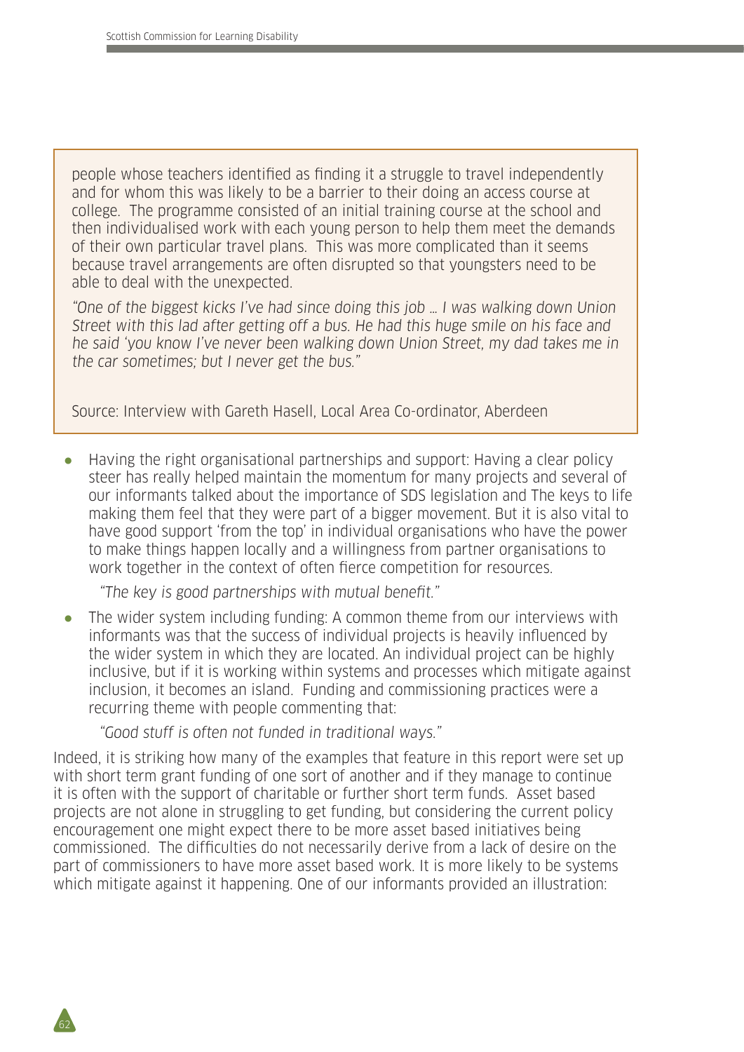people whose teachers identified as finding it a struggle to travel independently and for whom this was likely to be a barrier to their doing an access course at college. The programme consisted of an initial training course at the school and then individualised work with each young person to help them meet the demands of their own particular travel plans. This was more complicated than it seems because travel arrangements are often disrupted so that youngsters need to be able to deal with the unexpected.

*"One of the biggest kicks I've had since doing this job … I was walking down Union Street with this lad after getting off a bus. He had this huge smile on his face and he said 'you know I've never been walking down Union Street, my dad takes me in the car sometimes; but I never get the bus."*

Source: Interview with Gareth Hasell, Local Area Co-ordinator, Aberdeen

- Having the right organisational partnerships and support: Having a clear policy steer has really helped maintain the momentum for many projects and several of our informants talked about the importance of SDS legislation and The keys to life making them feel that they were part of a bigger movement. But it is also vital to have good support 'from the top' in individual organisations who have the power to make things happen locally and a willingness from partner organisations to work together in the context of often fierce competition for resources.

  *"The key is good partnerships with mutual benefit."*

- The wider system including funding: A common theme from our interviews with informants was that the success of individual projects is heavily influenced by the wider system in which they are located. An individual project can be highly inclusive, but if it is working within systems and processes which mitigate against inclusion, it becomes an island. Funding and commissioning practices were a recurring theme with people commenting that:

  *"Good stuff is often not funded in traditional ways."*

Indeed, it is striking how many of the examples that feature in this report were set up with short term grant funding of one sort of another and if they manage to continue it is often with the support of charitable or further short term funds. Asset based projects are not alone in struggling to get funding, but considering the current policy encouragement one might expect there to be more asset based initiatives being commissioned. The difficulties do not necessarily derive from a lack of desire on the part of commissioners to have more asset based work. It is more likely to be systems which mitigate against it happening. One of our informants provided an illustration: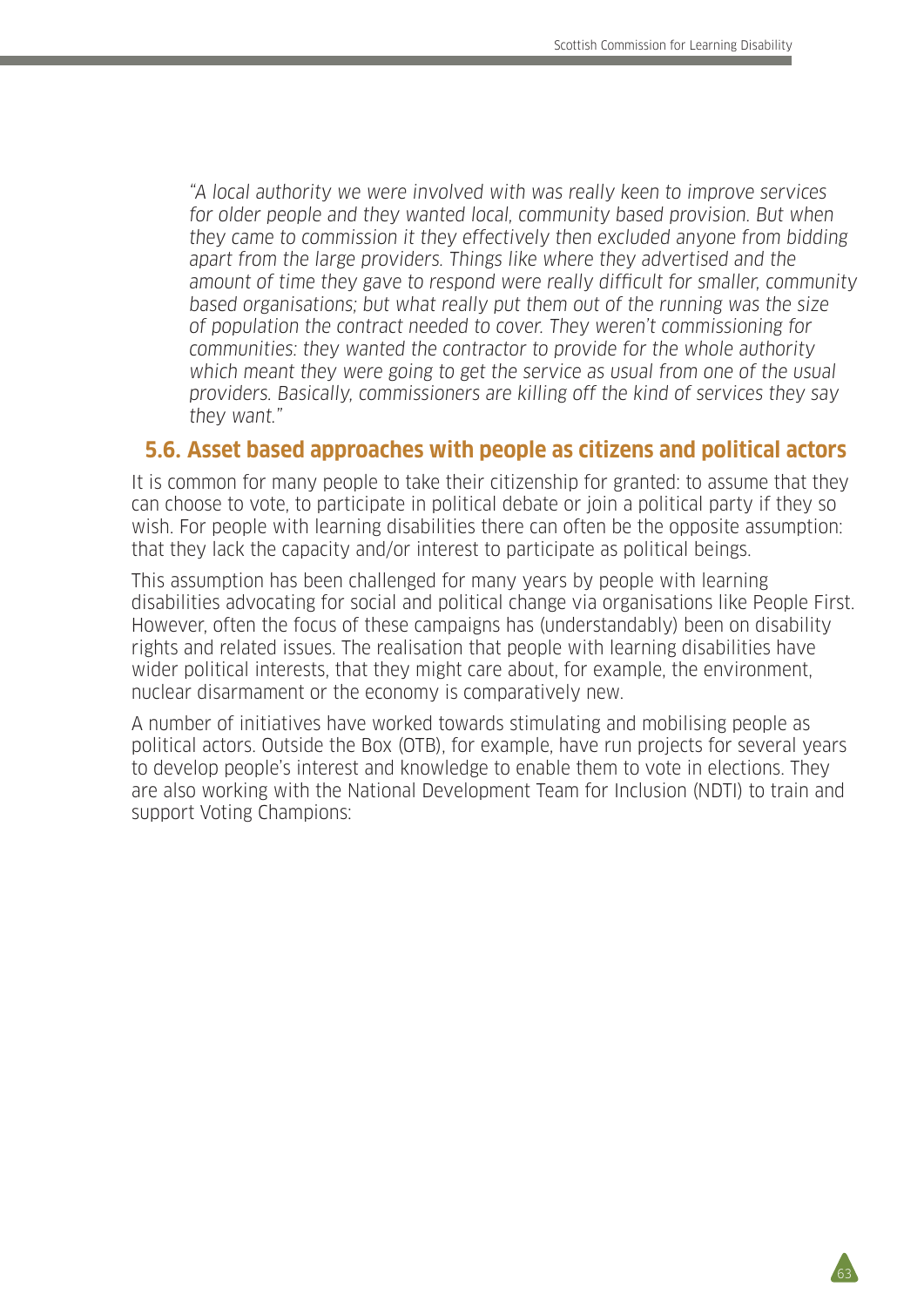> *"A local authority we were involved with was really keen to improve services for older people and they wanted local, community based provision. But when they came to commission it they effectively then excluded anyone from bidding apart from the large providers. Things like where they advertised and the amount of time they gave to respond were really difficult for smaller, community based organisations; but what really put them out of the running was the size of population the contract needed to cover. They weren't commissioning for communities: they wanted the contractor to provide for the whole authority which meant they were going to get the service as usual from one of the usual providers. Basically, commissioners are killing off the kind of services they say they want."*

## 5.6. Asset based approaches with people as citizens and political actors

It is common for many people to take their citizenship for granted: to assume that they can choose to vote, to participate in political debate or join a political party if they so wish. For people with learning disabilities there can often be the opposite assumption: that they lack the capacity and/or interest to participate as political beings.

This assumption has been challenged for many years by people with learning disabilities advocating for social and political change via organisations like People First. However, often the focus of these campaigns has (understandably) been on disability rights and related issues. The realisation that people with learning disabilities have wider political interests, that they might care about, for example, the environment, nuclear disarmament or the economy is comparatively new.

A number of initiatives have worked towards stimulating and mobilising people as political actors. Outside the Box (OTB), for example, have run projects for several years to develop people's interest and knowledge to enable them to vote in elections. They are also working with the National Development Team for Inclusion (NDTI) to train and support Voting Champions: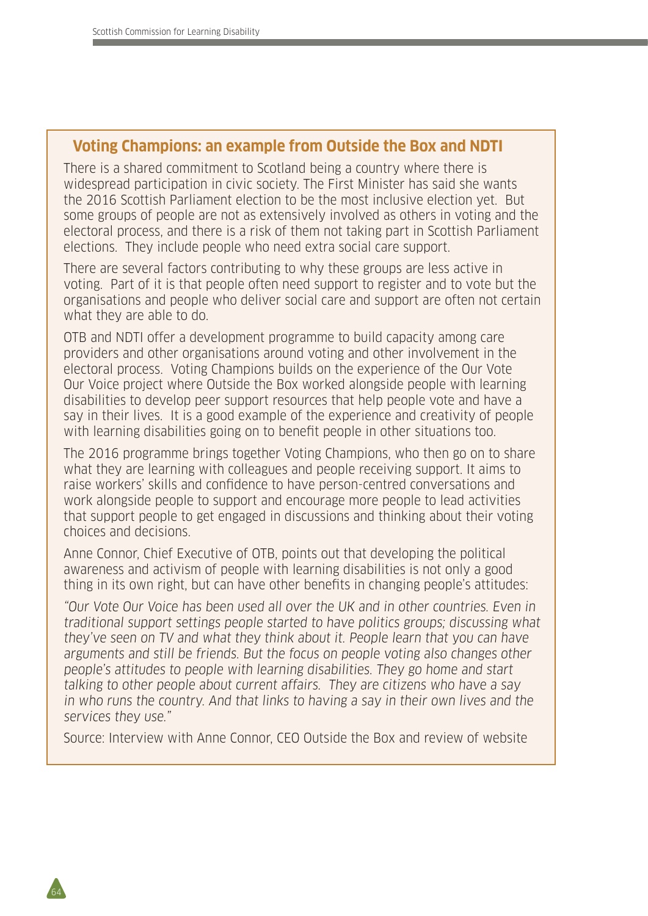### Voting Champions: an example from Outside the Box and NDTI

There is a shared commitment to Scotland being a country where there is widespread participation in civic society. The First Minister has said she wants the 2016 Scottish Parliament election to be the most inclusive election yet. But some groups of people are not as extensively involved as others in voting and the electoral process, and there is a risk of them not taking part in Scottish Parliament elections. They include people who need extra social care support.

There are several factors contributing to why these groups are less active in voting. Part of it is that people often need support to register and to vote but the organisations and people who deliver social care and support are often not certain what they are able to do.

OTB and NDTI offer a development programme to build capacity among care providers and other organisations around voting and other involvement in the electoral process. Voting Champions builds on the experience of the Our Vote Our Voice project where Outside the Box worked alongside people with learning disabilities to develop peer support resources that help people vote and have a say in their lives. It is a good example of the experience and creativity of people with learning disabilities going on to benefit people in other situations too.

The 2016 programme brings together Voting Champions, who then go on to share what they are learning with colleagues and people receiving support. It aims to raise workers' skills and confidence to have person-centred conversations and work alongside people to support and encourage more people to lead activities that support people to get engaged in discussions and thinking about their voting choices and decisions.

Anne Connor, Chief Executive of OTB, points out that developing the political awareness and activism of people with learning disabilities is not only a good thing in its own right, but can have other benefits in changing people's attitudes:

*"Our Vote Our Voice has been used all over the UK and in other countries. Even in traditional support settings people started to have politics groups; discussing what they've seen on TV and what they think about it. People learn that you can have arguments and still be friends. But the focus on people voting also changes other people's attitudes to people with learning disabilities. They go home and start talking to other people about current affairs. They are citizens who have a say in who runs the country. And that links to having a say in their own lives and the services they use."*

Source: Interview with Anne Connor, CEO Outside the Box and review of website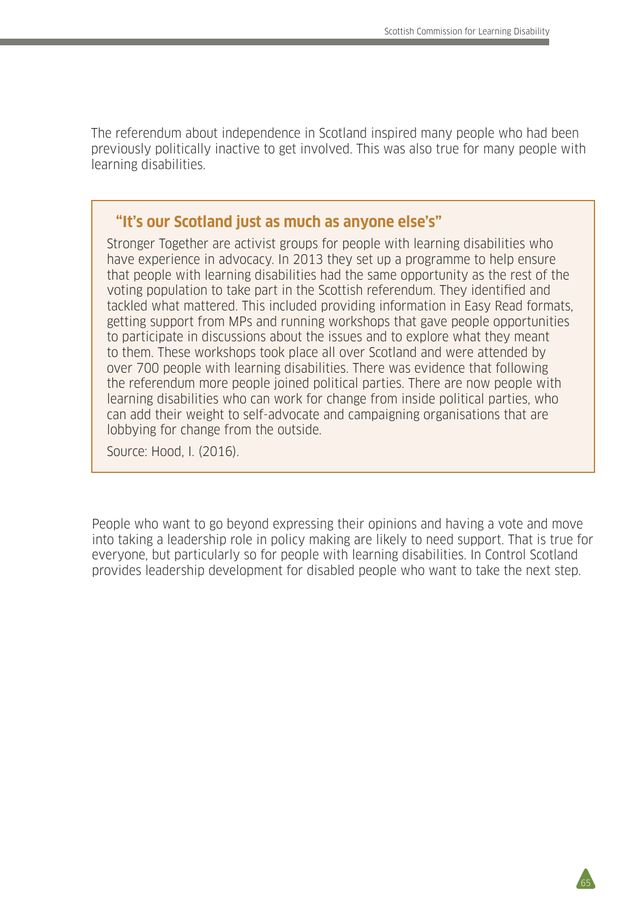The referendum about independence in Scotland inspired many people who had been previously politically inactive to get involved. This was also true for many people with learning disabilities.

> ### "It's our Scotland just as much as anyone else's"
>
> Stronger Together are activist groups for people with learning disabilities who have experience in advocacy. In 2013 they set up a programme to help ensure that people with learning disabilities had the same opportunity as the rest of the voting population to take part in the Scottish referendum. They identified and tackled what mattered. This included providing information in Easy Read formats, getting support from MPs and running workshops that gave people opportunities to participate in discussions about the issues and to explore what they meant to them. These workshops took place all over Scotland and were attended by over 700 people with learning disabilities. There was evidence that following the referendum more people joined political parties. There are now people with learning disabilities who can work for change from inside political parties, who can add their weight to self-advocate and campaigning organisations that are lobbying for change from the outside.
>
> Source: Hood, I. (2016).

People who want to go beyond expressing their opinions and having a vote and move into taking a leadership role in policy making are likely to need support. That is true for everyone, but particularly so for people with learning disabilities. In Control Scotland provides leadership development for disabled people who want to take the next step.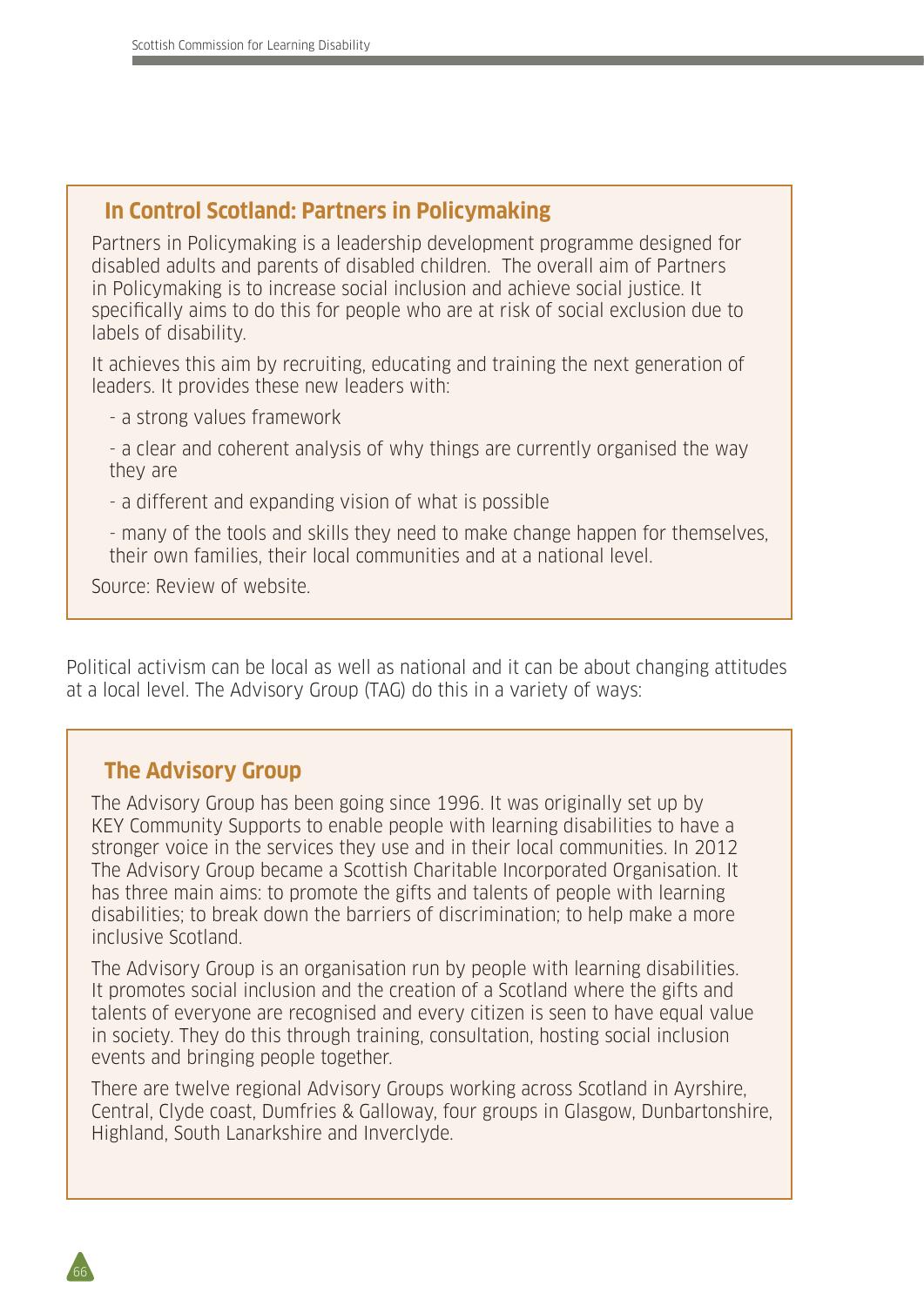### In Control Scotland: Partners in Policymaking

Partners in Policymaking is a leadership development programme designed for disabled adults and parents of disabled children. The overall aim of Partners in Policymaking is to increase social inclusion and achieve social justice. It specifically aims to do this for people who are at risk of social exclusion due to labels of disability.

It achieves this aim by recruiting, educating and training the next generation of leaders. It provides these new leaders with:

- a strong values framework
- a clear and coherent analysis of why things are currently organised the way they are
- a different and expanding vision of what is possible
- many of the tools and skills they need to make change happen for themselves, their own families, their local communities and at a national level.

Source: Review of website.

Political activism can be local as well as national and it can be about changing attitudes at a local level. The Advisory Group (TAG) do this in a variety of ways:

### The Advisory Group

The Advisory Group has been going since 1996. It was originally set up by KEY Community Supports to enable people with learning disabilities to have a stronger voice in the services they use and in their local communities. In 2012 The Advisory Group became a Scottish Charitable Incorporated Organisation. It has three main aims: to promote the gifts and talents of people with learning disabilities; to break down the barriers of discrimination; to help make a more inclusive Scotland.

The Advisory Group is an organisation run by people with learning disabilities. It promotes social inclusion and the creation of a Scotland where the gifts and talents of everyone are recognised and every citizen is seen to have equal value in society. They do this through training, consultation, hosting social inclusion events and bringing people together.

There are twelve regional Advisory Groups working across Scotland in Ayrshire, Central, Clyde coast, Dumfries & Galloway, four groups in Glasgow, Dunbartonshire, Highland, South Lanarkshire and Inverclyde.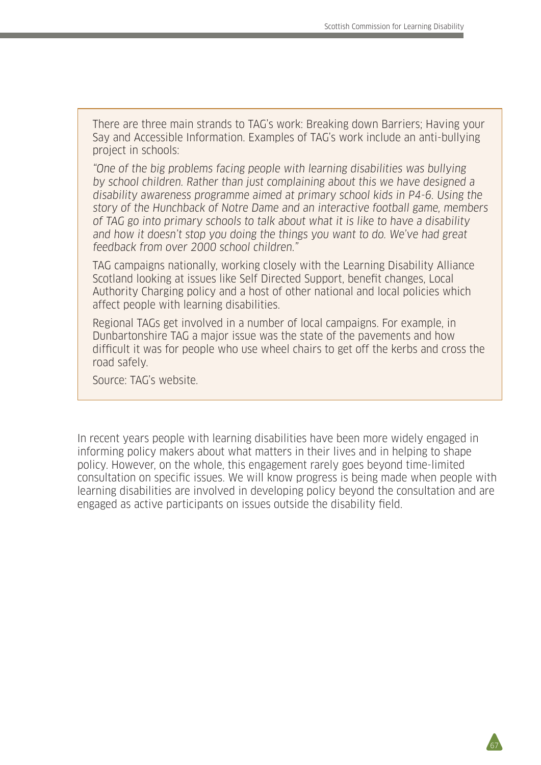There are three main strands to TAG's work: Breaking down Barriers; Having your Say and Accessible Information. Examples of TAG's work include an anti-bullying project in schools:

*"One of the big problems facing people with learning disabilities was bullying by school children. Rather than just complaining about this we have designed a disability awareness programme aimed at primary school kids in P4-6. Using the story of the Hunchback of Notre Dame and an interactive football game, members of TAG go into primary schools to talk about what it is like to have a disability and how it doesn't stop you doing the things you want to do. We've had great feedback from over 2000 school children."*

TAG campaigns nationally, working closely with the Learning Disability Alliance Scotland looking at issues like Self Directed Support, benefit changes, Local Authority Charging policy and a host of other national and local policies which affect people with learning disabilities.

Regional TAGs get involved in a number of local campaigns. For example, in Dunbartonshire TAG a major issue was the state of the pavements and how difficult it was for people who use wheel chairs to get off the kerbs and cross the road safely.

Source: TAG's website.

In recent years people with learning disabilities have been more widely engaged in informing policy makers about what matters in their lives and in helping to shape policy. However, on the whole, this engagement rarely goes beyond time-limited consultation on specific issues. We will know progress is being made when people with learning disabilities are involved in developing policy beyond the consultation and are engaged as active participants on issues outside the disability field.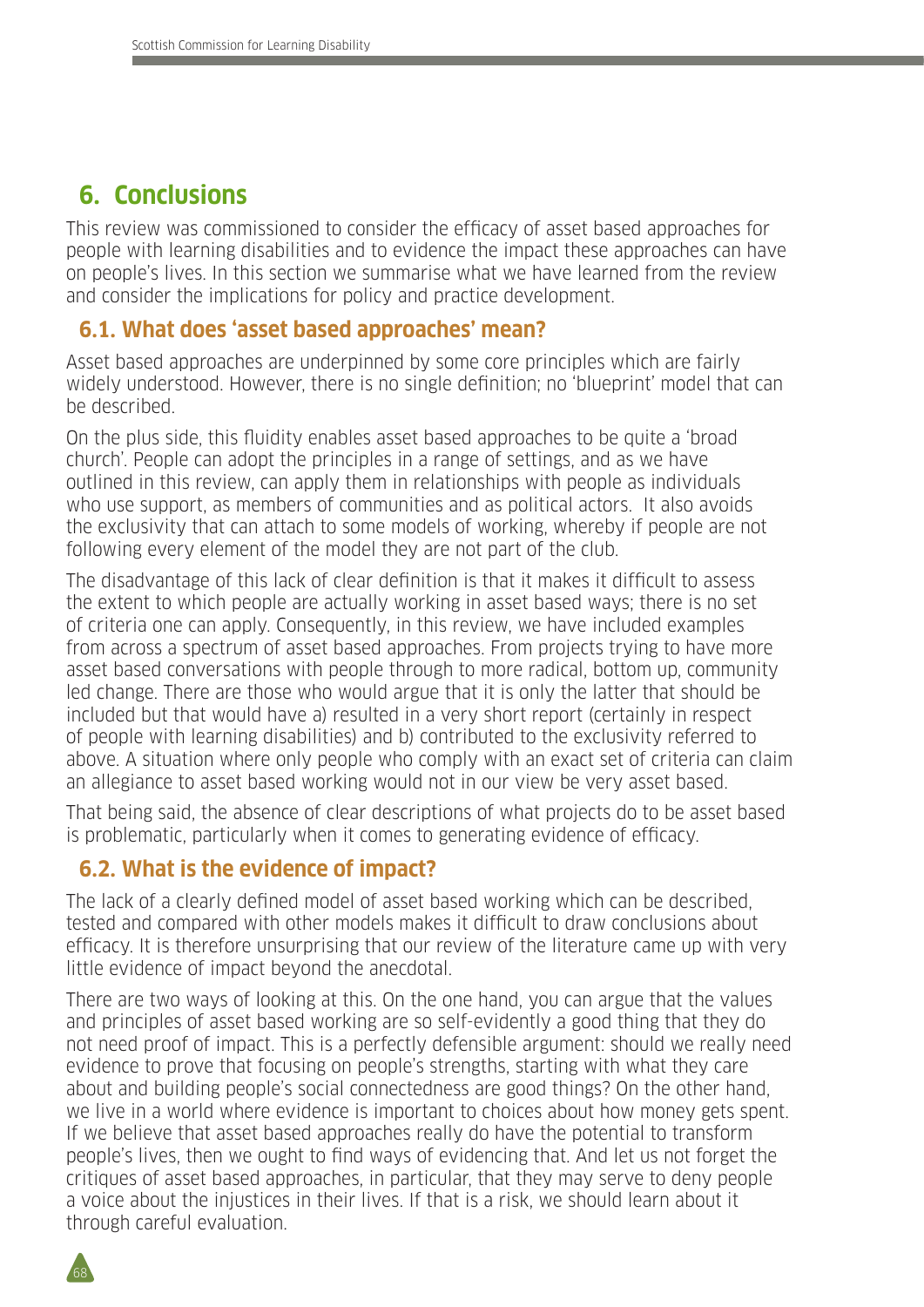## 6. Conclusions

This review was commissioned to consider the efficacy of asset based approaches for people with learning disabilities and to evidence the impact these approaches can have on people's lives. In this section we summarise what we have learned from the review and consider the implications for policy and practice development.

### 6.1. What does 'asset based approaches' mean?

Asset based approaches are underpinned by some core principles which are fairly widely understood. However, there is no single definition; no 'blueprint' model that can be described.

On the plus side, this fluidity enables asset based approaches to be quite a 'broad church'. People can adopt the principles in a range of settings, and as we have outlined in this review, can apply them in relationships with people as individuals who use support, as members of communities and as political actors. It also avoids the exclusivity that can attach to some models of working, whereby if people are not following every element of the model they are not part of the club.

The disadvantage of this lack of clear definition is that it makes it difficult to assess the extent to which people are actually working in asset based ways; there is no set of criteria one can apply. Consequently, in this review, we have included examples from across a spectrum of asset based approaches. From projects trying to have more asset based conversations with people through to more radical, bottom up, community led change. There are those who would argue that it is only the latter that should be included but that would have a) resulted in a very short report (certainly in respect of people with learning disabilities) and b) contributed to the exclusivity referred to above. A situation where only people who comply with an exact set of criteria can claim an allegiance to asset based working would not in our view be very asset based.

That being said, the absence of clear descriptions of what projects do to be asset based is problematic, particularly when it comes to generating evidence of efficacy.

### 6.2. What is the evidence of impact?

The lack of a clearly defined model of asset based working which can be described, tested and compared with other models makes it difficult to draw conclusions about efficacy. It is therefore unsurprising that our review of the literature came up with very little evidence of impact beyond the anecdotal.

There are two ways of looking at this. On the one hand, you can argue that the values and principles of asset based working are so self-evidently a good thing that they do not need proof of impact. This is a perfectly defensible argument: should we really need evidence to prove that focusing on people's strengths, starting with what they care about and building people's social connectedness are good things? On the other hand, we live in a world where evidence is important to choices about how money gets spent. If we believe that asset based approaches really do have the potential to transform people's lives, then we ought to find ways of evidencing that. And let us not forget the critiques of asset based approaches, in particular, that they may serve to deny people a voice about the injustices in their lives. If that is a risk, we should learn about it through careful evaluation.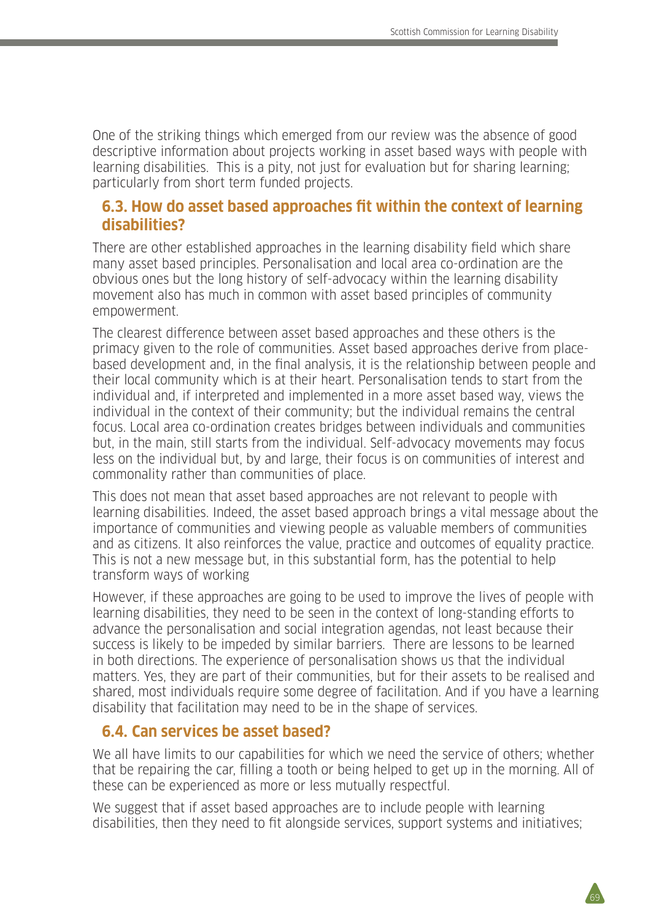One of the striking things which emerged from our review was the absence of good descriptive information about projects working in asset based ways with people with learning disabilities. This is a pity, not just for evaluation but for sharing learning; particularly from short term funded projects.

## 6.3. How do asset based approaches fit within the context of learning disabilities?

There are other established approaches in the learning disability field which share many asset based principles. Personalisation and local area co-ordination are the obvious ones but the long history of self-advocacy within the learning disability movement also has much in common with asset based principles of community empowerment.

The clearest difference between asset based approaches and these others is the primacy given to the role of communities. Asset based approaches derive from place-based development and, in the final analysis, it is the relationship between people and their local community which is at their heart. Personalisation tends to start from the individual and, if interpreted and implemented in a more asset based way, views the individual in the context of their community; but the individual remains the central focus. Local area co-ordination creates bridges between individuals and communities but, in the main, still starts from the individual. Self-advocacy movements may focus less on the individual but, by and large, their focus is on communities of interest and commonality rather than communities of place.

This does not mean that asset based approaches are not relevant to people with learning disabilities. Indeed, the asset based approach brings a vital message about the importance of communities and viewing people as valuable members of communities and as citizens. It also reinforces the value, practice and outcomes of equality practice. This is not a new message but, in this substantial form, has the potential to help transform ways of working

However, if these approaches are going to be used to improve the lives of people with learning disabilities, they need to be seen in the context of long-standing efforts to advance the personalisation and social integration agendas, not least because their success is likely to be impeded by similar barriers. There are lessons to be learned in both directions. The experience of personalisation shows us that the individual matters. Yes, they are part of their communities, but for their assets to be realised and shared, most individuals require some degree of facilitation. And if you have a learning disability that facilitation may need to be in the shape of services.

## 6.4. Can services be asset based?

We all have limits to our capabilities for which we need the service of others; whether that be repairing the car, filling a tooth or being helped to get up in the morning. All of these can be experienced as more or less mutually respectful.

We suggest that if asset based approaches are to include people with learning disabilities, then they need to fit alongside services, support systems and initiatives;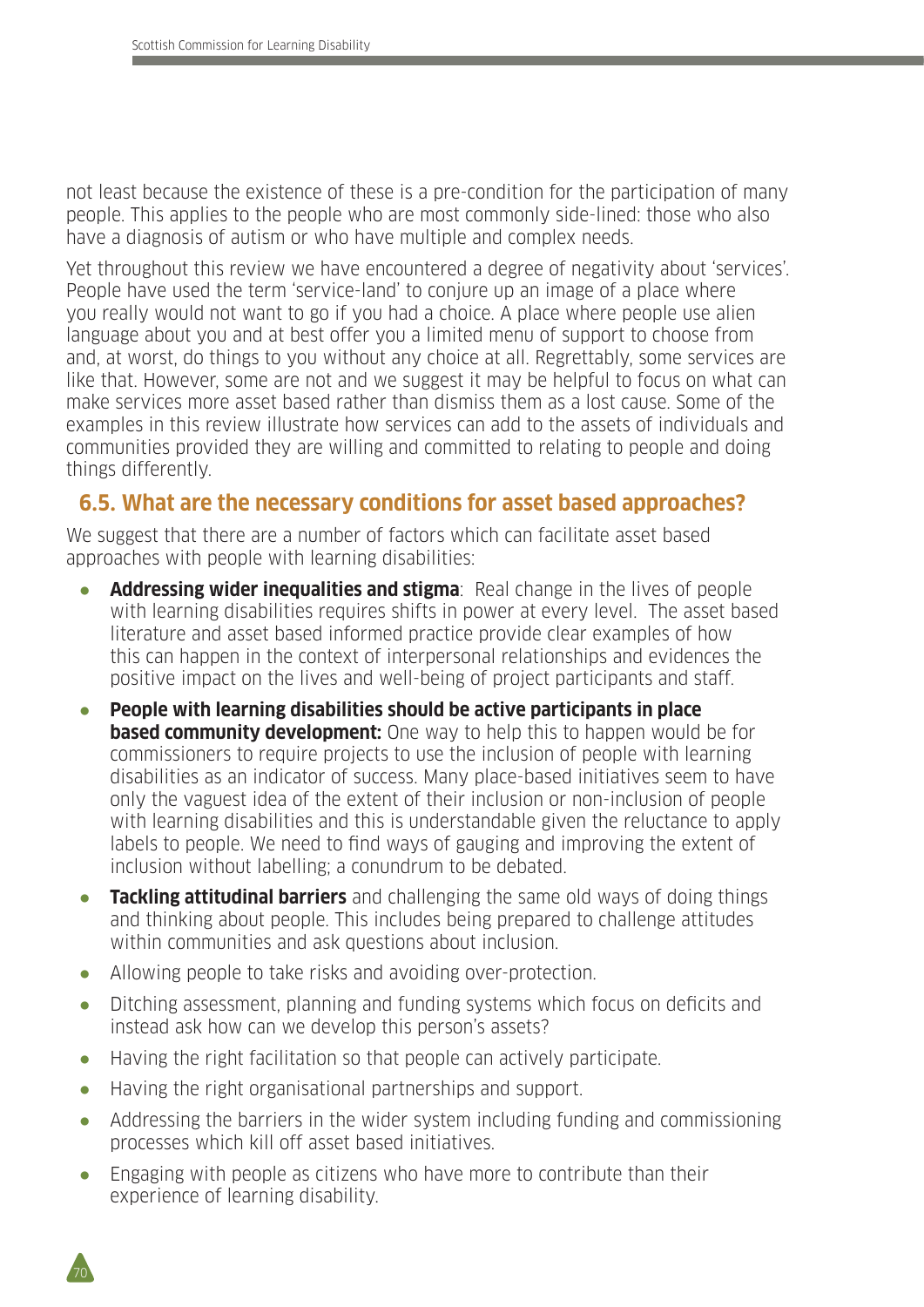not least because the existence of these is a pre-condition for the participation of many people. This applies to the people who are most commonly side-lined: those who also have a diagnosis of autism or who have multiple and complex needs.

Yet throughout this review we have encountered a degree of negativity about 'services'. People have used the term 'service-land' to conjure up an image of a place where you really would not want to go if you had a choice. A place where people use alien language about you and at best offer you a limited menu of support to choose from and, at worst, do things to you without any choice at all. Regrettably, some services are like that. However, some are not and we suggest it may be helpful to focus on what can make services more asset based rather than dismiss them as a lost cause. Some of the examples in this review illustrate how services can add to the assets of individuals and communities provided they are willing and committed to relating to people and doing things differently.

## 6.5. What are the necessary conditions for asset based approaches?

We suggest that there are a number of factors which can facilitate asset based approaches with people with learning disabilities:

- **Addressing wider inequalities and stigma**: Real change in the lives of people with learning disabilities requires shifts in power at every level. The asset based literature and asset based informed practice provide clear examples of how this can happen in the context of interpersonal relationships and evidences the positive impact on the lives and well-being of project participants and staff.
- **People with learning disabilities should be active participants in place based community development:** One way to help this to happen would be for commissioners to require projects to use the inclusion of people with learning disabilities as an indicator of success. Many place-based initiatives seem to have only the vaguest idea of the extent of their inclusion or non-inclusion of people with learning disabilities and this is understandable given the reluctance to apply labels to people. We need to find ways of gauging and improving the extent of inclusion without labelling; a conundrum to be debated.
- **Tackling attitudinal barriers** and challenging the same old ways of doing things and thinking about people. This includes being prepared to challenge attitudes within communities and ask questions about inclusion.
- Allowing people to take risks and avoiding over-protection.
- Ditching assessment, planning and funding systems which focus on deficits and instead ask how can we develop this person's assets?
- Having the right facilitation so that people can actively participate.
- Having the right organisational partnerships and support.
- Addressing the barriers in the wider system including funding and commissioning processes which kill off asset based initiatives.
- Engaging with people as citizens who have more to contribute than their experience of learning disability.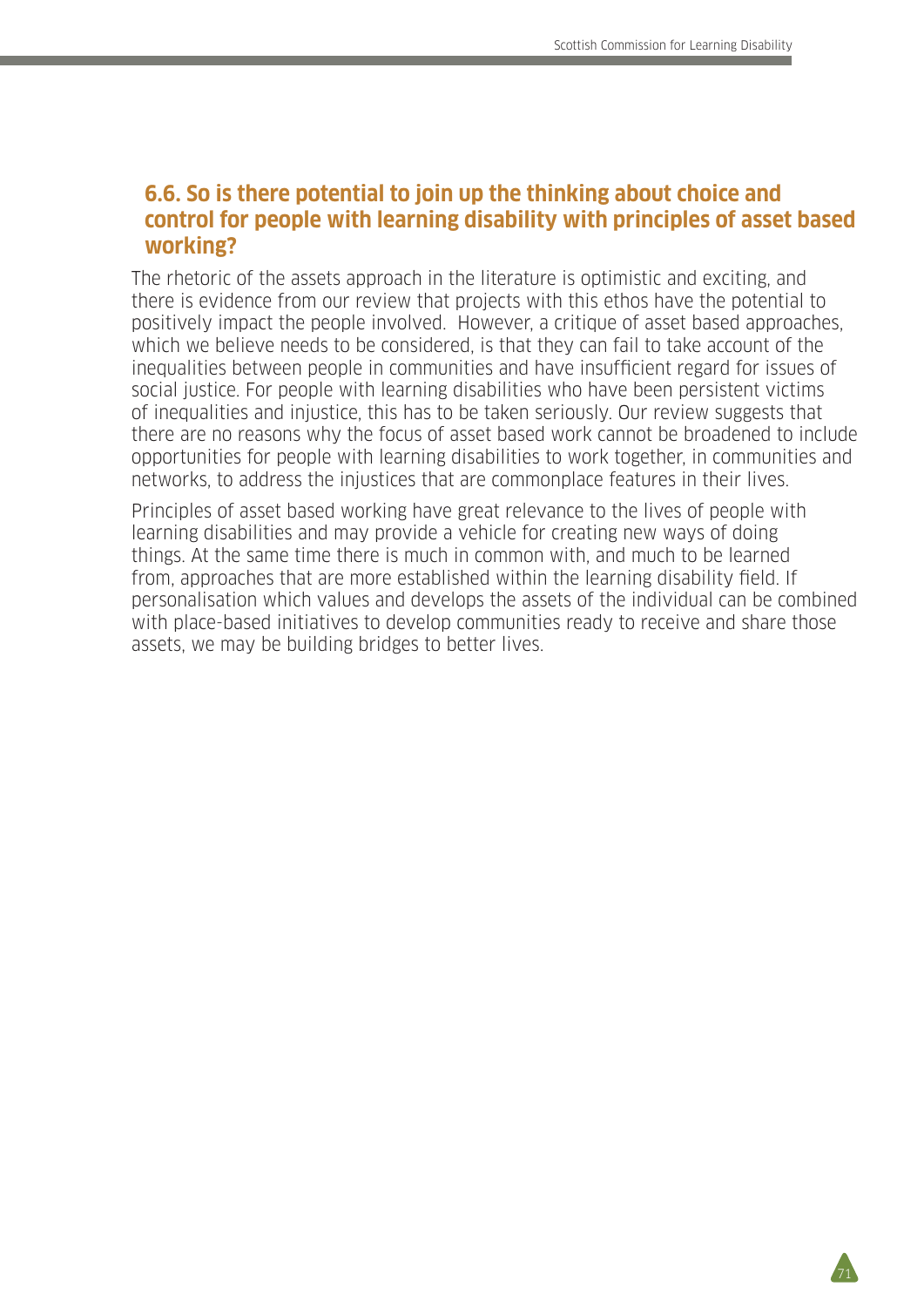## 6.6. So is there potential to join up the thinking about choice and control for people with learning disability with principles of asset based working?

The rhetoric of the assets approach in the literature is optimistic and exciting, and there is evidence from our review that projects with this ethos have the potential to positively impact the people involved. However, a critique of asset based approaches, which we believe needs to be considered, is that they can fail to take account of the inequalities between people in communities and have insufficient regard for issues of social justice. For people with learning disabilities who have been persistent victims of inequalities and injustice, this has to be taken seriously. Our review suggests that there are no reasons why the focus of asset based work cannot be broadened to include opportunities for people with learning disabilities to work together, in communities and networks, to address the injustices that are commonplace features in their lives.

Principles of asset based working have great relevance to the lives of people with learning disabilities and may provide a vehicle for creating new ways of doing things. At the same time there is much in common with, and much to be learned from, approaches that are more established within the learning disability field. If personalisation which values and develops the assets of the individual can be combined with place-based initiatives to develop communities ready to receive and share those assets, we may be building bridges to better lives.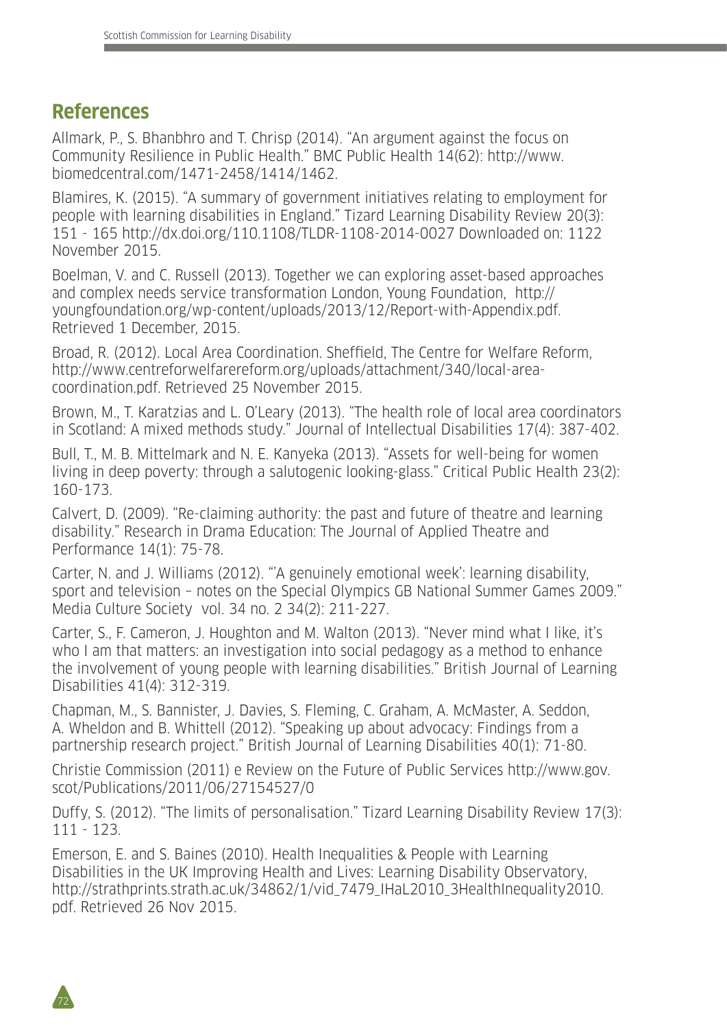## References

Allmark, P., S. Bhanbhro and T. Chrisp (2014). "An argument against the focus on Community Resilience in Public Health." BMC Public Health 14(62): http://www.biomedcentral.com/1471-2458/1414/1462.

Blamires, K. (2015). "A summary of government initiatives relating to employment for people with learning disabilities in England." Tizard Learning Disability Review 20(3): 151 - 165 http://dx.doi.org/110.1108/TLDR-1108-2014-0027 Downloaded on: 1122 November 2015.

Boelman, V. and C. Russell (2013). Together we can exploring asset-based approaches and complex needs service transformation London, Young Foundation, http://youngfoundation.org/wp-content/uploads/2013/12/Report-with-Appendix.pdf. Retrieved 1 December, 2015.

Broad, R. (2012). Local Area Coordination. Sheffield, The Centre for Welfare Reform, http://www.centreforwelfarereform.org/uploads/attachment/340/local-area-coordination.pdf. Retrieved 25 November 2015.

Brown, M., T. Karatzias and L. O'Leary (2013). "The health role of local area coordinators in Scotland: A mixed methods study." Journal of Intellectual Disabilities 17(4): 387-402.

Bull, T., M. B. Mittelmark and N. E. Kanyeka (2013). "Assets for well-being for women living in deep poverty: through a salutogenic looking-glass." Critical Public Health 23(2): 160-173.

Calvert, D. (2009). "Re-claiming authority: the past and future of theatre and learning disability." Research in Drama Education: The Journal of Applied Theatre and Performance 14(1): 75-78.

Carter, N. and J. Williams (2012). "'A genuinely emotional week': learning disability, sport and television – notes on the Special Olympics GB National Summer Games 2009." Media Culture Society vol. 34 no. 2 34(2): 211-227.

Carter, S., F. Cameron, J. Houghton and M. Walton (2013). "Never mind what I like, it's who I am that matters: an investigation into social pedagogy as a method to enhance the involvement of young people with learning disabilities." British Journal of Learning Disabilities 41(4): 312-319.

Chapman, M., S. Bannister, J. Davies, S. Fleming, C. Graham, A. McMaster, A. Seddon, A. Wheldon and B. Whittell (2012). "Speaking up about advocacy: Findings from a partnership research project." British Journal of Learning Disabilities 40(1): 71-80.

Christie Commission (2011) e Review on the Future of Public Services http://www.gov.scot/Publications/2011/06/27154527/0

Duffy, S. (2012). "The limits of personalisation." Tizard Learning Disability Review 17(3): 111 - 123.

Emerson, E. and S. Baines (2010). Health Inequalities & People with Learning Disabilities in the UK Improving Health and Lives: Learning Disability Observatory, http://strathprints.strath.ac.uk/34862/1/vid_7479_IHaL2010_3HealthInequality2010.pdf. Retrieved 26 Nov 2015.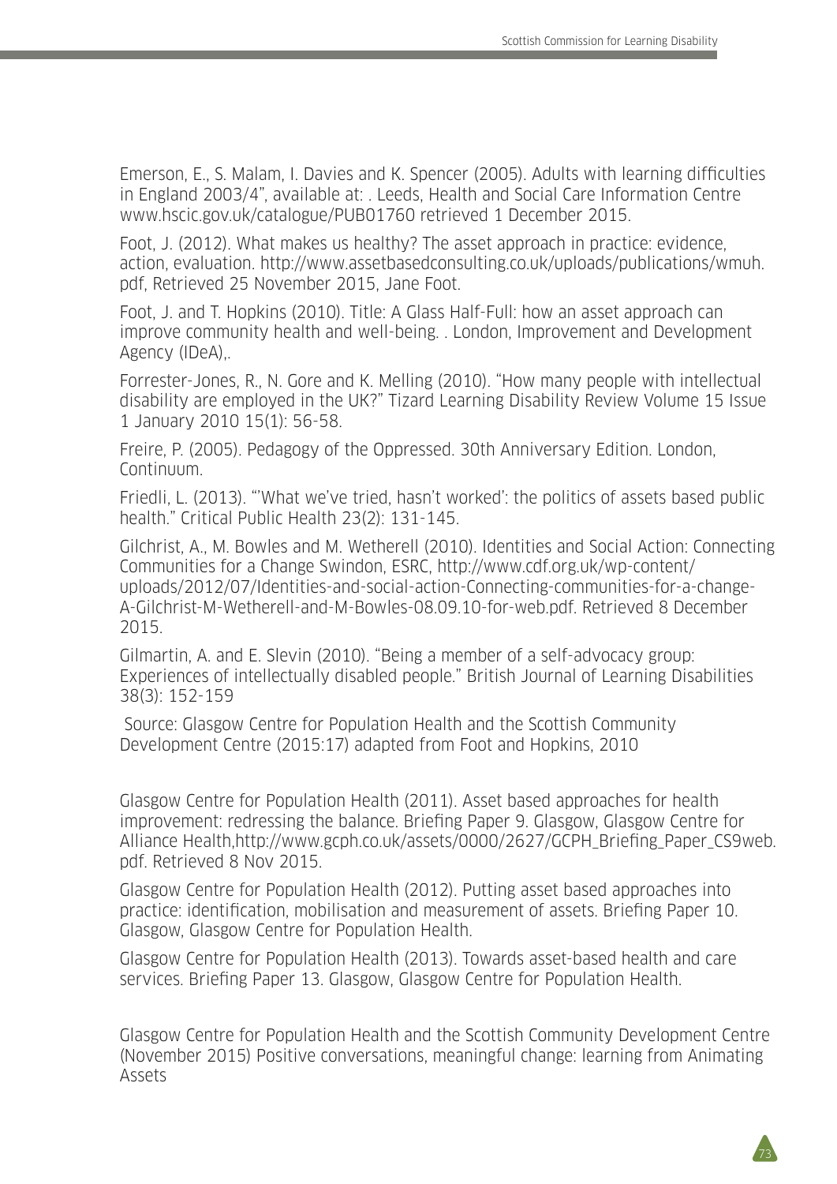Emerson, E., S. Malam, I. Davies and K. Spencer (2005). Adults with learning difficulties in England 2003/4", available at: . Leeds, Health and Social Care Information Centre www.hscic.gov.uk/catalogue/PUB01760 retrieved 1 December 2015.

Foot, J. (2012). What makes us healthy? The asset approach in practice: evidence, action, evaluation. http://www.assetbasedconsulting.co.uk/uploads/publications/wmuh.pdf, Retrieved 25 November 2015, Jane Foot.

Foot, J. and T. Hopkins (2010). Title: A Glass Half-Full: how an asset approach can improve community health and well-being. . London, Improvement and Development Agency (IDeA),.

Forrester-Jones, R., N. Gore and K. Melling (2010). "How many people with intellectual disability are employed in the UK?" Tizard Learning Disability Review Volume 15 Issue 1 January 2010 15(1): 56-58.

Freire, P. (2005). Pedagogy of the Oppressed. 30th Anniversary Edition. London, Continuum.

Friedli, L. (2013). "'What we've tried, hasn't worked': the politics of assets based public health." Critical Public Health 23(2): 131-145.

Gilchrist, A., M. Bowles and M. Wetherell (2010). Identities and Social Action: Connecting Communities for a Change Swindon, ESRC, http://www.cdf.org.uk/wp-content/uploads/2012/07/Identities-and-social-action-Connecting-communities-for-a-change-A-Gilchrist-M-Wetherell-and-M-Bowles-08.09.10-for-web.pdf. Retrieved 8 December 2015.

Gilmartin, A. and E. Slevin (2010). "Being a member of a self-advocacy group: Experiences of intellectually disabled people." British Journal of Learning Disabilities 38(3): 152-159

Source: Glasgow Centre for Population Health and the Scottish Community Development Centre (2015:17) adapted from Foot and Hopkins, 2010

Glasgow Centre for Population Health (2011). Asset based approaches for health improvement: redressing the balance. Briefing Paper 9. Glasgow, Glasgow Centre for Alliance Health,http://www.gcph.co.uk/assets/0000/2627/GCPH_Briefing_Paper_CS9web.pdf. Retrieved 8 Nov 2015.

Glasgow Centre for Population Health (2012). Putting asset based approaches into practice: identification, mobilisation and measurement of assets. Briefing Paper 10. Glasgow, Glasgow Centre for Population Health.

Glasgow Centre for Population Health (2013). Towards asset-based health and care services. Briefing Paper 13. Glasgow, Glasgow Centre for Population Health.

Glasgow Centre for Population Health and the Scottish Community Development Centre (November 2015) Positive conversations, meaningful change: learning from Animating Assets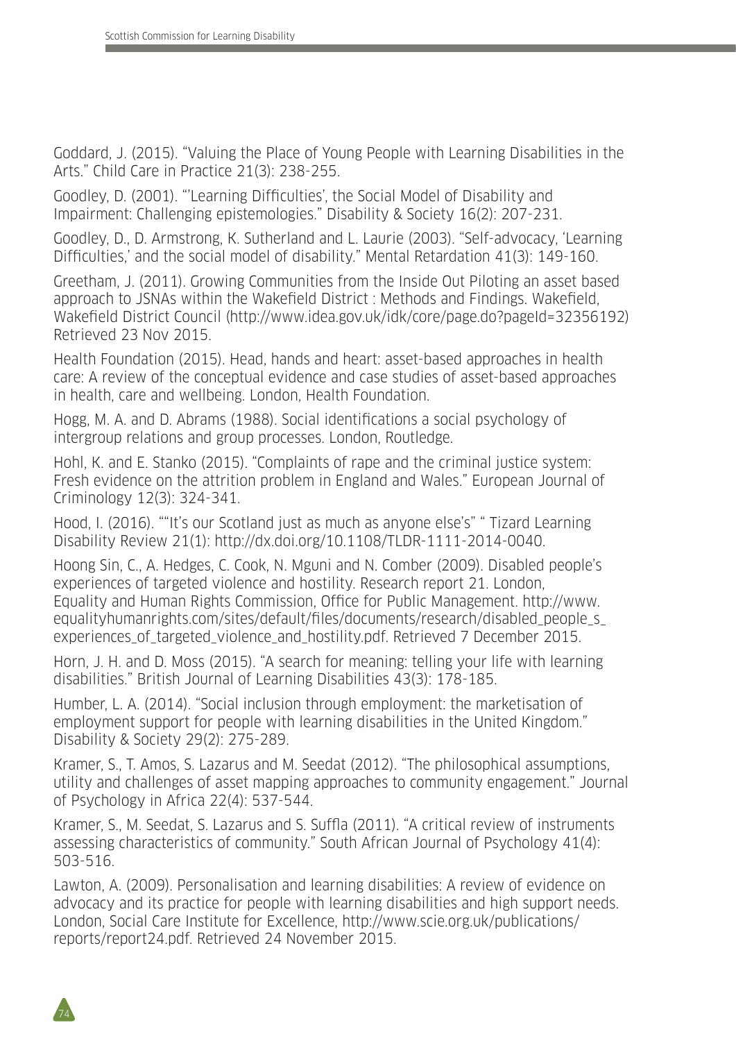Goddard, J. (2015). "Valuing the Place of Young People with Learning Disabilities in the Arts." Child Care in Practice 21(3): 238-255.

Goodley, D. (2001). "'Learning Difficulties', the Social Model of Disability and Impairment: Challenging epistemologies." Disability & Society 16(2): 207-231.

Goodley, D., D. Armstrong, K. Sutherland and L. Laurie (2003). "Self-advocacy, 'Learning Difficulties,' and the social model of disability." Mental Retardation 41(3): 149-160.

Greetham, J. (2011). Growing Communities from the Inside Out Piloting an asset based approach to JSNAs within the Wakefield District : Methods and Findings. Wakefield, Wakefield District Council (http://www.idea.gov.uk/idk/core/page.do?pageId=32356192) Retrieved 23 Nov 2015.

Health Foundation (2015). Head, hands and heart: asset-based approaches in health care: A review of the conceptual evidence and case studies of asset-based approaches in health, care and wellbeing. London, Health Foundation.

Hogg, M. A. and D. Abrams (1988). Social identifications a social psychology of intergroup relations and group processes. London, Routledge.

Hohl, K. and E. Stanko (2015). "Complaints of rape and the criminal justice system: Fresh evidence on the attrition problem in England and Wales." European Journal of Criminology 12(3): 324-341.

Hood, I. (2016). ""It's our Scotland just as much as anyone else's" " Tizard Learning Disability Review 21(1): http://dx.doi.org/10.1108/TLDR-1111-2014-0040.

Hoong Sin, C., A. Hedges, C. Cook, N. Mguni and N. Comber (2009). Disabled people's experiences of targeted violence and hostility. Research report 21. London, Equality and Human Rights Commission, Office for Public Management. http://www.equalityhumanrights.com/sites/default/files/documents/research/disabled_people_s_experiences_of_targeted_violence_and_hostility.pdf. Retrieved 7 December 2015.

Horn, J. H. and D. Moss (2015). "A search for meaning: telling your life with learning disabilities." British Journal of Learning Disabilities 43(3): 178-185.

Humber, L. A. (2014). "Social inclusion through employment: the marketisation of employment support for people with learning disabilities in the United Kingdom." Disability & Society 29(2): 275-289.

Kramer, S., T. Amos, S. Lazarus and M. Seedat (2012). "The philosophical assumptions, utility and challenges of asset mapping approaches to community engagement." Journal of Psychology in Africa 22(4): 537-544.

Kramer, S., M. Seedat, S. Lazarus and S. Suffla (2011). "A critical review of instruments assessing characteristics of community." South African Journal of Psychology 41(4): 503-516.

Lawton, A. (2009). Personalisation and learning disabilities: A review of evidence on advocacy and its practice for people with learning disabilities and high support needs. London, Social Care Institute for Excellence, http://www.scie.org.uk/publications/reports/report24.pdf. Retrieved 24 November 2015.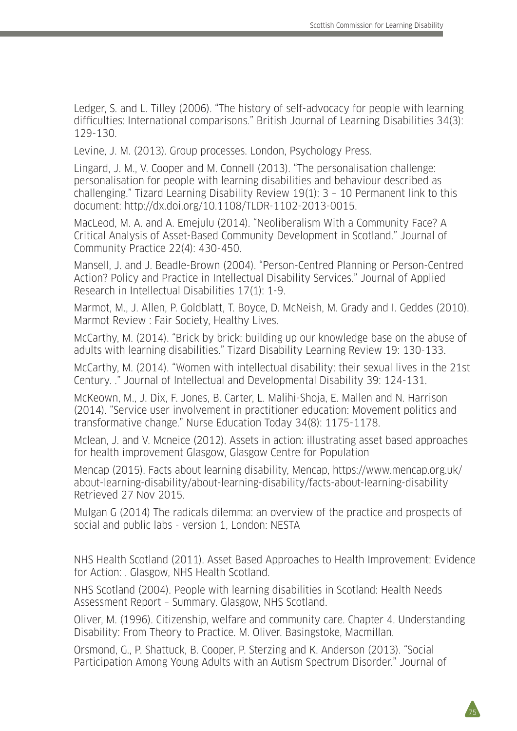Ledger, S. and L. Tilley (2006). "The history of self-advocacy for people with learning difficulties: International comparisons." British Journal of Learning Disabilities 34(3): 129-130.

Levine, J. M. (2013). Group processes. London, Psychology Press.

Lingard, J. M., V. Cooper and M. Connell (2013). "The personalisation challenge: personalisation for people with learning disabilities and behaviour described as challenging." Tizard Learning Disability Review 19(1): 3 – 10 Permanent link to this document: http://dx.doi.org/10.1108/TLDR-1102-2013-0015.

MacLeod, M. A. and A. Emejulu (2014). "Neoliberalism With a Community Face? A Critical Analysis of Asset-Based Community Development in Scotland." Journal of Community Practice 22(4): 430-450.

Mansell, J. and J. Beadle-Brown (2004). "Person-Centred Planning or Person-Centred Action? Policy and Practice in Intellectual Disability Services." Journal of Applied Research in Intellectual Disabilities 17(1): 1-9.

Marmot, M., J. Allen, P. Goldblatt, T. Boyce, D. McNeish, M. Grady and I. Geddes (2010). Marmot Review : Fair Society, Healthy Lives.

McCarthy, M. (2014). "Brick by brick: building up our knowledge base on the abuse of adults with learning disabilities." Tizard Disability Learning Review 19: 130-133.

McCarthy, M. (2014). "Women with intellectual disability: their sexual lives in the 21st Century. ." Journal of Intellectual and Developmental Disability 39: 124-131.

McKeown, M., J. Dix, F. Jones, B. Carter, L. Malihi-Shoja, E. Mallen and N. Harrison (2014). "Service user involvement in practitioner education: Movement politics and transformative change." Nurse Education Today 34(8): 1175-1178.

Mclean, J. and V. Mcneice (2012). Assets in action: illustrating asset based approaches for health improvement Glasgow, Glasgow Centre for Population

Mencap (2015). Facts about learning disability, Mencap, https://www.mencap.org.uk/about-learning-disability/about-learning-disability/facts-about-learning-disability Retrieved 27 Nov 2015.

Mulgan G (2014) The radicals dilemma: an overview of the practice and prospects of social and public labs - version 1, London: NESTA

NHS Health Scotland (2011). Asset Based Approaches to Health Improvement: Evidence for Action: . Glasgow, NHS Health Scotland.

NHS Scotland (2004). People with learning disabilities in Scotland: Health Needs Assessment Report – Summary. Glasgow, NHS Scotland.

Oliver, M. (1996). Citizenship, welfare and community care. Chapter 4. Understanding Disability: From Theory to Practice. M. Oliver. Basingstoke, Macmillan.

Orsmond, G., P. Shattuck, B. Cooper, P. Sterzing and K. Anderson (2013). "Social Participation Among Young Adults with an Autism Spectrum Disorder." Journal of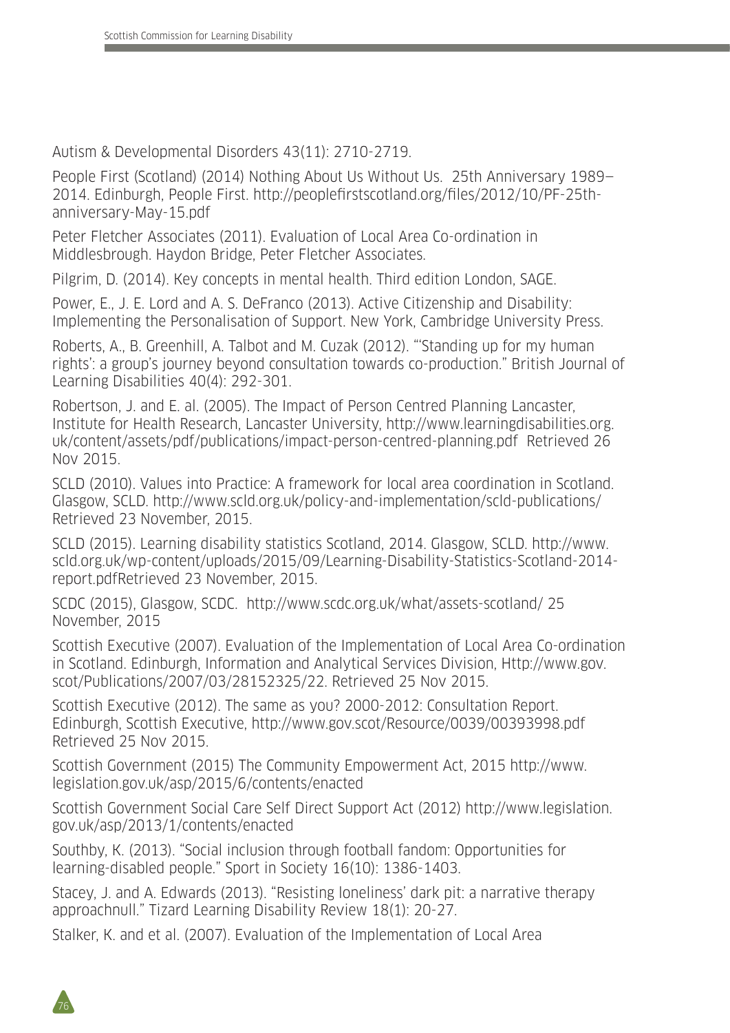Autism & Developmental Disorders 43(11): 2710-2719.

People First (Scotland) (2014) Nothing About Us Without Us. 25th Anniversary 1989–2014. Edinburgh, People First. http://peoplefirstscotland.org/files/2012/10/PF-25th-anniversary-May-15.pdf

Peter Fletcher Associates (2011). Evaluation of Local Area Co-ordination in Middlesbrough. Haydon Bridge, Peter Fletcher Associates.

Pilgrim, D. (2014). Key concepts in mental health. Third edition London, SAGE.

Power, E., J. E. Lord and A. S. DeFranco (2013). Active Citizenship and Disability: Implementing the Personalisation of Support. New York, Cambridge University Press.

Roberts, A., B. Greenhill, A. Talbot and M. Cuzak (2012). "'Standing up for my human rights': a group's journey beyond consultation towards co-production." British Journal of Learning Disabilities 40(4): 292-301.

Robertson, J. and E. al. (2005). The Impact of Person Centred Planning Lancaster, Institute for Health Research, Lancaster University, http://www.learningdisabilities.org.uk/content/assets/pdf/publications/impact-person-centred-planning.pdf Retrieved 26 Nov 2015.

SCLD (2010). Values into Practice: A framework for local area coordination in Scotland. Glasgow, SCLD. http://www.scld.org.uk/policy-and-implementation/scld-publications/ Retrieved 23 November, 2015.

SCLD (2015). Learning disability statistics Scotland, 2014. Glasgow, SCLD. http://www.scld.org.uk/wp-content/uploads/2015/09/Learning-Disability-Statistics-Scotland-2014-report.pdfRetrieved 23 November, 2015.

SCDC (2015), Glasgow, SCDC. http://www.scdc.org.uk/what/assets-scotland/ 25 November, 2015

Scottish Executive (2007). Evaluation of the Implementation of Local Area Co-ordination in Scotland. Edinburgh, Information and Analytical Services Division, Http://www.gov.scot/Publications/2007/03/28152325/22. Retrieved 25 Nov 2015.

Scottish Executive (2012). The same as you? 2000-2012: Consultation Report. Edinburgh, Scottish Executive, http://www.gov.scot/Resource/0039/00393998.pdf Retrieved 25 Nov 2015.

Scottish Government (2015) The Community Empowerment Act, 2015 http://www.legislation.gov.uk/asp/2015/6/contents/enacted

Scottish Government Social Care Self Direct Support Act (2012) http://www.legislation.gov.uk/asp/2013/1/contents/enacted

Southby, K. (2013). "Social inclusion through football fandom: Opportunities for learning-disabled people." Sport in Society 16(10): 1386-1403.

Stacey, J. and A. Edwards (2013). "Resisting loneliness' dark pit: a narrative therapy approachnull." Tizard Learning Disability Review 18(1): 20-27.

Stalker, K. and et al. (2007). Evaluation of the Implementation of Local Area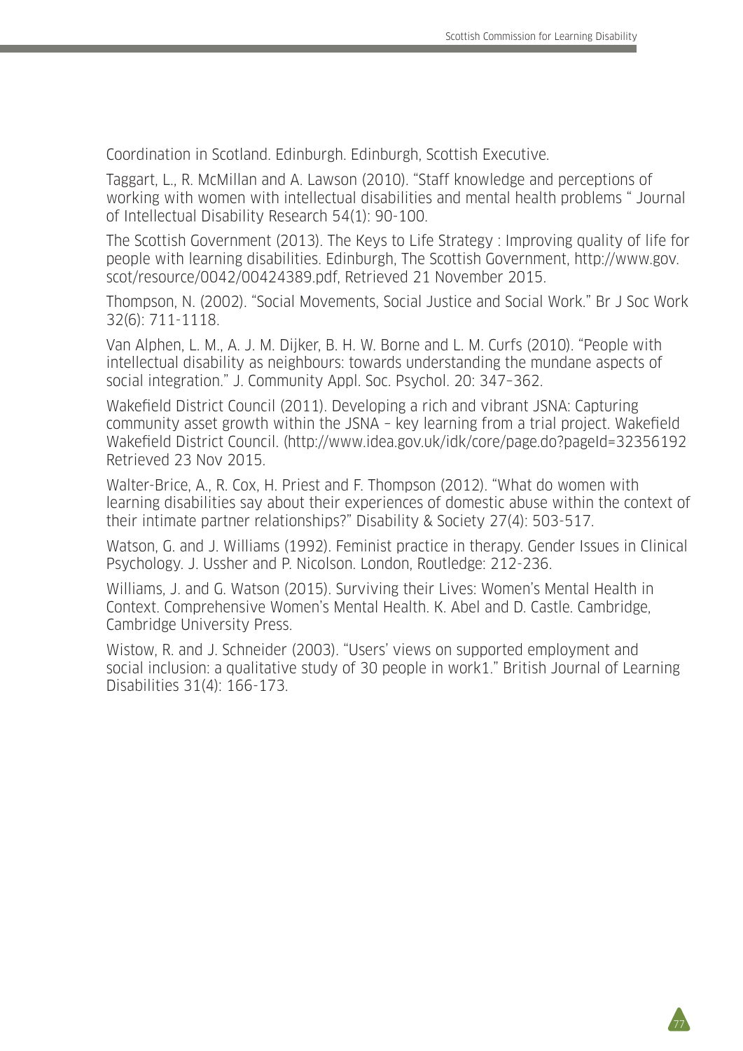Coordination in Scotland. Edinburgh. Edinburgh, Scottish Executive.

Taggart, L., R. McMillan and A. Lawson (2010). "Staff knowledge and perceptions of working with women with intellectual disabilities and mental health problems " Journal of Intellectual Disability Research 54(1): 90-100.

The Scottish Government (2013). The Keys to Life Strategy : Improving quality of life for people with learning disabilities. Edinburgh, The Scottish Government, http://www.gov.scot/resource/0042/00424389.pdf, Retrieved 21 November 2015.

Thompson, N. (2002). "Social Movements, Social Justice and Social Work." Br J Soc Work 32(6): 711-1118.

Van Alphen, L. M., A. J. M. Dijker, B. H. W. Borne and L. M. Curfs (2010). "People with intellectual disability as neighbours: towards understanding the mundane aspects of social integration." J. Community Appl. Soc. Psychol. 20: 347–362.

Wakefield District Council (2011). Developing a rich and vibrant JSNA: Capturing community asset growth within the JSNA – key learning from a trial project. Wakefield Wakefield District Council. (http://www.idea.gov.uk/idk/core/page.do?pageId=32356192 Retrieved 23 Nov 2015.

Walter-Brice, A., R. Cox, H. Priest and F. Thompson (2012). "What do women with learning disabilities say about their experiences of domestic abuse within the context of their intimate partner relationships?" Disability & Society 27(4): 503-517.

Watson, G. and J. Williams (1992). Feminist practice in therapy. Gender Issues in Clinical Psychology. J. Ussher and P. Nicolson. London, Routledge: 212-236.

Williams, J. and G. Watson (2015). Surviving their Lives: Women's Mental Health in Context. Comprehensive Women's Mental Health. K. Abel and D. Castle. Cambridge, Cambridge University Press.

Wistow, R. and J. Schneider (2003). "Users' views on supported employment and social inclusion: a qualitative study of 30 people in work1." British Journal of Learning Disabilities 31(4): 166-173.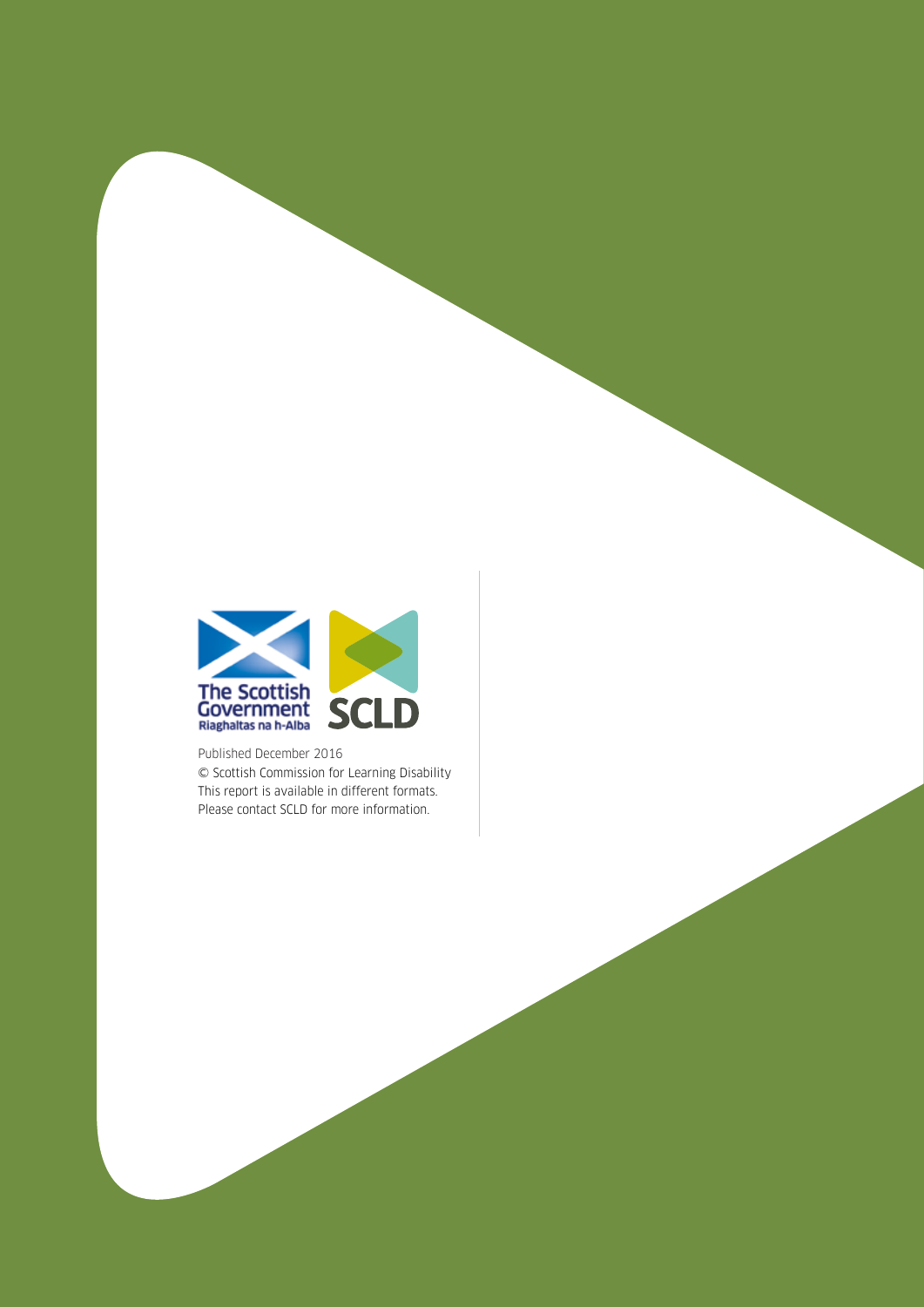The Scottish Government
Riaghaltas na h-Alba

SCLD

Published December 2016
© Scottish Commission for Learning Disability
This report is available in different formats.
Please contact SCLD for more information.